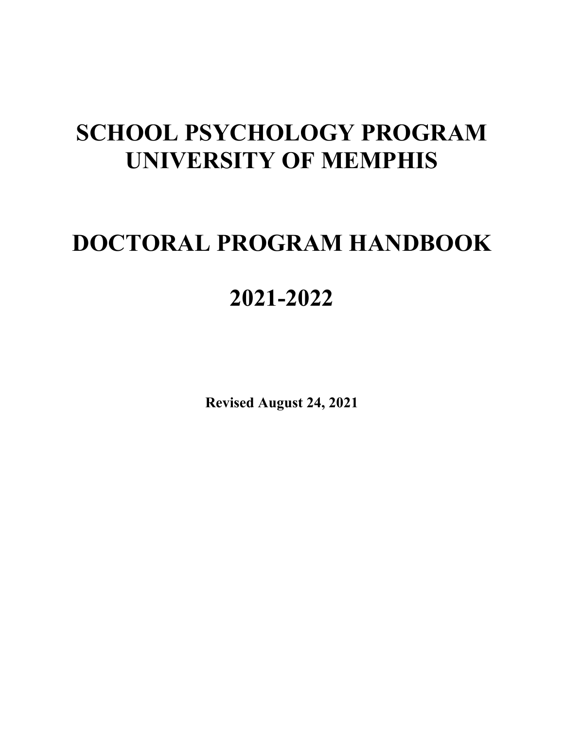# SCHOOL PSYCHOLOGY PROGRAM
# UNIVERSITY OF MEMPHIS

# DOCTORAL PROGRAM HANDBOOK

# 2021-2022

**Revised August 24, 2021**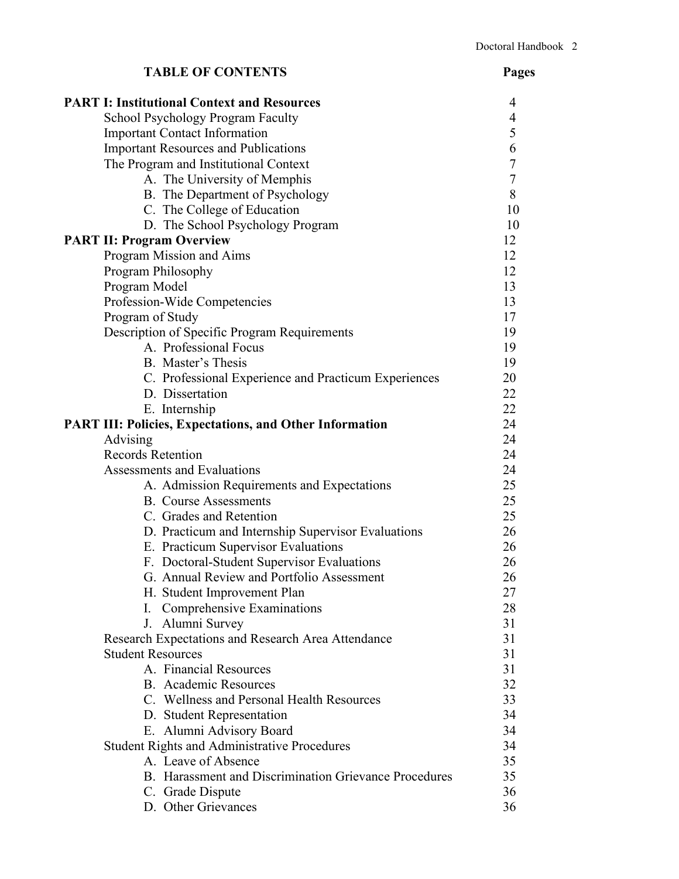## TABLE OF CONTENTS

| | Pages |
|---|---|
| **PART I: Institutional Context and Resources** | 4 |
| School Psychology Program Faculty | 4 |
| Important Contact Information | 5 |
| Important Resources and Publications | 6 |
| The Program and Institutional Context | 7 |
| A. The University of Memphis | 7 |
| B. The Department of Psychology | 8 |
| C. The College of Education | 10 |
| D. The School Psychology Program | 10 |
| **PART II: Program Overview** | 12 |
| Program Mission and Aims | 12 |
| Program Philosophy | 12 |
| Program Model | 13 |
| Profession-Wide Competencies | 13 |
| Program of Study | 17 |
| Description of Specific Program Requirements | 19 |
| A. Professional Focus | 19 |
| B. Master's Thesis | 19 |
| C. Professional Experience and Practicum Experiences | 20 |
| D. Dissertation | 22 |
| E. Internship | 22 |
| **PART III: Policies, Expectations, and Other Information** | 24 |
| Advising | 24 |
| Records Retention | 24 |
| Assessments and Evaluations | 24 |
| A. Admission Requirements and Expectations | 25 |
| B. Course Assessments | 25 |
| C. Grades and Retention | 25 |
| D. Practicum and Internship Supervisor Evaluations | 26 |
| E. Practicum Supervisor Evaluations | 26 |
| F. Doctoral-Student Supervisor Evaluations | 26 |
| G. Annual Review and Portfolio Assessment | 26 |
| H. Student Improvement Plan | 27 |
| I. Comprehensive Examinations | 28 |
| J. Alumni Survey | 31 |
| Research Expectations and Research Area Attendance | 31 |
| Student Resources | 31 |
| A. Financial Resources | 31 |
| B. Academic Resources | 32 |
| C. Wellness and Personal Health Resources | 33 |
| D. Student Representation | 34 |
| E. Alumni Advisory Board | 34 |
| Student Rights and Administrative Procedures | 34 |
| A. Leave of Absence | 35 |
| B. Harassment and Discrimination Grievance Procedures | 35 |
| C. Grade Dispute | 36 |
| D. Other Grievances | 36 |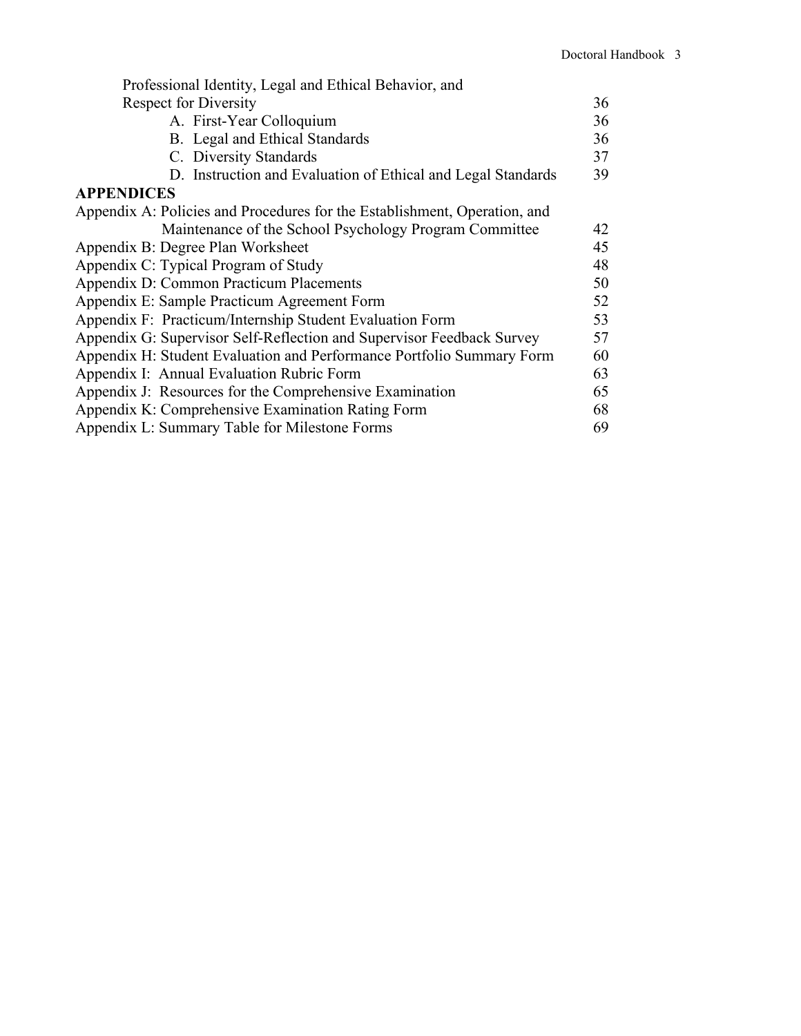| | |
|---|---|
| Professional Identity, Legal and Ethical Behavior, and Respect for Diversity | 36 |
| A. First-Year Colloquium | 36 |
| B. Legal and Ethical Standards | 36 |
| C. Diversity Standards | 37 |
| D. Instruction and Evaluation of Ethical and Legal Standards | 39 |
| **APPENDICES** | |
| Appendix A: Policies and Procedures for the Establishment, Operation, and Maintenance of the School Psychology Program Committee | 42 |
| Appendix B: Degree Plan Worksheet | 45 |
| Appendix C: Typical Program of Study | 48 |
| Appendix D: Common Practicum Placements | 50 |
| Appendix E: Sample Practicum Agreement Form | 52 |
| Appendix F: Practicum/Internship Student Evaluation Form | 53 |
| Appendix G: Supervisor Self-Reflection and Supervisor Feedback Survey | 57 |
| Appendix H: Student Evaluation and Performance Portfolio Summary Form | 60 |
| Appendix I: Annual Evaluation Rubric Form | 63 |
| Appendix J: Resources for the Comprehensive Examination | 65 |
| Appendix K: Comprehensive Examination Rating Form | 68 |
| Appendix L: Summary Table for Milestone Forms | 69 |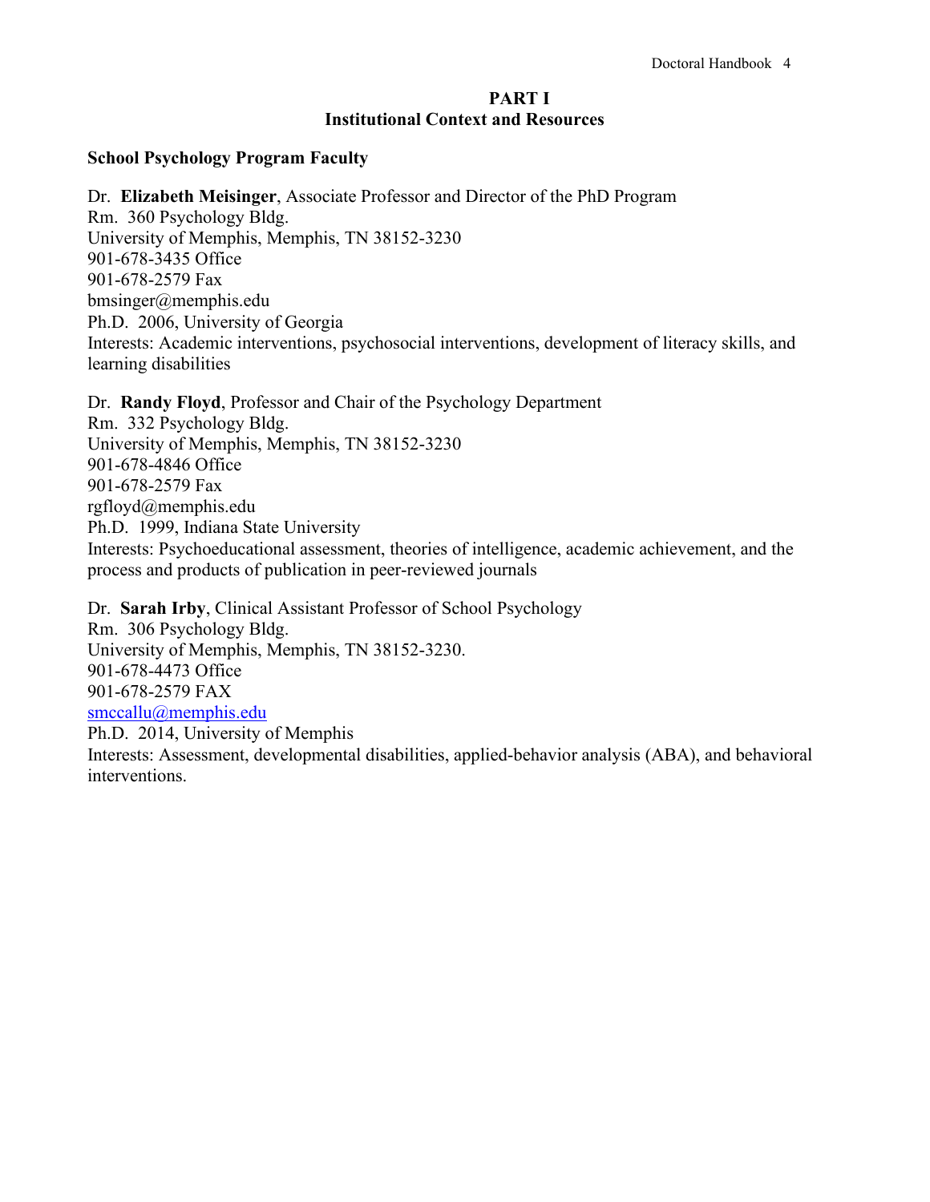# PART I
## Institutional Context and Resources

### School Psychology Program Faculty

Dr. **Elizabeth Meisinger**, Associate Professor and Director of the PhD Program
Rm. 360 Psychology Bldg.
University of Memphis, Memphis, TN 38152-3230
901-678-3435 Office
901-678-2579 Fax
bmsinger@memphis.edu
Ph.D. 2006, University of Georgia
Interests: Academic interventions, psychosocial interventions, development of literacy skills, and learning disabilities

Dr. **Randy Floyd**, Professor and Chair of the Psychology Department
Rm. 332 Psychology Bldg.
University of Memphis, Memphis, TN 38152-3230
901-678-4846 Office
901-678-2579 Fax
rgfloyd@memphis.edu
Ph.D. 1999, Indiana State University
Interests: Psychoeducational assessment, theories of intelligence, academic achievement, and the process and products of publication in peer-reviewed journals

Dr. **Sarah Irby**, Clinical Assistant Professor of School Psychology
Rm. 306 Psychology Bldg.
University of Memphis, Memphis, TN 38152-3230.
901-678-4473 Office
901-678-2579 FAX
smccallu@memphis.edu
Ph.D. 2014, University of Memphis
Interests: Assessment, developmental disabilities, applied-behavior analysis (ABA), and behavioral interventions.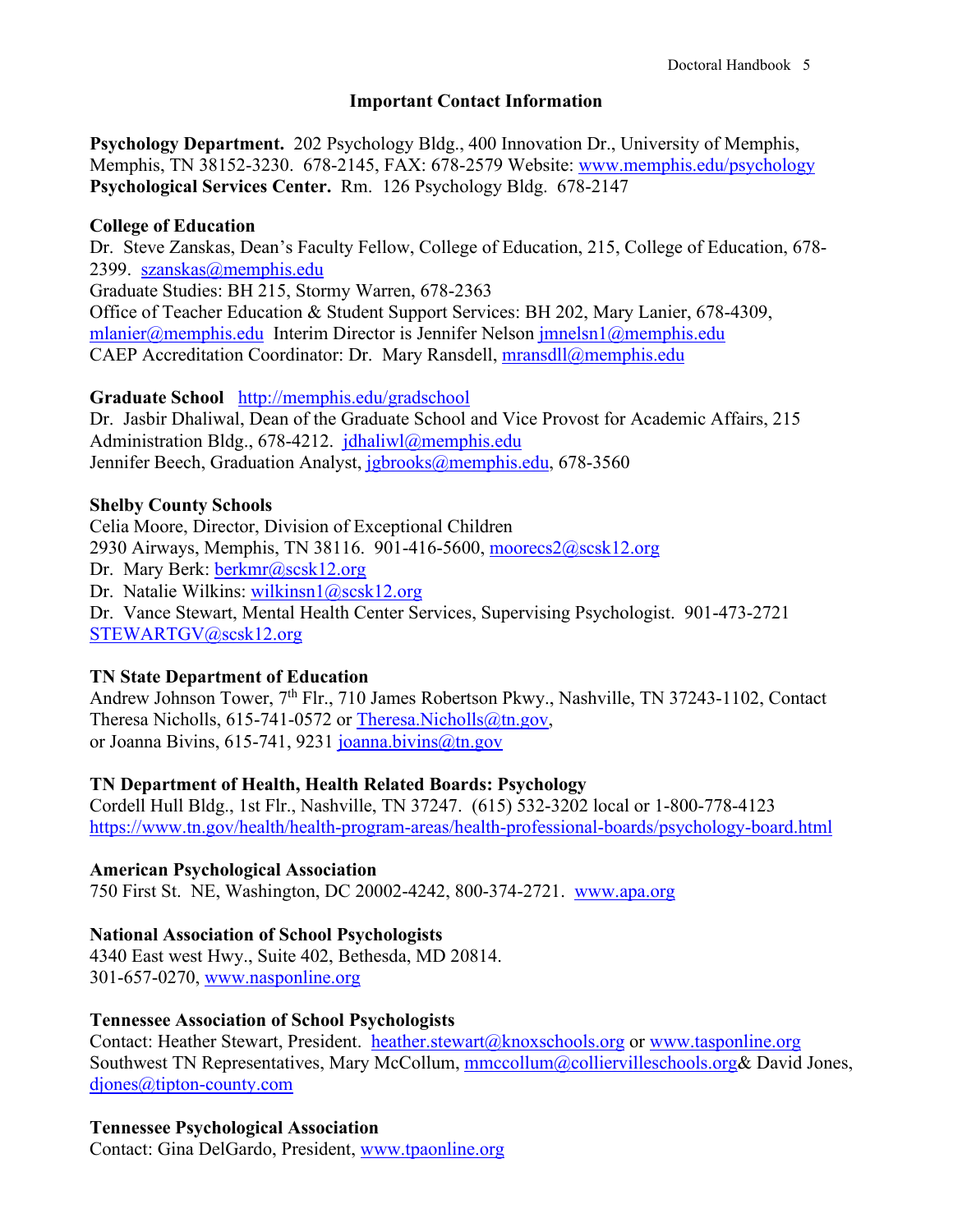## Important Contact Information

**Psychology Department.** 202 Psychology Bldg., 400 Innovation Dr., University of Memphis, Memphis, TN 38152-3230. 678-2145, FAX: 678-2579 Website: www.memphis.edu/psychology
**Psychological Services Center.** Rm. 126 Psychology Bldg. 678-2147

**College of Education**
Dr. Steve Zanskas, Dean's Faculty Fellow, College of Education, 215, College of Education, 678-2399. szanskas@memphis.edu
Graduate Studies: BH 215, Stormy Warren, 678-2363
Office of Teacher Education & Student Support Services: BH 202, Mary Lanier, 678-4309, mlanier@memphis.edu Interim Director is Jennifer Nelson jmnelsn1@memphis.edu
CAEP Accreditation Coordinator: Dr. Mary Ransdell, mransdll@memphis.edu

**Graduate School** http://memphis.edu/gradschool
Dr. Jasbir Dhaliwal, Dean of the Graduate School and Vice Provost for Academic Affairs, 215 Administration Bldg., 678-4212. jdhaliwl@memphis.edu
Jennifer Beech, Graduation Analyst, jgbrooks@memphis.edu, 678-3560

**Shelby County Schools**
Celia Moore, Director, Division of Exceptional Children
2930 Airways, Memphis, TN 38116. 901-416-5600, moorecs2@scsk12.org
Dr. Mary Berk: berkmr@scsk12.org
Dr. Natalie Wilkins: wilkinsn1@scsk12.org
Dr. Vance Stewart, Mental Health Center Services, Supervising Psychologist. 901-473-2721
STEWARTGV@scsk12.org

**TN State Department of Education**
Andrew Johnson Tower, 7th Flr., 710 James Robertson Pkwy., Nashville, TN 37243-1102, Contact Theresa Nicholls, 615-741-0572 or Theresa.Nicholls@tn.gov,
or Joanna Bivins, 615-741, 9231 joanna.bivins@tn.gov

**TN Department of Health, Health Related Boards: Psychology**
Cordell Hull Bldg., 1st Flr., Nashville, TN 37247. (615) 532-3202 local or 1-800-778-4123
https://www.tn.gov/health/health-program-areas/health-professional-boards/psychology-board.html

**American Psychological Association**
750 First St. NE, Washington, DC 20002-4242, 800-374-2721. www.apa.org

**National Association of School Psychologists**
4340 East west Hwy., Suite 402, Bethesda, MD 20814.
301-657-0270, www.nasponline.org

**Tennessee Association of School Psychologists**
Contact: Heather Stewart, President. heather.stewart@knoxschools.org or www.tasponline.org
Southwest TN Representatives, Mary McCollum, mmccollum@colliervilleschools.org& David Jones, djones@tipton-county.com

**Tennessee Psychological Association**
Contact: Gina DelGardo, President, www.tpaonline.org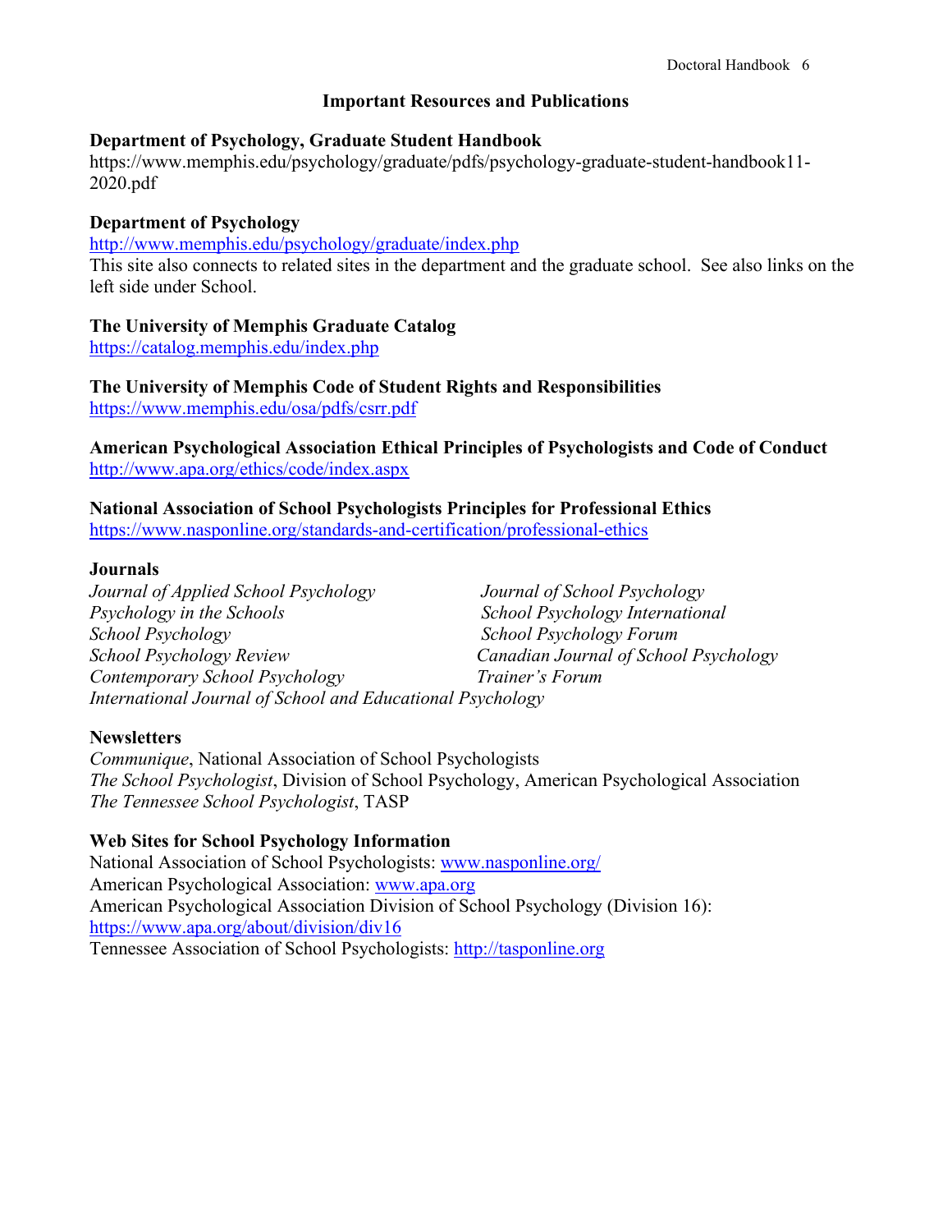## Important Resources and Publications

**Department of Psychology, Graduate Student Handbook**
https://www.memphis.edu/psychology/graduate/pdfs/psychology-graduate-student-handbook11-2020.pdf

**Department of Psychology**
http://www.memphis.edu/psychology/graduate/index.php
This site also connects to related sites in the department and the graduate school. See also links on the left side under School.

**The University of Memphis Graduate Catalog**
https://catalog.memphis.edu/index.php

**The University of Memphis Code of Student Rights and Responsibilities**
https://www.memphis.edu/osa/pdfs/csrr.pdf

**American Psychological Association Ethical Principles of Psychologists and Code of Conduct**
http://www.apa.org/ethics/code/index.aspx

**National Association of School Psychologists Principles for Professional Ethics**
https://www.nasponline.org/standards-and-certification/professional-ethics

**Journals**

*Journal of Applied School Psychology*
*Psychology in the Schools*
*School Psychology*
*School Psychology Review*
*Contemporary School Psychology*
*International Journal of School and Educational Psychology*
*Journal of School Psychology*
*School Psychology International*
*School Psychology Forum*
*Canadian Journal of School Psychology*
*Trainer's Forum*

**Newsletters**

*Communique*, National Association of School Psychologists
*The School Psychologist*, Division of School Psychology, American Psychological Association
*The Tennessee School Psychologist*, TASP

**Web Sites for School Psychology Information**

National Association of School Psychologists: www.nasponline.org/
American Psychological Association: www.apa.org
American Psychological Association Division of School Psychology (Division 16): https://www.apa.org/about/division/div16
Tennessee Association of School Psychologists: http://tasponline.org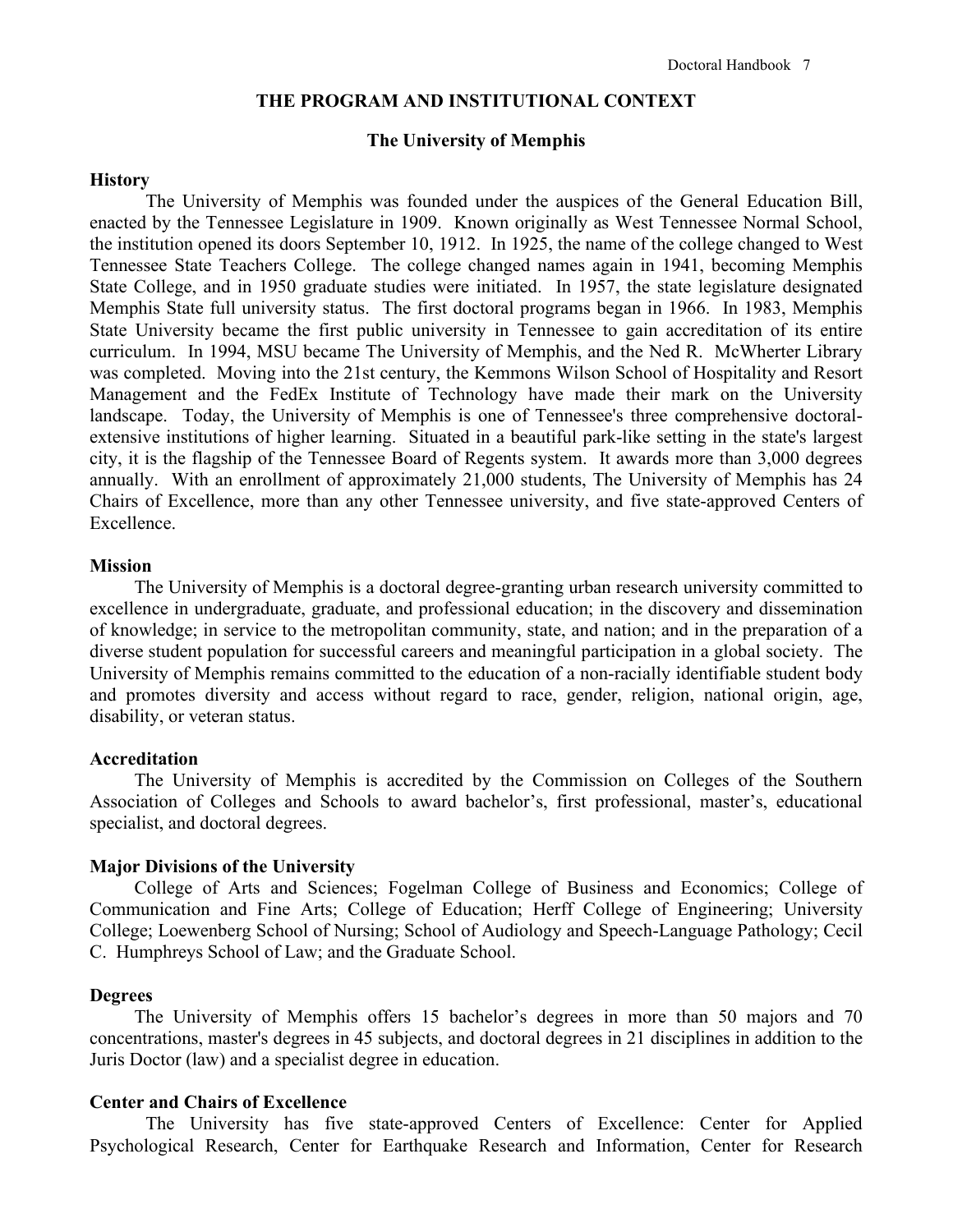## THE PROGRAM AND INSTITUTIONAL CONTEXT

### The University of Memphis

**History**

The University of Memphis was founded under the auspices of the General Education Bill, enacted by the Tennessee Legislature in 1909. Known originally as West Tennessee Normal School, the institution opened its doors September 10, 1912. In 1925, the name of the college changed to West Tennessee State Teachers College. The college changed names again in 1941, becoming Memphis State College, and in 1950 graduate studies were initiated. In 1957, the state legislature designated Memphis State full university status. The first doctoral programs began in 1966. In 1983, Memphis State University became the first public university in Tennessee to gain accreditation of its entire curriculum. In 1994, MSU became The University of Memphis, and the Ned R. McWherter Library was completed. Moving into the 21st century, the Kemmons Wilson School of Hospitality and Resort Management and the FedEx Institute of Technology have made their mark on the University landscape. Today, the University of Memphis is one of Tennessee's three comprehensive doctoral-extensive institutions of higher learning. Situated in a beautiful park-like setting in the state's largest city, it is the flagship of the Tennessee Board of Regents system. It awards more than 3,000 degrees annually. With an enrollment of approximately 21,000 students, The University of Memphis has 24 Chairs of Excellence, more than any other Tennessee university, and five state-approved Centers of Excellence.

**Mission**

The University of Memphis is a doctoral degree-granting urban research university committed to excellence in undergraduate, graduate, and professional education; in the discovery and dissemination of knowledge; in service to the metropolitan community, state, and nation; and in the preparation of a diverse student population for successful careers and meaningful participation in a global society. The University of Memphis remains committed to the education of a non-racially identifiable student body and promotes diversity and access without regard to race, gender, religion, national origin, age, disability, or veteran status.

**Accreditation**

The University of Memphis is accredited by the Commission on Colleges of the Southern Association of Colleges and Schools to award bachelor's, first professional, master's, educational specialist, and doctoral degrees.

**Major Divisions of the University**

College of Arts and Sciences; Fogelman College of Business and Economics; College of Communication and Fine Arts; College of Education; Herff College of Engineering; University College; Loewenberg School of Nursing; School of Audiology and Speech-Language Pathology; Cecil C. Humphreys School of Law; and the Graduate School.

**Degrees**

The University of Memphis offers 15 bachelor's degrees in more than 50 majors and 70 concentrations, master's degrees in 45 subjects, and doctoral degrees in 21 disciplines in addition to the Juris Doctor (law) and a specialist degree in education.

**Center and Chairs of Excellence**

The University has five state-approved Centers of Excellence: Center for Applied Psychological Research, Center for Earthquake Research and Information, Center for Research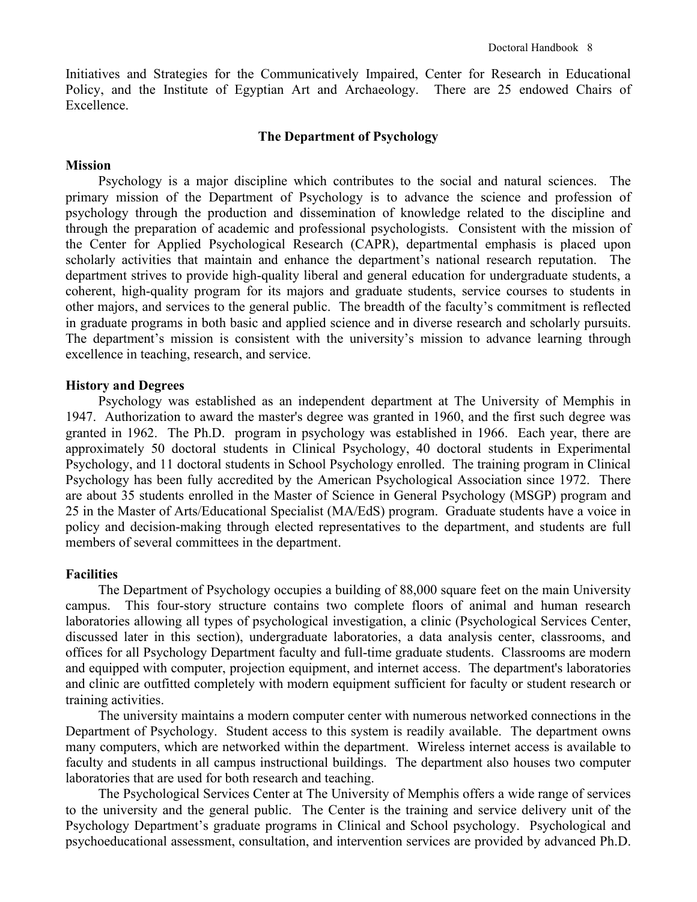Initiatives and Strategies for the Communicatively Impaired, Center for Research in Educational Policy, and the Institute of Egyptian Art and Archaeology. There are 25 endowed Chairs of Excellence.

## The Department of Psychology

### Mission

Psychology is a major discipline which contributes to the social and natural sciences. The primary mission of the Department of Psychology is to advance the science and profession of psychology through the production and dissemination of knowledge related to the discipline and through the preparation of academic and professional psychologists. Consistent with the mission of the Center for Applied Psychological Research (CAPR), departmental emphasis is placed upon scholarly activities that maintain and enhance the department's national research reputation. The department strives to provide high-quality liberal and general education for undergraduate students, a coherent, high-quality program for its majors and graduate students, service courses to students in other majors, and services to the general public. The breadth of the faculty's commitment is reflected in graduate programs in both basic and applied science and in diverse research and scholarly pursuits. The department's mission is consistent with the university's mission to advance learning through excellence in teaching, research, and service.

### History and Degrees

Psychology was established as an independent department at The University of Memphis in 1947. Authorization to award the master's degree was granted in 1960, and the first such degree was granted in 1962. The Ph.D. program in psychology was established in 1966. Each year, there are approximately 50 doctoral students in Clinical Psychology, 40 doctoral students in Experimental Psychology, and 11 doctoral students in School Psychology enrolled. The training program in Clinical Psychology has been fully accredited by the American Psychological Association since 1972. There are about 35 students enrolled in the Master of Science in General Psychology (MSGP) program and 25 in the Master of Arts/Educational Specialist (MA/EdS) program. Graduate students have a voice in policy and decision-making through elected representatives to the department, and students are full members of several committees in the department.

### Facilities

The Department of Psychology occupies a building of 88,000 square feet on the main University campus. This four-story structure contains two complete floors of animal and human research laboratories allowing all types of psychological investigation, a clinic (Psychological Services Center, discussed later in this section), undergraduate laboratories, a data analysis center, classrooms, and offices for all Psychology Department faculty and full-time graduate students. Classrooms are modern and equipped with computer, projection equipment, and internet access. The department's laboratories and clinic are outfitted completely with modern equipment sufficient for faculty or student research or training activities.

The university maintains a modern computer center with numerous networked connections in the Department of Psychology. Student access to this system is readily available. The department owns many computers, which are networked within the department. Wireless internet access is available to faculty and students in all campus instructional buildings. The department also houses two computer laboratories that are used for both research and teaching.

The Psychological Services Center at The University of Memphis offers a wide range of services to the university and the general public. The Center is the training and service delivery unit of the Psychology Department's graduate programs in Clinical and School psychology. Psychological and psychoeducational assessment, consultation, and intervention services are provided by advanced Ph.D.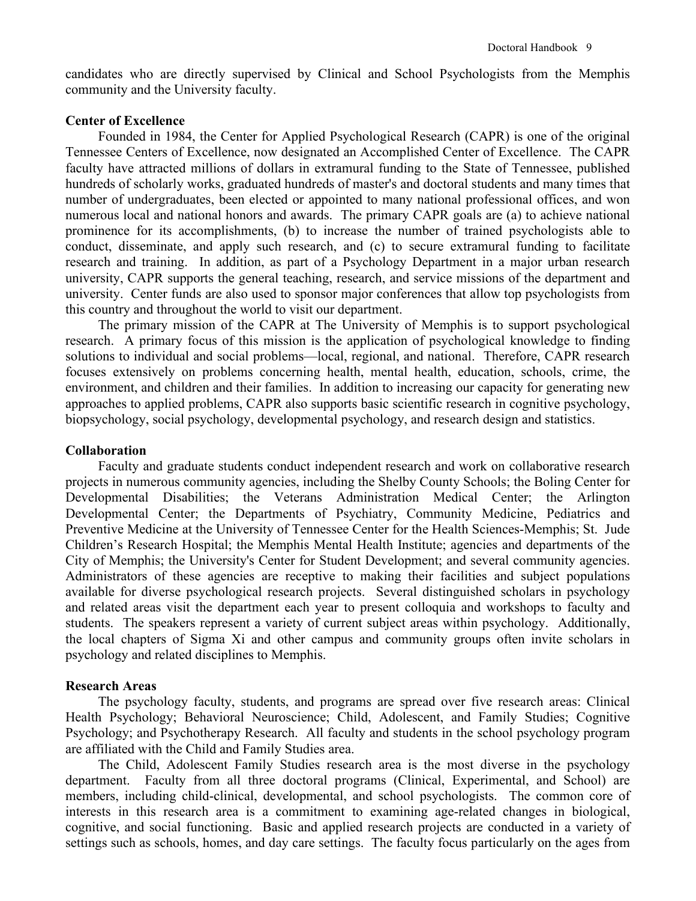candidates who are directly supervised by Clinical and School Psychologists from the Memphis community and the University faculty.

**Center of Excellence**

Founded in 1984, the Center for Applied Psychological Research (CAPR) is one of the original Tennessee Centers of Excellence, now designated an Accomplished Center of Excellence. The CAPR faculty have attracted millions of dollars in extramural funding to the State of Tennessee, published hundreds of scholarly works, graduated hundreds of master's and doctoral students and many times that number of undergraduates, been elected or appointed to many national professional offices, and won numerous local and national honors and awards. The primary CAPR goals are (a) to achieve national prominence for its accomplishments, (b) to increase the number of trained psychologists able to conduct, disseminate, and apply such research, and (c) to secure extramural funding to facilitate research and training. In addition, as part of a Psychology Department in a major urban research university, CAPR supports the general teaching, research, and service missions of the department and university. Center funds are also used to sponsor major conferences that allow top psychologists from this country and throughout the world to visit our department.

The primary mission of the CAPR at The University of Memphis is to support psychological research. A primary focus of this mission is the application of psychological knowledge to finding solutions to individual and social problems—local, regional, and national. Therefore, CAPR research focuses extensively on problems concerning health, mental health, education, schools, crime, the environment, and children and their families. In addition to increasing our capacity for generating new approaches to applied problems, CAPR also supports basic scientific research in cognitive psychology, biopsychology, social psychology, developmental psychology, and research design and statistics.

**Collaboration**

Faculty and graduate students conduct independent research and work on collaborative research projects in numerous community agencies, including the Shelby County Schools; the Boling Center for Developmental Disabilities; the Veterans Administration Medical Center; the Arlington Developmental Center; the Departments of Psychiatry, Community Medicine, Pediatrics and Preventive Medicine at the University of Tennessee Center for the Health Sciences-Memphis; St. Jude Children's Research Hospital; the Memphis Mental Health Institute; agencies and departments of the City of Memphis; the University's Center for Student Development; and several community agencies. Administrators of these agencies are receptive to making their facilities and subject populations available for diverse psychological research projects. Several distinguished scholars in psychology and related areas visit the department each year to present colloquia and workshops to faculty and students. The speakers represent a variety of current subject areas within psychology. Additionally, the local chapters of Sigma Xi and other campus and community groups often invite scholars in psychology and related disciplines to Memphis.

**Research Areas**

The psychology faculty, students, and programs are spread over five research areas: Clinical Health Psychology; Behavioral Neuroscience; Child, Adolescent, and Family Studies; Cognitive Psychology; and Psychotherapy Research. All faculty and students in the school psychology program are affiliated with the Child and Family Studies area.

The Child, Adolescent Family Studies research area is the most diverse in the psychology department. Faculty from all three doctoral programs (Clinical, Experimental, and School) are members, including child-clinical, developmental, and school psychologists. The common core of interests in this research area is a commitment to examining age-related changes in biological, cognitive, and social functioning. Basic and applied research projects are conducted in a variety of settings such as schools, homes, and day care settings. The faculty focus particularly on the ages from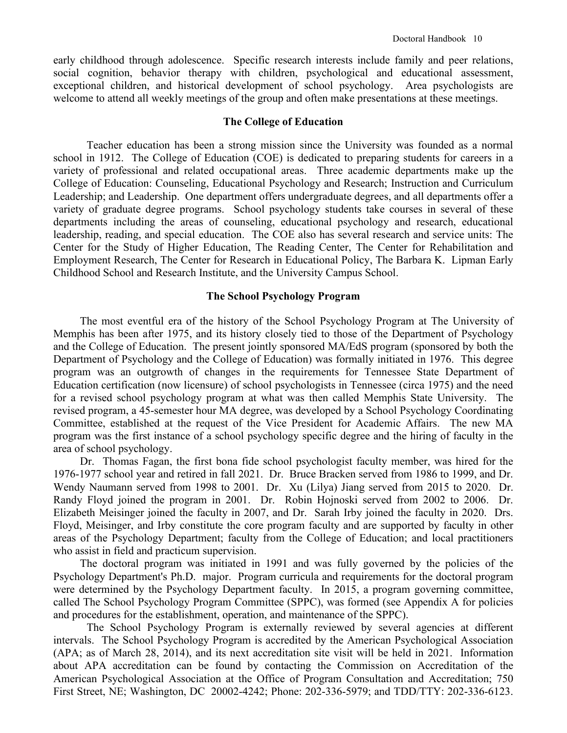early childhood through adolescence. Specific research interests include family and peer relations, social cognition, behavior therapy with children, psychological and educational assessment, exceptional children, and historical development of school psychology. Area psychologists are welcome to attend all weekly meetings of the group and often make presentations at these meetings.

## The College of Education

Teacher education has been a strong mission since the University was founded as a normal school in 1912. The College of Education (COE) is dedicated to preparing students for careers in a variety of professional and related occupational areas. Three academic departments make up the College of Education: Counseling, Educational Psychology and Research; Instruction and Curriculum Leadership; and Leadership. One department offers undergraduate degrees, and all departments offer a variety of graduate degree programs. School psychology students take courses in several of these departments including the areas of counseling, educational psychology and research, educational leadership, reading, and special education. The COE also has several research and service units: The Center for the Study of Higher Education, The Reading Center, The Center for Rehabilitation and Employment Research, The Center for Research in Educational Policy, The Barbara K. Lipman Early Childhood School and Research Institute, and the University Campus School.

## The School Psychology Program

The most eventful era of the history of the School Psychology Program at The University of Memphis has been after 1975, and its history closely tied to those of the Department of Psychology and the College of Education. The present jointly sponsored MA/EdS program (sponsored by both the Department of Psychology and the College of Education) was formally initiated in 1976. This degree program was an outgrowth of changes in the requirements for Tennessee State Department of Education certification (now licensure) of school psychologists in Tennessee (circa 1975) and the need for a revised school psychology program at what was then called Memphis State University. The revised program, a 45-semester hour MA degree, was developed by a School Psychology Coordinating Committee, established at the request of the Vice President for Academic Affairs. The new MA program was the first instance of a school psychology specific degree and the hiring of faculty in the area of school psychology.

Dr. Thomas Fagan, the first bona fide school psychologist faculty member, was hired for the 1976-1977 school year and retired in fall 2021. Dr. Bruce Bracken served from 1986 to 1999, and Dr. Wendy Naumann served from 1998 to 2001. Dr. Xu (Lilya) Jiang served from 2015 to 2020. Dr. Randy Floyd joined the program in 2001. Dr. Robin Hojnoski served from 2002 to 2006. Dr. Elizabeth Meisinger joined the faculty in 2007, and Dr. Sarah Irby joined the faculty in 2020. Drs. Floyd, Meisinger, and Irby constitute the core program faculty and are supported by faculty in other areas of the Psychology Department; faculty from the College of Education; and local practitioners who assist in field and practicum supervision.

The doctoral program was initiated in 1991 and was fully governed by the policies of the Psychology Department's Ph.D. major. Program curricula and requirements for the doctoral program were determined by the Psychology Department faculty. In 2015, a program governing committee, called The School Psychology Program Committee (SPPC), was formed (see Appendix A for policies and procedures for the establishment, operation, and maintenance of the SPPC).

The School Psychology Program is externally reviewed by several agencies at different intervals. The School Psychology Program is accredited by the American Psychological Association (APA; as of March 28, 2014), and its next accreditation site visit will be held in 2021. Information about APA accreditation can be found by contacting the Commission on Accreditation of the American Psychological Association at the Office of Program Consultation and Accreditation; 750 First Street, NE; Washington, DC 20002-4242; Phone: 202-336-5979; and TDD/TTY: 202-336-6123.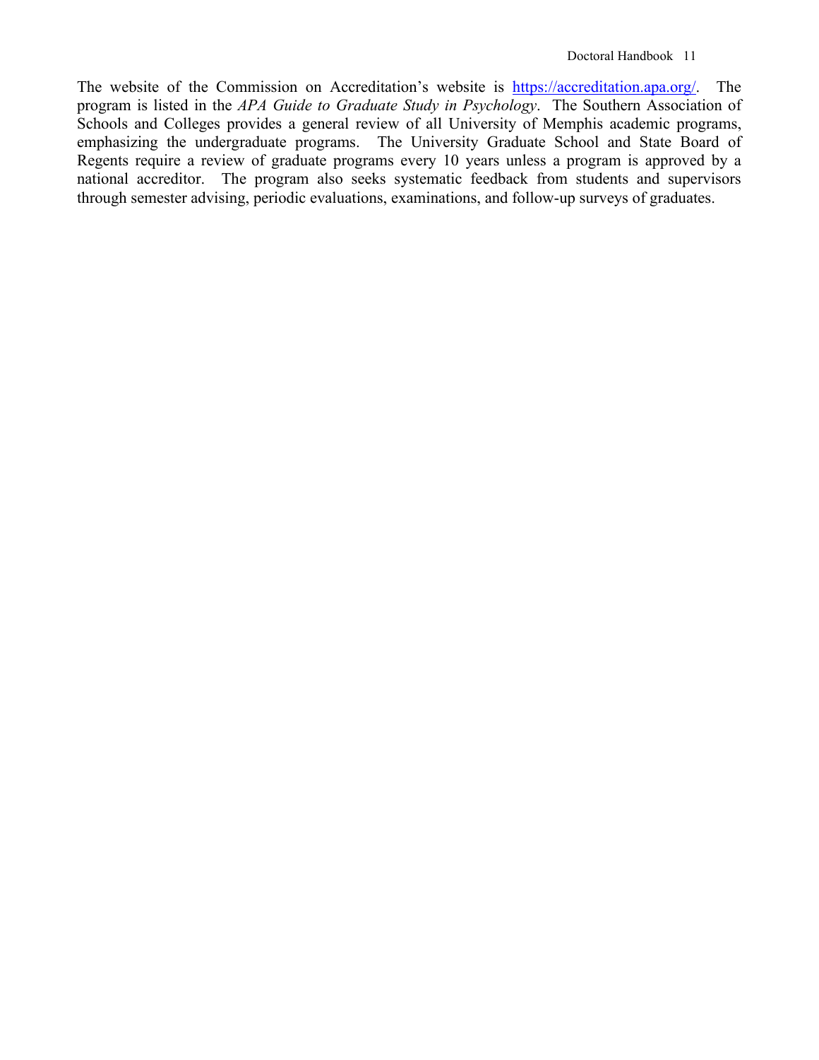The website of the Commission on Accreditation's website is [https://accreditation.apa.org/](https://accreditation.apa.org/). The program is listed in the *APA Guide to Graduate Study in Psychology*. The Southern Association of Schools and Colleges provides a general review of all University of Memphis academic programs, emphasizing the undergraduate programs. The University Graduate School and State Board of Regents require a review of graduate programs every 10 years unless a program is approved by a national accreditor. The program also seeks systematic feedback from students and supervisors through semester advising, periodic evaluations, examinations, and follow-up surveys of graduates.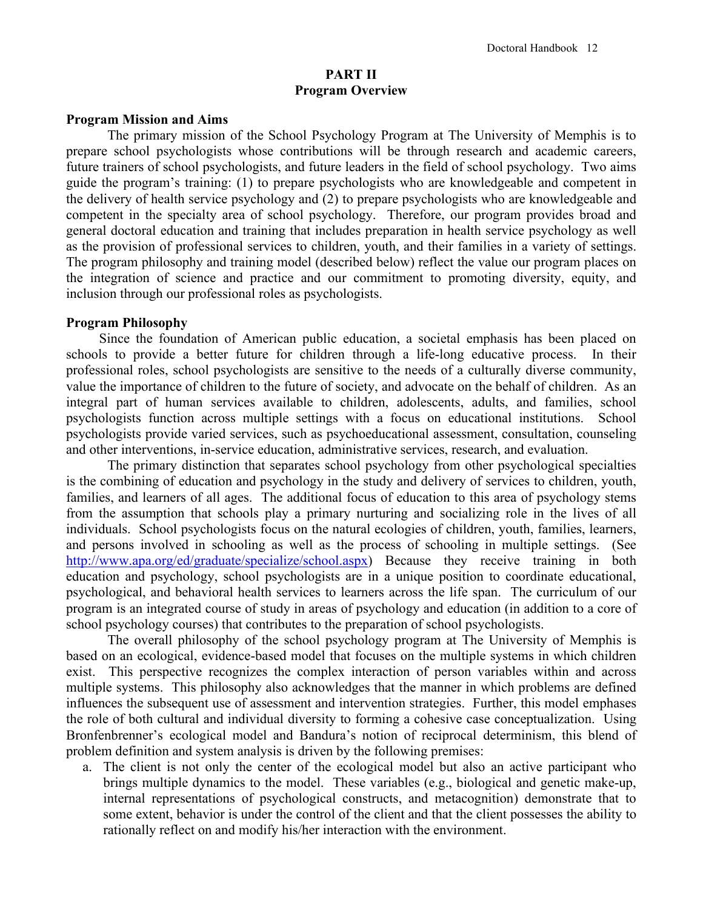# PART II
# Program Overview

**Program Mission and Aims**

The primary mission of the School Psychology Program at The University of Memphis is to prepare school psychologists whose contributions will be through research and academic careers, future trainers of school psychologists, and future leaders in the field of school psychology. Two aims guide the program's training: (1) to prepare psychologists who are knowledgeable and competent in the delivery of health service psychology and (2) to prepare psychologists who are knowledgeable and competent in the specialty area of school psychology. Therefore, our program provides broad and general doctoral education and training that includes preparation in health service psychology as well as the provision of professional services to children, youth, and their families in a variety of settings. The program philosophy and training model (described below) reflect the value our program places on the integration of science and practice and our commitment to promoting diversity, equity, and inclusion through our professional roles as psychologists.

**Program Philosophy**

Since the foundation of American public education, a societal emphasis has been placed on schools to provide a better future for children through a life-long educative process. In their professional roles, school psychologists are sensitive to the needs of a culturally diverse community, value the importance of children to the future of society, and advocate on the behalf of children. As an integral part of human services available to children, adolescents, adults, and families, school psychologists function across multiple settings with a focus on educational institutions. School psychologists provide varied services, such as psychoeducational assessment, consultation, counseling and other interventions, in-service education, administrative services, research, and evaluation.

The primary distinction that separates school psychology from other psychological specialties is the combining of education and psychology in the study and delivery of services to children, youth, families, and learners of all ages. The additional focus of education to this area of psychology stems from the assumption that schools play a primary nurturing and socializing role in the lives of all individuals. School psychologists focus on the natural ecologies of children, youth, families, learners, and persons involved in schooling as well as the process of schooling in multiple settings. (See [http://www.apa.org/ed/graduate/specialize/school.aspx](http://www.apa.org/ed/graduate/specialize/school.aspx)) Because they receive training in both education and psychology, school psychologists are in a unique position to coordinate educational, psychological, and behavioral health services to learners across the life span. The curriculum of our program is an integrated course of study in areas of psychology and education (in addition to a core of school psychology courses) that contributes to the preparation of school psychologists.

The overall philosophy of the school psychology program at The University of Memphis is based on an ecological, evidence-based model that focuses on the multiple systems in which children exist. This perspective recognizes the complex interaction of person variables within and across multiple systems. This philosophy also acknowledges that the manner in which problems are defined influences the subsequent use of assessment and intervention strategies. Further, this model emphases the role of both cultural and individual diversity to forming a cohesive case conceptualization. Using Bronfenbrenner's ecological model and Bandura's notion of reciprocal determinism, this blend of problem definition and system analysis is driven by the following premises:

a. The client is not only the center of the ecological model but also an active participant who brings multiple dynamics to the model. These variables (e.g., biological and genetic make-up, internal representations of psychological constructs, and metacognition) demonstrate that to some extent, behavior is under the control of the client and that the client possesses the ability to rationally reflect on and modify his/her interaction with the environment.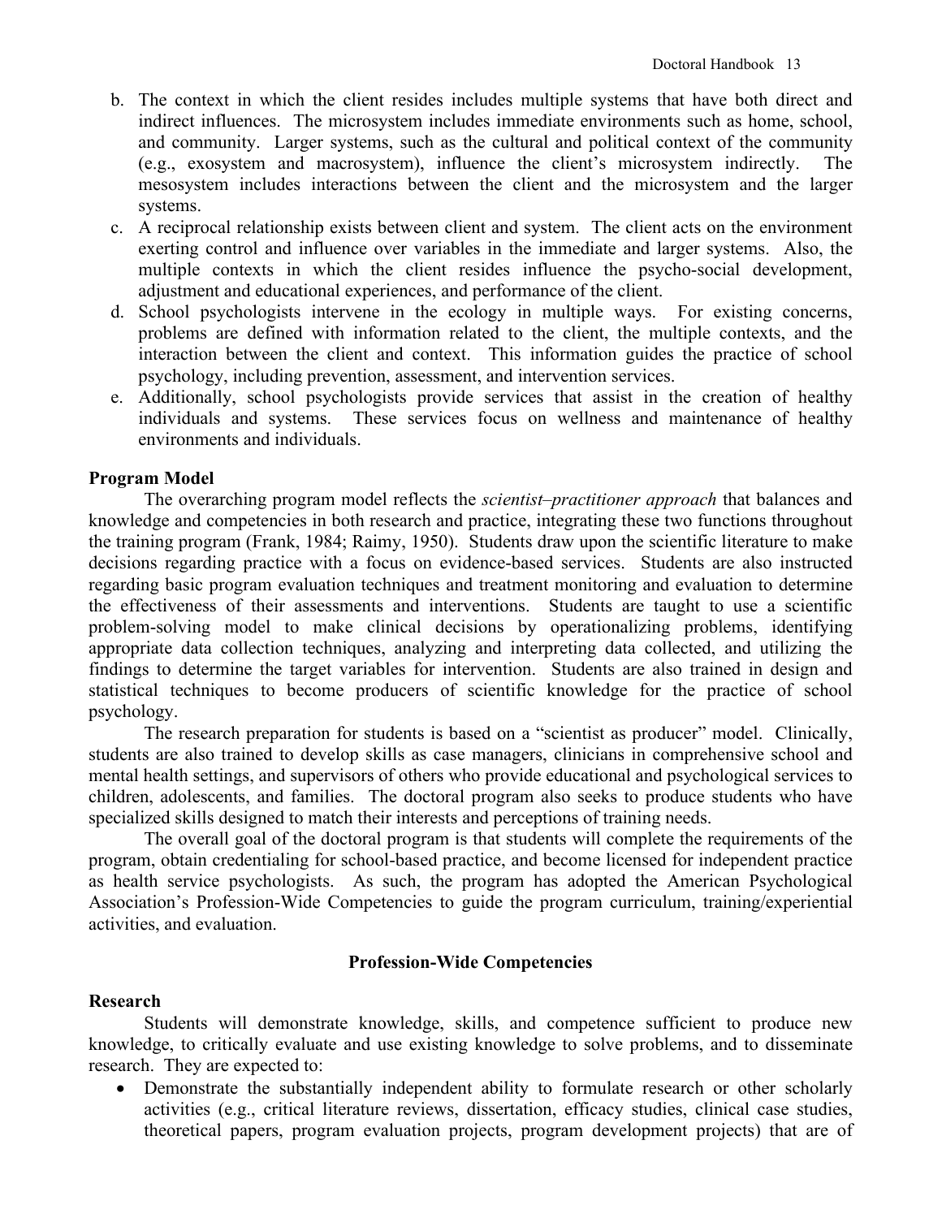b. The context in which the client resides includes multiple systems that have both direct and indirect influences. The microsystem includes immediate environments such as home, school, and community. Larger systems, such as the cultural and political context of the community (e.g., exosystem and macrosystem), influence the client's microsystem indirectly. The mesosystem includes interactions between the client and the microsystem and the larger systems.

c. A reciprocal relationship exists between client and system. The client acts on the environment exerting control and influence over variables in the immediate and larger systems. Also, the multiple contexts in which the client resides influence the psycho-social development, adjustment and educational experiences, and performance of the client.

d. School psychologists intervene in the ecology in multiple ways. For existing concerns, problems are defined with information related to the client, the multiple contexts, and the interaction between the client and context. This information guides the practice of school psychology, including prevention, assessment, and intervention services.

e. Additionally, school psychologists provide services that assist in the creation of healthy individuals and systems. These services focus on wellness and maintenance of healthy environments and individuals.

**Program Model**

The overarching program model reflects the *scientist–practitioner approach* that balances and knowledge and competencies in both research and practice, integrating these two functions throughout the training program (Frank, 1984; Raimy, 1950). Students draw upon the scientific literature to make decisions regarding practice with a focus on evidence-based services. Students are also instructed regarding basic program evaluation techniques and treatment monitoring and evaluation to determine the effectiveness of their assessments and interventions. Students are taught to use a scientific problem-solving model to make clinical decisions by operationalizing problems, identifying appropriate data collection techniques, analyzing and interpreting data collected, and utilizing the findings to determine the target variables for intervention. Students are also trained in design and statistical techniques to become producers of scientific knowledge for the practice of school psychology.

The research preparation for students is based on a "scientist as producer" model. Clinically, students are also trained to develop skills as case managers, clinicians in comprehensive school and mental health settings, and supervisors of others who provide educational and psychological services to children, adolescents, and families. The doctoral program also seeks to produce students who have specialized skills designed to match their interests and perceptions of training needs.

The overall goal of the doctoral program is that students will complete the requirements of the program, obtain credentialing for school-based practice, and become licensed for independent practice as health service psychologists. As such, the program has adopted the American Psychological Association's Profession-Wide Competencies to guide the program curriculum, training/experiential activities, and evaluation.

## Profession-Wide Competencies

**Research**

Students will demonstrate knowledge, skills, and competence sufficient to produce new knowledge, to critically evaluate and use existing knowledge to solve problems, and to disseminate research. They are expected to:

- Demonstrate the substantially independent ability to formulate research or other scholarly activities (e.g., critical literature reviews, dissertation, efficacy studies, clinical case studies, theoretical papers, program evaluation projects, program development projects) that are of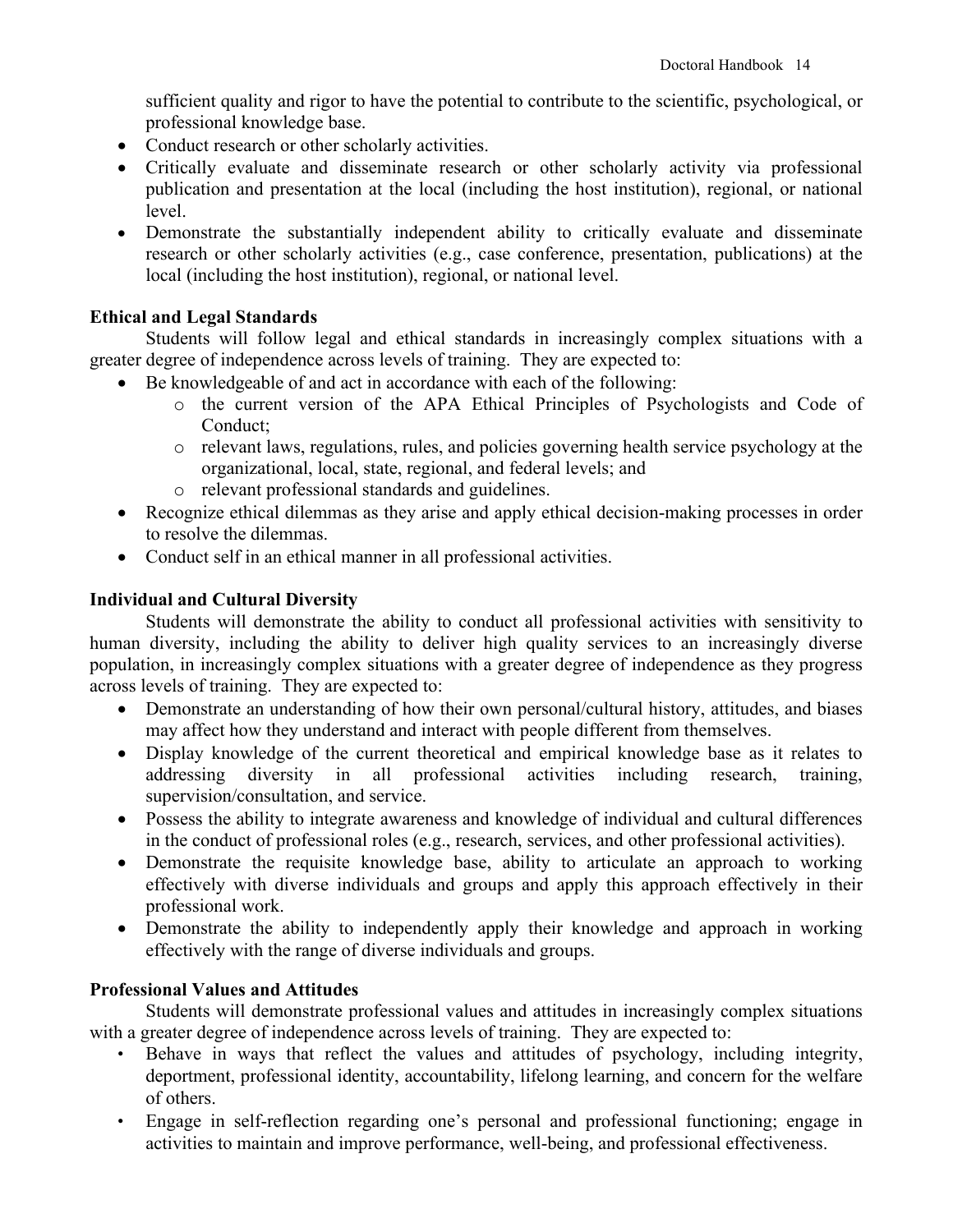sufficient quality and rigor to have the potential to contribute to the scientific, psychological, or professional knowledge base.

- Conduct research or other scholarly activities.
- Critically evaluate and disseminate research or other scholarly activity via professional publication and presentation at the local (including the host institution), regional, or national level.
- Demonstrate the substantially independent ability to critically evaluate and disseminate research or other scholarly activities (e.g., case conference, presentation, publications) at the local (including the host institution), regional, or national level.

**Ethical and Legal Standards**

Students will follow legal and ethical standards in increasingly complex situations with a greater degree of independence across levels of training. They are expected to:

- Be knowledgeable of and act in accordance with each of the following:
  - the current version of the APA Ethical Principles of Psychologists and Code of Conduct;
  - relevant laws, regulations, rules, and policies governing health service psychology at the organizational, local, state, regional, and federal levels; and
  - relevant professional standards and guidelines.
- Recognize ethical dilemmas as they arise and apply ethical decision-making processes in order to resolve the dilemmas.
- Conduct self in an ethical manner in all professional activities.

**Individual and Cultural Diversity**

Students will demonstrate the ability to conduct all professional activities with sensitivity to human diversity, including the ability to deliver high quality services to an increasingly diverse population, in increasingly complex situations with a greater degree of independence as they progress across levels of training. They are expected to:

- Demonstrate an understanding of how their own personal/cultural history, attitudes, and biases may affect how they understand and interact with people different from themselves.
- Display knowledge of the current theoretical and empirical knowledge base as it relates to addressing diversity in all professional activities including research, training, supervision/consultation, and service.
- Possess the ability to integrate awareness and knowledge of individual and cultural differences in the conduct of professional roles (e.g., research, services, and other professional activities).
- Demonstrate the requisite knowledge base, ability to articulate an approach to working effectively with diverse individuals and groups and apply this approach effectively in their professional work.
- Demonstrate the ability to independently apply their knowledge and approach in working effectively with the range of diverse individuals and groups.

**Professional Values and Attitudes**

Students will demonstrate professional values and attitudes in increasingly complex situations with a greater degree of independence across levels of training. They are expected to:

- Behave in ways that reflect the values and attitudes of psychology, including integrity, deportment, professional identity, accountability, lifelong learning, and concern for the welfare of others.
- Engage in self-reflection regarding one's personal and professional functioning; engage in activities to maintain and improve performance, well-being, and professional effectiveness.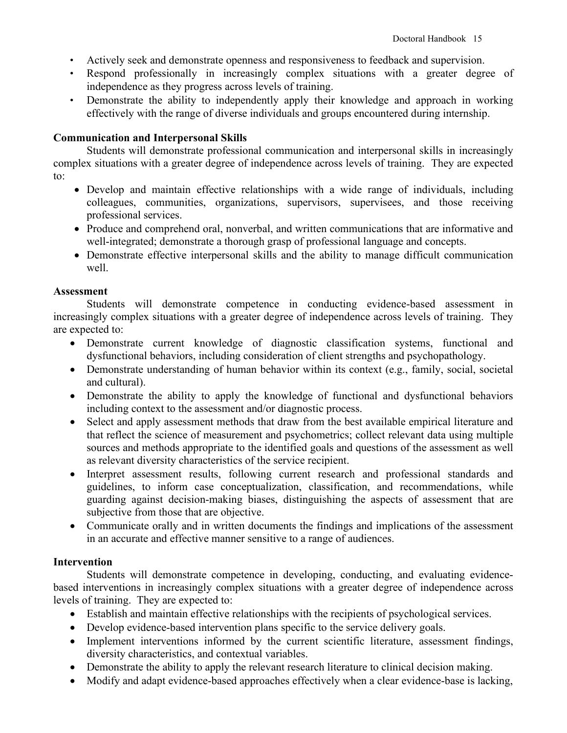- Actively seek and demonstrate openness and responsiveness to feedback and supervision.
- Respond professionally in increasingly complex situations with a greater degree of independence as they progress across levels of training.
- Demonstrate the ability to independently apply their knowledge and approach in working effectively with the range of diverse individuals and groups encountered during internship.

**Communication and Interpersonal Skills**

Students will demonstrate professional communication and interpersonal skills in increasingly complex situations with a greater degree of independence across levels of training. They are expected to:

- Develop and maintain effective relationships with a wide range of individuals, including colleagues, communities, organizations, supervisors, supervisees, and those receiving professional services.
- Produce and comprehend oral, nonverbal, and written communications that are informative and well-integrated; demonstrate a thorough grasp of professional language and concepts.
- Demonstrate effective interpersonal skills and the ability to manage difficult communication well.

**Assessment**

Students will demonstrate competence in conducting evidence-based assessment in increasingly complex situations with a greater degree of independence across levels of training. They are expected to:

- Demonstrate current knowledge of diagnostic classification systems, functional and dysfunctional behaviors, including consideration of client strengths and psychopathology.
- Demonstrate understanding of human behavior within its context (e.g., family, social, societal and cultural).
- Demonstrate the ability to apply the knowledge of functional and dysfunctional behaviors including context to the assessment and/or diagnostic process.
- Select and apply assessment methods that draw from the best available empirical literature and that reflect the science of measurement and psychometrics; collect relevant data using multiple sources and methods appropriate to the identified goals and questions of the assessment as well as relevant diversity characteristics of the service recipient.
- Interpret assessment results, following current research and professional standards and guidelines, to inform case conceptualization, classification, and recommendations, while guarding against decision-making biases, distinguishing the aspects of assessment that are subjective from those that are objective.
- Communicate orally and in written documents the findings and implications of the assessment in an accurate and effective manner sensitive to a range of audiences.

**Intervention**

Students will demonstrate competence in developing, conducting, and evaluating evidence-based interventions in increasingly complex situations with a greater degree of independence across levels of training. They are expected to:

- Establish and maintain effective relationships with the recipients of psychological services.
- Develop evidence-based intervention plans specific to the service delivery goals.
- Implement interventions informed by the current scientific literature, assessment findings, diversity characteristics, and contextual variables.
- Demonstrate the ability to apply the relevant research literature to clinical decision making.
- Modify and adapt evidence-based approaches effectively when a clear evidence-base is lacking,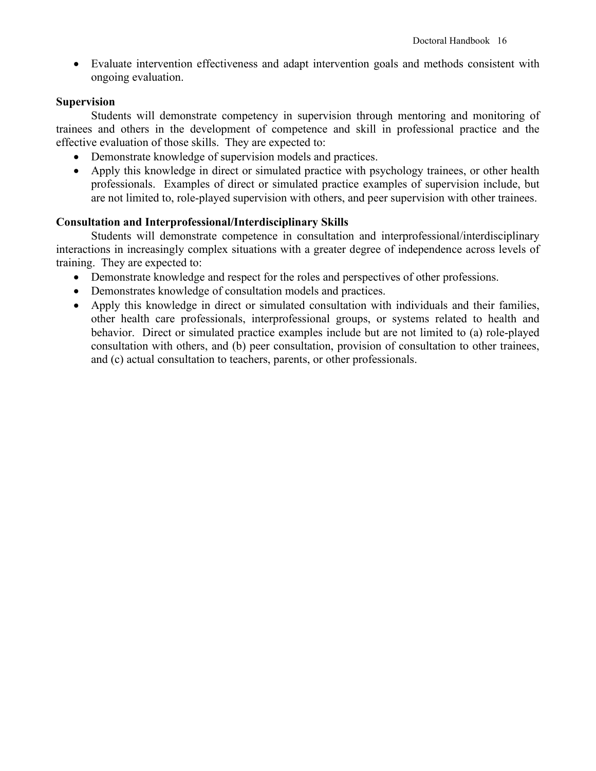- Evaluate intervention effectiveness and adapt intervention goals and methods consistent with ongoing evaluation.

**Supervision**

Students will demonstrate competency in supervision through mentoring and monitoring of trainees and others in the development of competence and skill in professional practice and the effective evaluation of those skills. They are expected to:

- Demonstrate knowledge of supervision models and practices.
- Apply this knowledge in direct or simulated practice with psychology trainees, or other health professionals. Examples of direct or simulated practice examples of supervision include, but are not limited to, role-played supervision with others, and peer supervision with other trainees.

**Consultation and Interprofessional/Interdisciplinary Skills**

Students will demonstrate competence in consultation and interprofessional/interdisciplinary interactions in increasingly complex situations with a greater degree of independence across levels of training. They are expected to:

- Demonstrate knowledge and respect for the roles and perspectives of other professions.
- Demonstrates knowledge of consultation models and practices.
- Apply this knowledge in direct or simulated consultation with individuals and their families, other health care professionals, interprofessional groups, or systems related to health and behavior. Direct or simulated practice examples include but are not limited to (a) role-played consultation with others, and (b) peer consultation, provision of consultation to other trainees, and (c) actual consultation to teachers, parents, or other professionals.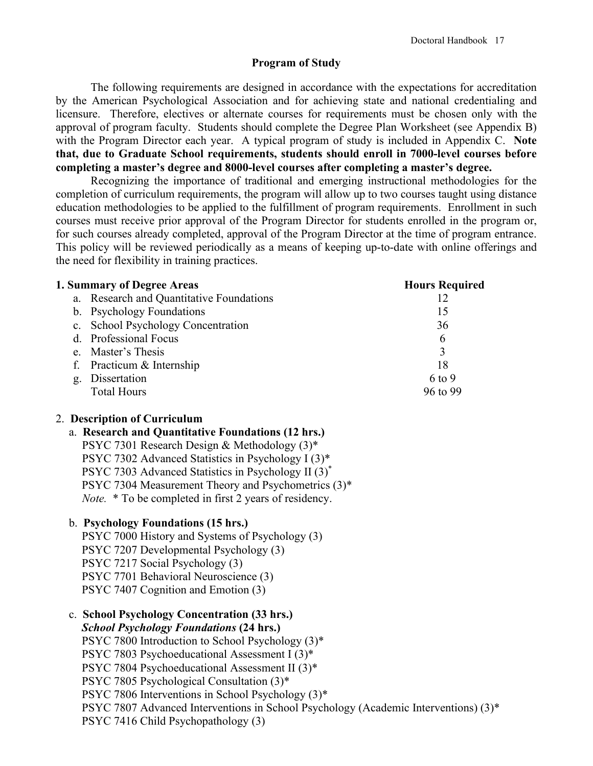## Program of Study

The following requirements are designed in accordance with the expectations for accreditation by the American Psychological Association and for achieving state and national credentialing and licensure. Therefore, electives or alternate courses for requirements must be chosen only with the approval of program faculty. Students should complete the Degree Plan Worksheet (see Appendix B) with the Program Director each year. A typical program of study is included in Appendix C. **Note that, due to Graduate School requirements, students should enroll in 7000-level courses before completing a master's degree and 8000-level courses after completing a master's degree.**

Recognizing the importance of traditional and emerging instructional methodologies for the completion of curriculum requirements, the program will allow up to two courses taught using distance education methodologies to be applied to the fulfillment of program requirements. Enrollment in such courses must receive prior approval of the Program Director for students enrolled in the program or, for such courses already completed, approval of the Program Director at the time of program entrance. This policy will be reviewed periodically as a means of keeping up-to-date with online offerings and the need for flexibility in training practices.

| **1. Summary of Degree Areas** | **Hours Required** |
|---|---|
| a. Research and Quantitative Foundations | 12 |
| b. Psychology Foundations | 15 |
| c. School Psychology Concentration | 36 |
| d. Professional Focus | 6 |
| e. Master's Thesis | 3 |
| f. Practicum & Internship | 18 |
| g. Dissertation | 6 to 9 |
| Total Hours | 96 to 99 |

2. **Description of Curriculum**

a. **Research and Quantitative Foundations (12 hrs.)**

PSYC 7301 Research Design & Methodology (3)*
PSYC 7302 Advanced Statistics in Psychology I (3)*
PSYC 7303 Advanced Statistics in Psychology II (3)*
PSYC 7304 Measurement Theory and Psychometrics (3)*
*Note.* * To be completed in first 2 years of residency.

b. **Psychology Foundations (15 hrs.)**

PSYC 7000 History and Systems of Psychology (3)
PSYC 7207 Developmental Psychology (3)
PSYC 7217 Social Psychology (3)
PSYC 7701 Behavioral Neuroscience (3)
PSYC 7407 Cognition and Emotion (3)

c. **School Psychology Concentration (33 hrs.)**

***School Psychology Foundations*** **(24 hrs.)**

PSYC 7800 Introduction to School Psychology (3)*
PSYC 7803 Psychoeducational Assessment I (3)*
PSYC 7804 Psychoeducational Assessment II (3)*
PSYC 7805 Psychological Consultation (3)*
PSYC 7806 Interventions in School Psychology (3)*
PSYC 7807 Advanced Interventions in School Psychology (Academic Interventions) (3)*
PSYC 7416 Child Psychopathology (3)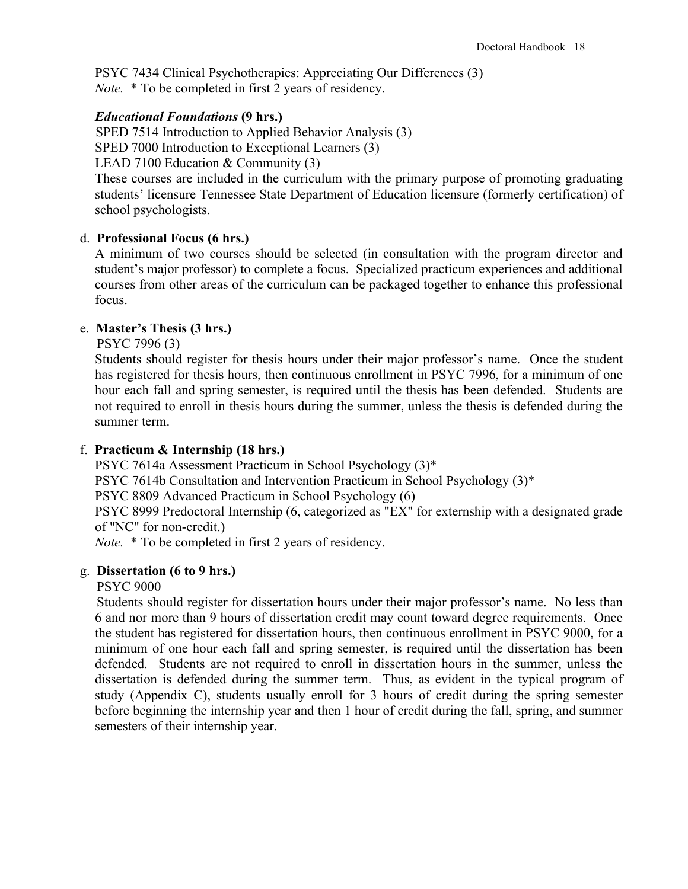PSYC 7434 Clinical Psychotherapies: Appreciating Our Differences (3)
*Note.* * To be completed in first 2 years of residency.

***Educational Foundations* (9 hrs.)**

SPED 7514 Introduction to Applied Behavior Analysis (3)
SPED 7000 Introduction to Exceptional Learners (3)
LEAD 7100 Education & Community (3)
These courses are included in the curriculum with the primary purpose of promoting graduating students' licensure Tennessee State Department of Education licensure (formerly certification) of school psychologists.

d. **Professional Focus (6 hrs.)**
A minimum of two courses should be selected (in consultation with the program director and student's major professor) to complete a focus. Specialized practicum experiences and additional courses from other areas of the curriculum can be packaged together to enhance this professional focus.

e. **Master's Thesis (3 hrs.)**
PSYC 7996 (3)
Students should register for thesis hours under their major professor's name. Once the student has registered for thesis hours, then continuous enrollment in PSYC 7996, for a minimum of one hour each fall and spring semester, is required until the thesis has been defended. Students are not required to enroll in thesis hours during the summer, unless the thesis is defended during the summer term.

f. **Practicum & Internship (18 hrs.)**
PSYC 7614a Assessment Practicum in School Psychology (3)*
PSYC 7614b Consultation and Intervention Practicum in School Psychology (3)*
PSYC 8809 Advanced Practicum in School Psychology (6)
PSYC 8999 Predoctoral Internship (6, categorized as "EX" for externship with a designated grade of "NC" for non-credit.)
*Note.* * To be completed in first 2 years of residency.

g. **Dissertation (6 to 9 hrs.)**
PSYC 9000
Students should register for dissertation hours under their major professor's name. No less than 6 and nor more than 9 hours of dissertation credit may count toward degree requirements. Once the student has registered for dissertation hours, then continuous enrollment in PSYC 9000, for a minimum of one hour each fall and spring semester, is required until the dissertation has been defended. Students are not required to enroll in dissertation hours in the summer, unless the dissertation is defended during the summer term. Thus, as evident in the typical program of study (Appendix C), students usually enroll for 3 hours of credit during the spring semester before beginnix the internship year and then 1 hour of credit during the fall, spring, and summer semesters of their internship year.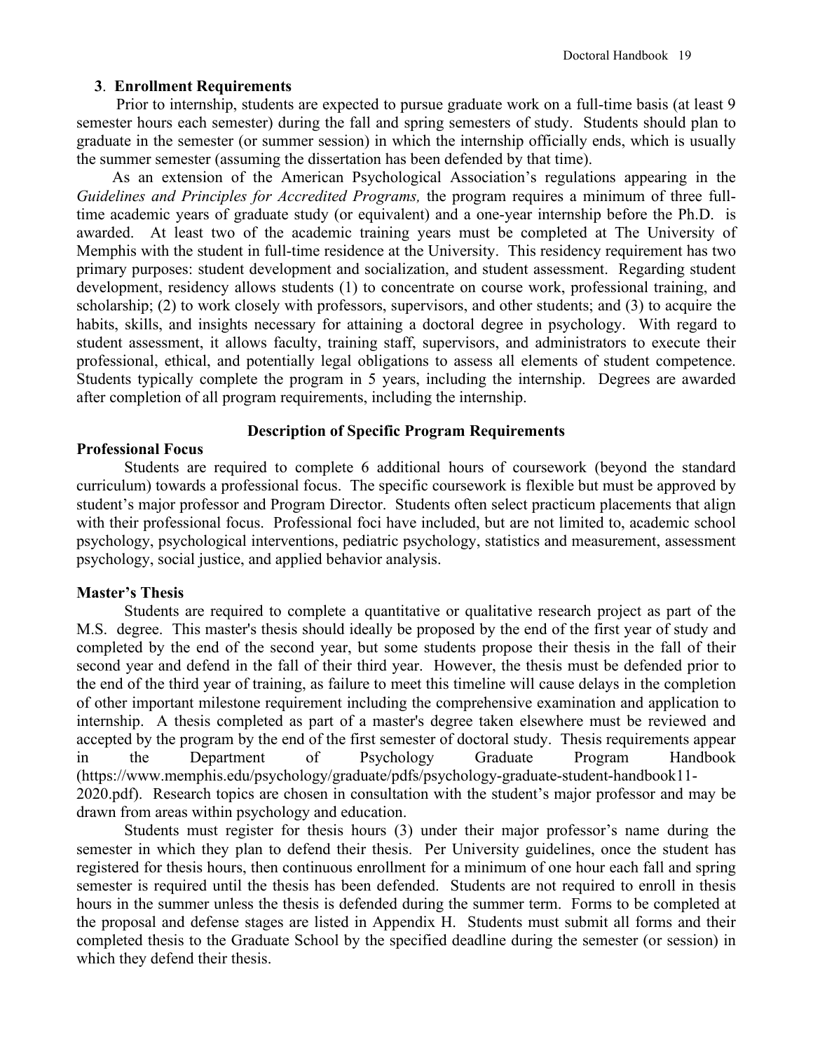**3. Enrollment Requirements**

Prior to internship, students are expected to pursue graduate work on a full-time basis (at least 9 semester hours each semester) during the fall and spring semesters of study. Students should plan to graduate in the semester (or summer session) in which the internship officially ends, which is usually the summer semester (assuming the dissertation has been defended by that time).

As an extension of the American Psychological Association's regulations appearing in the *Guidelines and Principles for Accredited Programs,* the program requires a minimum of three full-time academic years of graduate study (or equivalent) and a one-year internship before the Ph.D. is awarded. At least two of the academic training years must be completed at The University of Memphis with the student in full-time residence at the University. This residency requirement has two primary purposes: student development and socialization, and student assessment. Regarding student development, residency allows students (1) to concentrate on course work, professional training, and scholarship; (2) to work closely with professors, supervisors, and other students; and (3) to acquire the habits, skills, and insights necessary for attaining a doctoral degree in psychology. With regard to student assessment, it allows faculty, training staff, supervisors, and administrators to execute their professional, ethical, and potentially legal obligations to assess all elements of student competence. Students typically complete the program in 5 years, including the internship. Degrees are awarded after completion of all program requirements, including the internship.

## Description of Specific Program Requirements

**Professional Focus**

Students are required to complete 6 additional hours of coursework (beyond the standard curriculum) towards a professional focus. The specific coursework is flexible but must be approved by student's major professor and Program Director. Students often select practicum placements that align with their professional focus. Professional foci have included, but are not limited to, academic school psychology, psychological interventions, pediatric psychology, statistics and measurement, assessment psychology, social justice, and applied behavior analysis.

**Master's Thesis**

Students are required to complete a quantitative or qualitative research project as part of the M.S. degree. This master's thesis should ideally be proposed by the end of the first year of study and completed by the end of the second year, but some students propose their thesis in the fall of their second year and defend in the fall of their third year. However, the thesis must be defended prior to the end of the third year of training, as failure to meet this timeline will cause delays in the completion of other important milestone requirement including the comprehensive examination and application to internship. A thesis completed as part of a master's degree taken elsewhere must be reviewed and accepted by the program by the end of the first semester of doctoral study. Thesis requirements appear in the Department of Psychology Graduate Program Handbook (https://www.memphis.edu/psychology/graduate/pdfs/psychology-graduate-student-handbook11-2020.pdf). Research topics are chosen in consultation with the student's major professor and may be drawn from areas within psychology and education.

Students must register for thesis hours (3) under their major professor's name during the semester in which they plan to defend their thesis. Per University guidelines, once the student has registered for thesis hours, then continuous enrollment for a minimum of one hour each fall and spring semester is required until the thesis has been defended. Students are not required to enroll in thesis hours in the summer unless the thesis is defended during the summer term. Forms to be completed at the proposal and defense stages are listed in Appendix H. Students must submit all forms and their completed thesis to the Graduate School by the specified deadline during the semester (or session) in which they defend their thesis.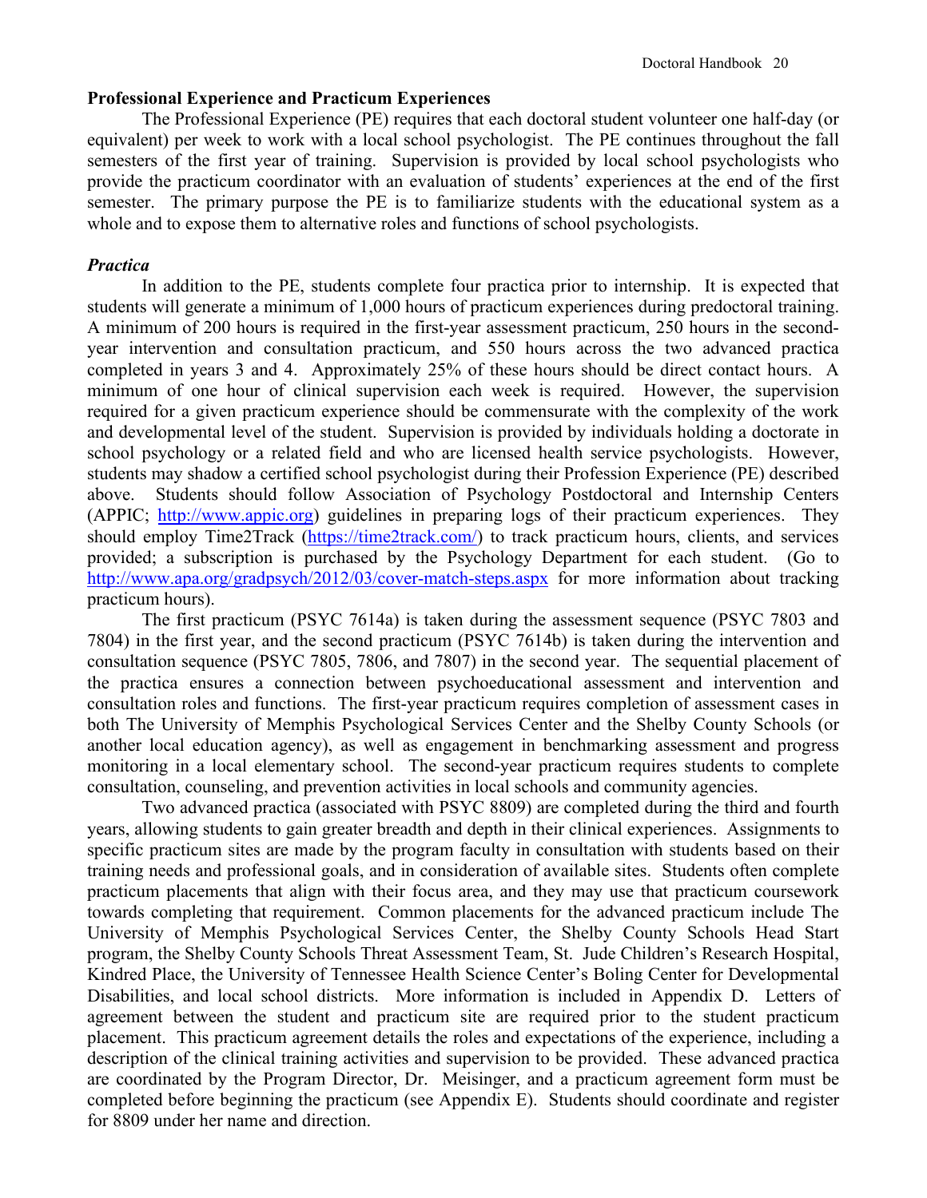**Professional Experience and Practicum Experiences**

The Professional Experience (PE) requires that each doctoral student volunteer one half-day (or equivalent) per week to work with a local school psychologist. The PE continues throughout the fall semesters of the first year of training. Supervision is provided by local school psychologists who provide the practicum coordinator with an evaluation of students' experiences at the end of the first semester. The primary purpose the PE is to familiarize students with the educational system as a whole and to expose them to alternative roles and functions of school psychologists.

***Practica***

In addition to the PE, students complete four practica prior to internship. It is expected that students will generate a minimum of 1,000 hours of practicum experiences during predoctoral training. A minimum of 200 hours is required in the first-year assessment practicum, 250 hours in the second-year intervention and consultation practicum, and 550 hours across the two advanced practica completed in years 3 and 4. Approximately 25% of these hours should be direct contact hours. A minimum of one hour of clinical supervision each week is required. However, the supervision required for a given practicum experience should be commensurate with the complexity of the work and developmental level of the student. Supervision is provided by individuals holding a doctorate in school psychology or a related field and who are licensed health service psychologists. However, students may shadow a certified school psychologist during their Profession Experience (PE) described above. Students should follow Association of Psychology Postdoctoral and Internship Centers (APPIC; [http://www.appic.org](http://www.appic.org)) guidelines in preparing logs of their practicum experiences. They should employ Time2Track ([https://time2track.com/](https://time2track.com/)) to track practicum hours, clients, and services provided; a subscription is purchased by the Psychology Department for each student. (Go to [http://www.apa.org/gradpsych/2012/03/cover-match-steps.aspx](http://www.apa.org/gradpsych/2012/03/cover-match-steps.aspx) for more information about tracking practicum hours).

The first practicum (PSYC 7614a) is taken during the assessment sequence (PSYC 7803 and 7804) in the first year, and the second practicum (PSYC 7614b) is taken during the intervention and consultation sequence (PSYC 7805, 7806, and 7807) in the second year. The sequential placement of the practica ensures a connection between psychoeducational assessment and intervention and consultation roles and functions. The first-year practicum requires completion of assessment cases in both The University of Memphis Psychological Services Center and the Shelby County Schools (or another local education agency), as well as engagement in benchmarking assessment and progress monitoring in a local elementary school. The second-year practicum requires students to complete consultation, counseling, and prevention activities in local schools and community agencies.

Two advanced practica (associated with PSYC 8809) are completed during the third and fourth years, allowing students to gain greater breadth and depth in their clinical experiences. Assignments to specific practicum sites are made by the program faculty in consultation with students based on their training needs and professional goals, and in consideration of available sites. Students often complete practicum placements that align with their focus area, and they may use that practicum coursework towards completing that requirement. Common placements for the advanced practicum include The University of Memphis Psychological Services Center, the Shelby County Schools Head Start program, the Shelby County Schools Threat Assessment Team, St. Jude Children's Research Hospital, Kindred Place, the University of Tennessee Health Science Center's Boling Center for Developmental Disabilities, and local school districts. More information is included in Appendix D. Letters of agreement between the student and practicum site are required prior to the student practicum placement. This practicum agreement details the roles and expectations of the experience, including a description of the clinical training activities and supervision to be provided. These advanced practica are coordinated by the Program Director, Dr. Meisinger, and a practicum agreement form must be completed before beginning the practicum (see Appendix E). Students should coordinate and register for 8809 under her name and direction.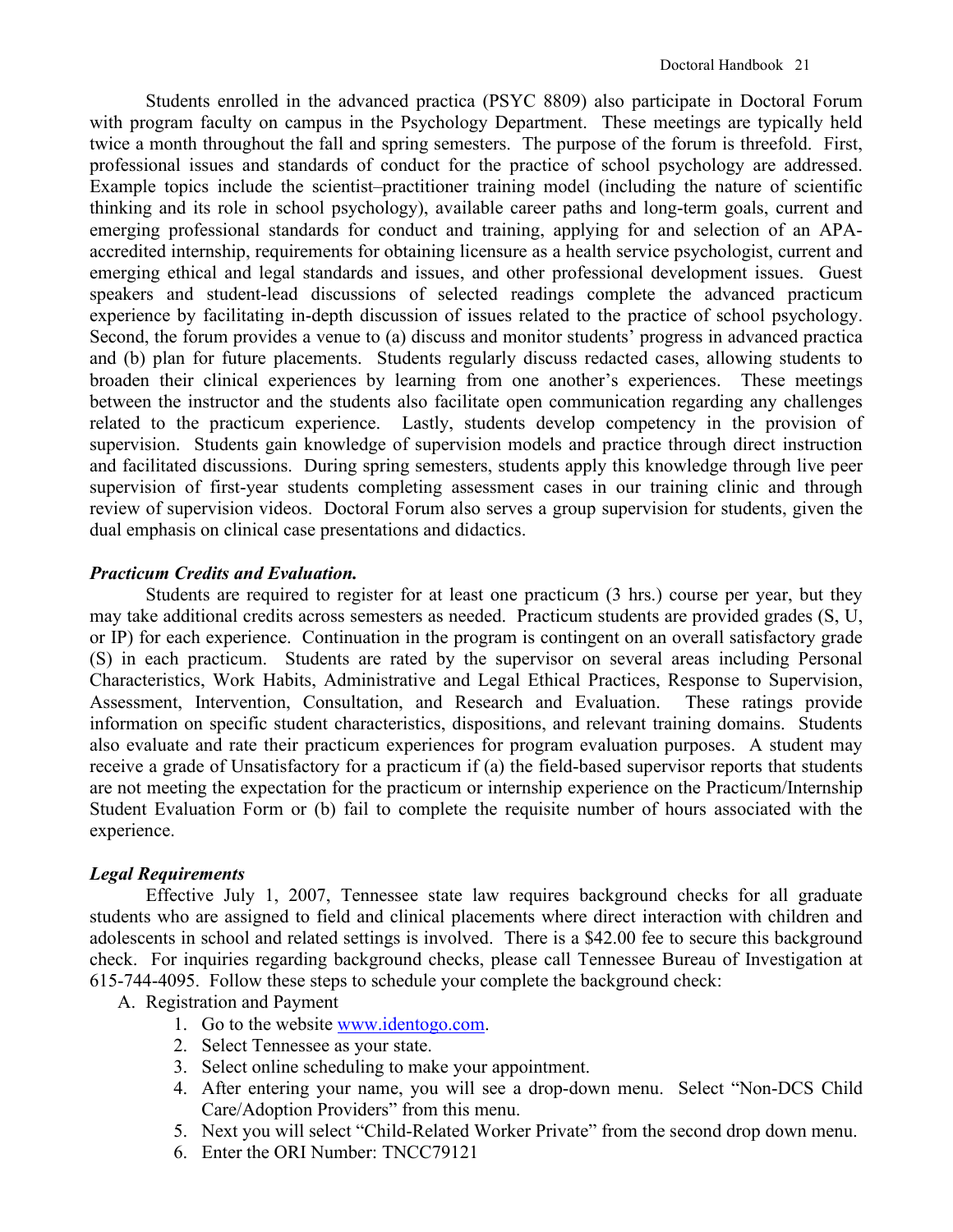Students enrolled in the advanced practica (PSYC 8809) also participate in Doctoral Forum with program faculty on campus in the Psychology Department. These meetings are typically held twice a month throughout the fall and spring semesters. The purpose of the forum is threefold. First, professional issues and standards of conduct for the practice of school psychology are addressed. Example topics include the scientist–practitioner training model (including the nature of scientific thinking and its role in school psychology), available career paths and long-term goals, current and emerging professional standards for conduct and training, applying for and selection of an APA-accredited internship, requirements for obtaining licensure as a health service psychologist, current and emerging ethical and legal standards and issues, and other professional development issues. Guest speakers and student-lead discussions of selected readings complete the advanced practicum experience by facilitating in-depth discussion of issues related to the practice of school psychology. Second, the forum provides a venue to (a) discuss and monitor students' progress in advanced practica and (b) plan for future placements. Students regularly discuss redacted cases, allowing students to broaden their clinical experiences by learning from one another's experiences. These meetings between the instructor and the students also facilitate open communication regarding any challenges related to the practicum experience. Lastly, students develop competency in the provision of supervision. Students gain knowledge of supervision models and practice through direct instruction and facilitated discussions. During spring semesters, students apply this knowledge through live peer supervision of first-year students completing assessment cases in our training clinic and through review of supervision videos. Doctoral Forum also serves a group supervision for students, given the dual emphasis on clinical case presentations and didactics.

***Practicum Credits and Evaluation.***

Students are required to register for at least one practicum (3 hrs.) course per year, but they may take additional credits across semesters as needed. Practicum students are provided grades (S, U, or IP) for each experience. Continuation in the program is contingent on an overall satisfactory grade (S) in each practicum. Students are rated by the supervisor on several areas including Personal Characteristics, Work Habits, Administrative and Legal Ethical Practices, Response to Supervision, Assessment, Intervention, Consultation, and Research and Evaluation. These ratings provide information on specific student characteristics, dispositions, and relevant training domains. Students also evaluate and rate their practicum experiences for program evaluation purposes. A student may receive a grade of Unsatisfactory for a practicum if (a) the field-based supervisor reports that students are not meeting the expectation for the practicum or internship experience on the Practicum/Internship Student Evaluation Form or (b) fail to complete the requisite number of hours associated with the experience.

***Legal Requirements***

Effective July 1, 2007, Tennessee state law requires background checks for all graduate students who are assigned to field and clinical placements where direct interaction with children and adolescents in school and related settings is involved. There is a $42.00 fee to secure this background check. For inquiries regarding background checks, please call Tennessee Bureau of Investigation at 615-744-4095. Follow these steps to schedule your complete the background check:

A. Registration and Payment
    1. Go to the website [www.identogo.com](http://www.identogo.com).
    2. Select Tennessee as your state.
    3. Select online scheduling to make your appointment.
    4. After entering your name, you will see a drop-down menu. Select "Non-DCS Child Care/Adoption Providers" from this menu.
    5. Next you will select "Child-Related Worker Private" from the second drop down menu.
    6. Enter the ORI Number: TNCC79121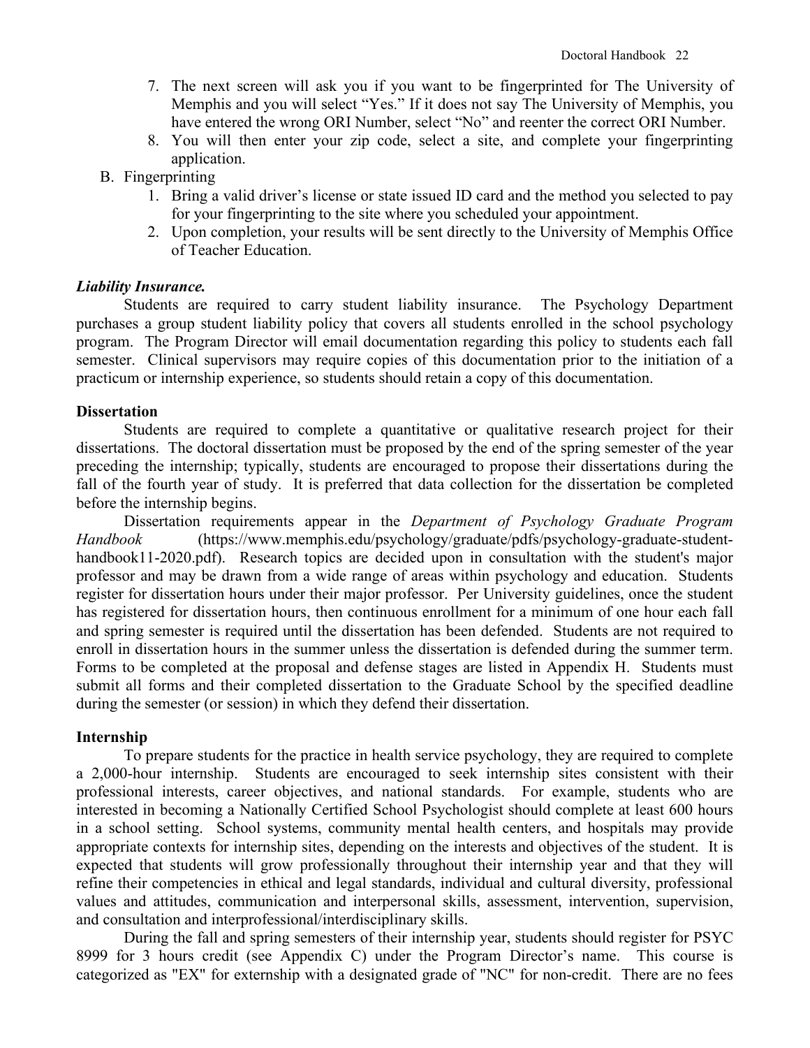7. The next screen will ask you if you want to be fingerprinted for The University of Memphis and you will select "Yes." If it does not say The University of Memphis, you have entered the wrong ORI Number, select "No" and reenter the correct ORI Number.
8. You will then enter your zip code, select a site, and complete your fingerprinting application.

B. Fingerprinting
   1. Bring a valid driver's license or state issued ID card and the method you selected to pay for your fingerprinting to the site where you scheduled your appointment.
   2. Upon completion, your results will be sent directly to the University of Memphis Office of Teacher Education.

***Liability Insurance.***

Students are required to carry student liability insurance. The Psychology Department purchases a group student liability policy that covers all students enrolled in the school psychology program. The Program Director will email documentation regarding this policy to students each fall semester. Clinical supervisors may require copies of this documentation prior to the initiation of a practicum or internship experience, so students should retain a copy of this documentation.

**Dissertation**

Students are required to complete a quantitative or qualitative research project for their dissertations. The doctoral dissertation must be proposed by the end of the spring semester of the year preceding the internship; typically, students are encouraged to propose their dissertations during the fall of the fourth year of study. It is preferred that data collection for the dissertation be completed before the internship begins.

Dissertation requirements appear in the *Department of Psychology Graduate Program Handbook* (https://www.memphis.edu/psychology/graduate/pdfs/psychology-graduate-student-handbook11-2020.pdf). Research topics are decided upon in consultation with the student's major professor and may be drawn from a wide range of areas within psychology and education. Students register for dissertation hours under their major professor. Per University guidelines, once the student has registered for dissertation hours, then continuous enrollment for a minimum of one hour each fall and spring semester is required until the dissertation has been defended. Students are not required to enroll in dissertation hours in the summer unless the dissertation is defended during the summer term. Forms to be completed at the proposal and defense stages are listed in Appendix H. Students must submit all forms and their completed dissertation to the Graduate School by the specified deadline during the semester (or session) in which they defend their dissertation.

**Internship**

To prepare students for the practice in health service psychology, they are required to complete a 2,000-hour internship. Students are encouraged to seek internship sites consistent with their professional interests, career objectives, and national standards. For example, students who are interested in becoming a Nationally Certified School Psychologist should complete at least 600 hours in a school setting. School systems, community mental health centers, and hospitals may provide appropriate contexts for internship sites, depending on the interests and objectives of the student. It is expected that students will grow professionally throughout their internship year and that they will refine their competencies in ethical and legal standards, individual and cultural diversity, professional values and attitudes, communication and interpersonal skills, assessment, intervention, supervision, and consultation and interprofessional/interdisciplinary skills.

During the fall and spring semesters of their internship year, students should register for PSYC 8999 for 3 hours credit (see Appendix C) under the Program Director's name. This course is categorized as "EX" for externship with a designated grade of "NC" for non-credit. There are no fees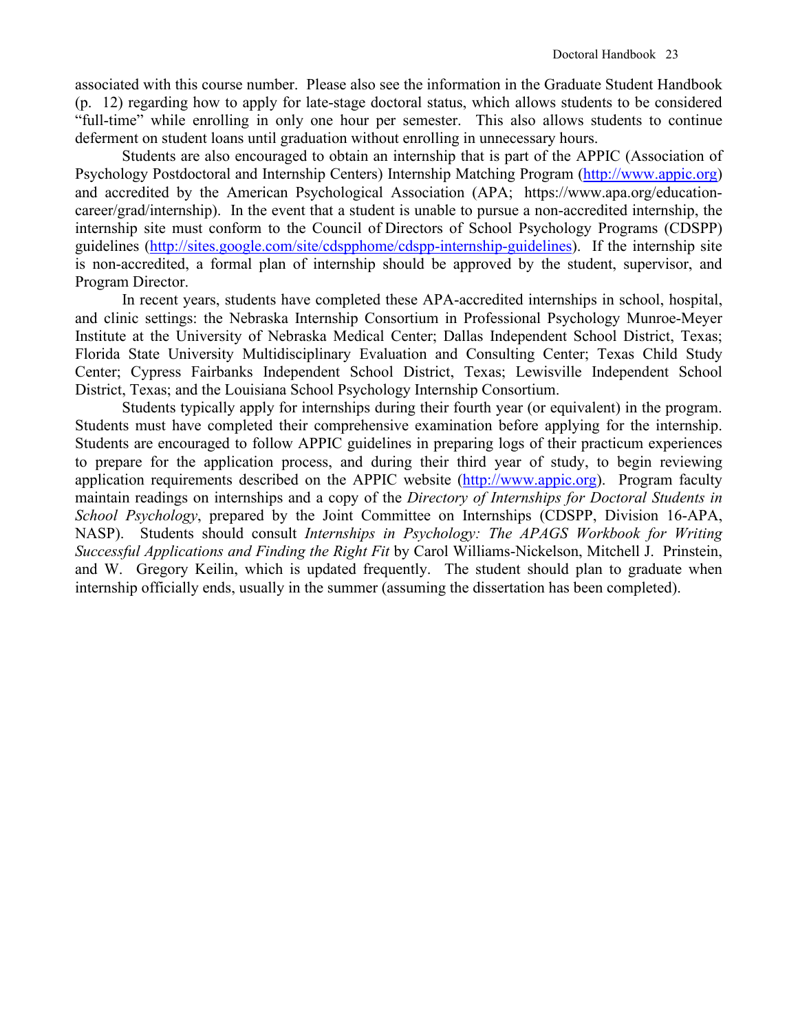associated with this course number. Please also see the information in the Graduate Student Handbook (p. 12) regarding how to apply for late-stage doctoral status, which allows students to be considered "full-time" while enrolling in only one hour per semester. This also allows students to continue deferment on student loans until graduation without enrolling in unnecessary hours.

Students are also encouraged to obtain an internship that is part of the APPIC (Association of Psychology Postdoctoral and Internship Centers) Internship Matching Program (http://www.appic.org) and accredited by the American Psychological Association (APA; https://www.apa.org/education-career/grad/internship). In the event that a student is unable to pursue a non-accredited internship, the internship site must conform to the Council of Directors of School Psychology Programs (CDSPP) guidelines (http://sites.google.com/site/cdspphome/cdspp-internship-guidelines). If the internship site is non-accredited, a formal plan of internship should be approved by the student, supervisor, and Program Director.

In recent years, students have completed these APA-accredited internships in school, hospital, and clinic settings: the Nebraska Internship Consortium in Professional Psychology Munroe-Meyer Institute at the University of Nebraska Medical Center; Dallas Independent School District, Texas; Florida State University Multidisciplinary Evaluation and Consulting Center; Texas Child Study Center; Cypress Fairbanks Independent School District, Texas; Lewisville Independent School District, Texas; and the Louisiana School Psychology Internship Consortium.

Students typically apply for internships during their fourth year (or equivalent) in the program. Students must have completed their comprehensive examination before applying for the internship. Students are encouraged to follow APPIC guidelines in preparing logs of their practicum experiences to prepare for the application process, and during their third year of study, to begin reviewing application requirements described on the APPIC website (http://www.appic.org). Program faculty maintain readings on internships and a copy of the *Directory of Internships for Doctoral Students in School Psychology*, prepared by the Joint Committee on Internships (CDSPP, Division 16-APA, NASP). Students should consult *Internships in Psychology: The APAGS Workbook for Writing Successful Applications and Finding the Right Fit* by Carol Williams-Nickelson, Mitchell J. Prinstein, and W. Gregory Keilin, which is updated frequently. The student should plan to graduate when internship officially ends, usually in the summer (assuming the dissertation has been completed).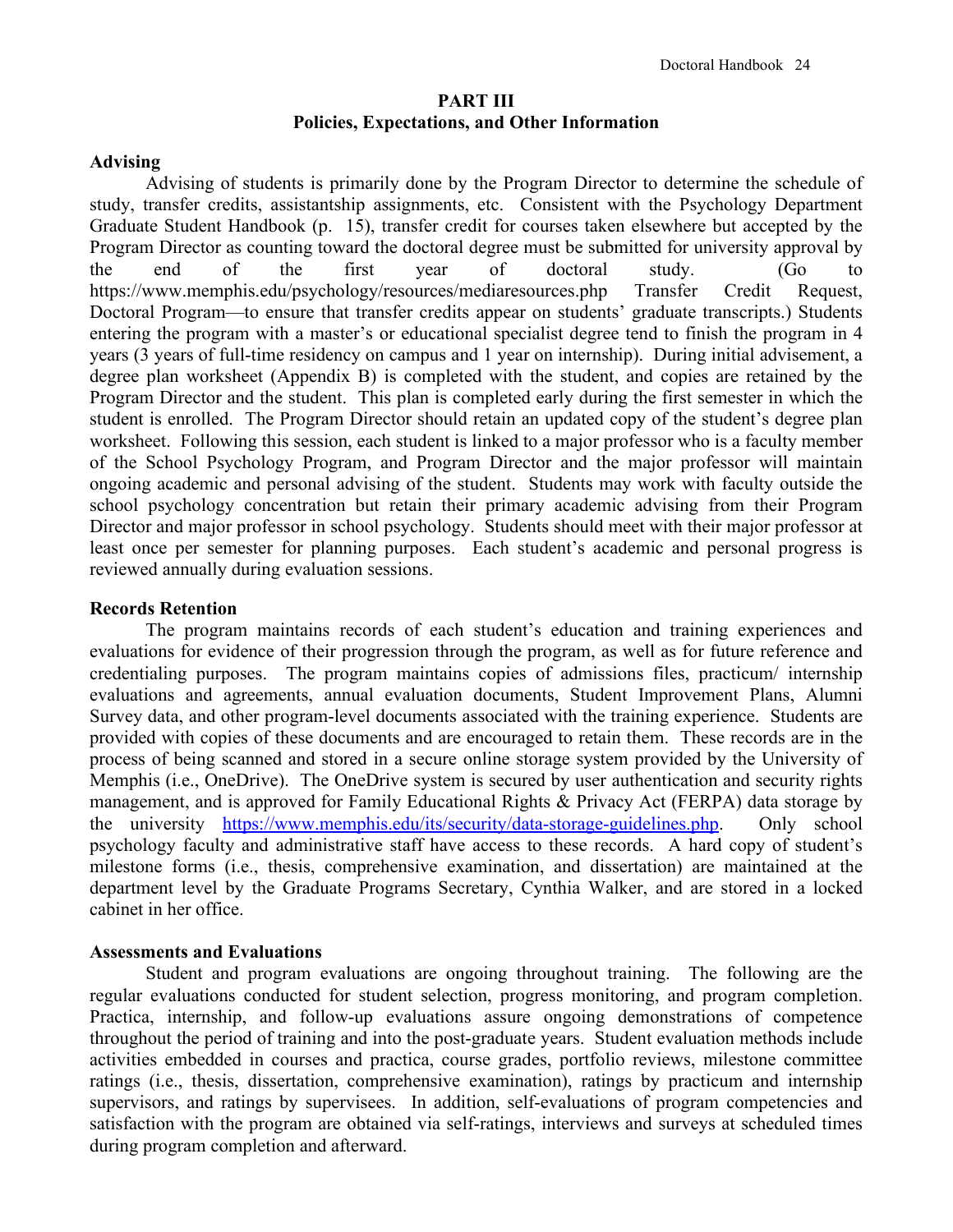# PART III
## Policies, Expectations, and Other Information

**Advising**

Advising of students is primarily done by the Program Director to determine the schedule of study, transfer credits, assistantship assignments, etc. Consistent with the Psychology Department Graduate Student Handbook (p. 15), transfer credit for courses taken elsewhere but accepted by the Program Director as counting toward the doctoral degree must be submitted for university approval by the end of the first year of doctoral study. (Go to https://www.memphis.edu/psychology/resources/mediaresources.php Transfer Credit Request, Doctoral Program—to ensure that transfer credits appear on students' graduate transcripts.) Students entering the program with a master's or educational specialist degree tend to finish the program in 4 years (3 years of full-time residency on campus and 1 year on internship). During initial advisement, a degree plan worksheet (Appendix B) is completed with the student, and copies are retained by the Program Director and the student. This plan is completed early during the first semester in which the student is enrolled. The Program Director should retain an updated copy of the student's degree plan worksheet. Following this session, each student is linked to a major professor who is a faculty member of the School Psychology Program, and Program Director and the major professor will maintain ongoing academic and personal advising of the student. Students may work with faculty outside the school psychology concentration but retain their primary academic advising from their Program Director and major professor in school psychology. Students should meet with their major professor at least once per semester for planning purposes. Each student's academic and personal progress is reviewed annually during evaluation sessions.

**Records Retention**

The program maintains records of each student's education and training experiences and evaluations for evidence of their progression through the program, as well as for future reference and credentialing purposes. The program maintains copies of admissions files, practicum/ internship evaluations and agreements, annual evaluation documents, Student Improvement Plans, Alumni Survey data, and other program-level documents associated with the training experience. Students are provided with copies of these documents and are encouraged to retain them. These records are in the process of being scanned and stored in a secure online storage system provided by the University of Memphis (i.e., OneDrive). The OneDrive system is secured by user authentication and security rights management, and is approved for Family Educational Rights & Privacy Act (FERPA) data storage by the university https://www.memphis.edu/its/security/data-storage-guidelines.php. Only school psychology faculty and administrative staff have access to these records. A hard copy of student's milestone forms (i.e., thesis, comprehensive examination, and dissertation) are maintained at the department level by the Graduate Programs Secretary, Cynthia Walker, and are stored in a locked cabinet in her office.

**Assessments and Evaluations**

Student and program evaluations are ongoing throughout training. The following are the regular evaluations conducted for student selection, progress monitoring, and program completion. Practica, internship, and follow-up evaluations assure ongoing demonstrations of competence throughout the period of training and into the post-graduate years. Student evaluation methods include activities embedded in courses and practica, course grades, portfolio reviews, milestone committee ratings (i.e., thesis, dissertation, comprehensive examination), ratings by practicum and internship supervisors, and ratings by supervisees. In addition, self-evaluations of program competencies and satisfaction with the program are obtained via self-ratings, interviews and surveys at scheduled times during program completion and afterward.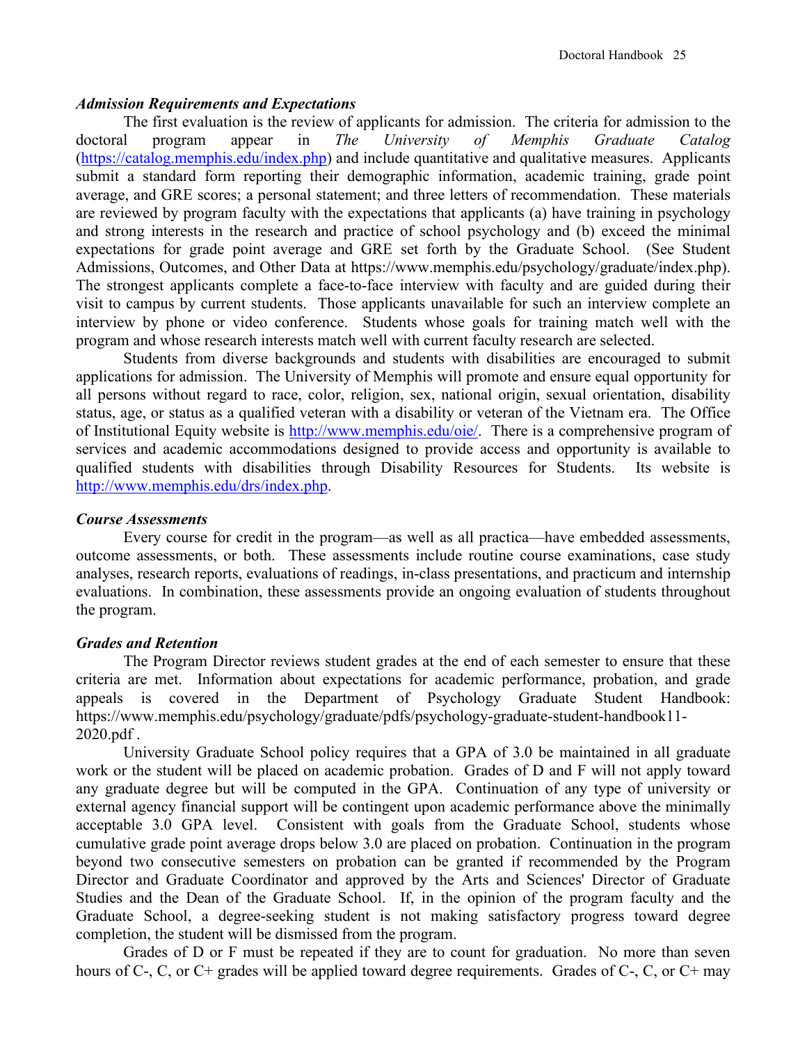### *Admission Requirements and Expectations*

The first evaluation is the review of applicants for admission. The criteria for admission to the doctoral program appear in *The University of Memphis Graduate Catalog* (https://catalog.memphis.edu/index.php) and include quantitative and qualitative measures. Applicants submit a standard form reporting their demographic information, academic training, grade point average, and GRE scores; a personal statement; and three letters of recommendation. These materials are reviewed by program faculty with the expectations that applicants (a) have training in psychology and strong interests in the research and practice of school psychology and (b) exceed the minimal expectations for grade point average and GRE set forth by the Graduate School. (See Student Admissions, Outcomes, and Other Data at https://www.memphis.edu/psychology/graduate/index.php). The strongest applicants complete a face-to-face interview with faculty and are guided during their visit to campus by current students. Those applicants unavailable for such an interview complete an interview by phone or video conference. Students whose goals for training match well with the program and whose research interests match well with current faculty research are selected.

Students from diverse backgrounds and students with disabilities are encouraged to submit applications for admission. The University of Memphis will promote and ensure equal opportunity for all persons without regard to race, color, religion, sex, national origin, sexual orientation, disability status, age, or status as a qualified veteran with a disability or veteran of the Vietnam era. The Office of Institutional Equity website is http://www.memphis.edu/oie/. There is a comprehensive program of services and academic accommodations designed to provide access and opportunity is available to qualified students with disabilities through Disability Resources for Students. Its website is http://www.memphis.edu/drs/index.php.

### *Course Assessments*

Every course for credit in the program—as well as all practica—have embedded assessments, outcome assessments, or both. These assessments include routine course examinations, case study analyses, research reports, evaluations of readings, in-class presentations, and practicum and internship evaluations. In combination, these assessments provide an ongoing evaluation of students throughout the program.

### *Grades and Retention*

The Program Director reviews student grades at the end of each semester to ensure that these criteria are met. Information about expectations for academic performance, probation, and grade appeals is covered in the Department of Psychology Graduate Student Handbook: https://www.memphis.edu/psychology/graduate/pdfs/psychology-graduate-student-handbook11-2020.pdf .

University Graduate School policy requires that a GPA of 3.0 be maintained in all graduate work or the student will be placed on academic probation. Grades of D and F will not apply toward any graduate degree but will be computed in the GPA. Continuation of any type of university or external agency financial support will be contingent upon academic performance above the minimally acceptable 3.0 GPA level. Consistent with goals from the Graduate School, students whose cumulative grade point average drops below 3.0 are placed on probation. Continuation in the program beyond two consecutive semesters on probation can be granted if recommended by the Program Director and Graduate Coordinator and approved by the Arts and Sciences' Director of Graduate Studies and the Dean of the Graduate School. If, in the opinion of the program faculty and the Graduate School, a degree-seeking student is not making satisfactory progress toward degree completion, the student will be dismissed from the program.

Grades of D or F must be repeated if they are to count for graduation. No more than seven hours of C-, C, or C+ grades will be applied toward degree requirements. Grades of C-, C, or C+ may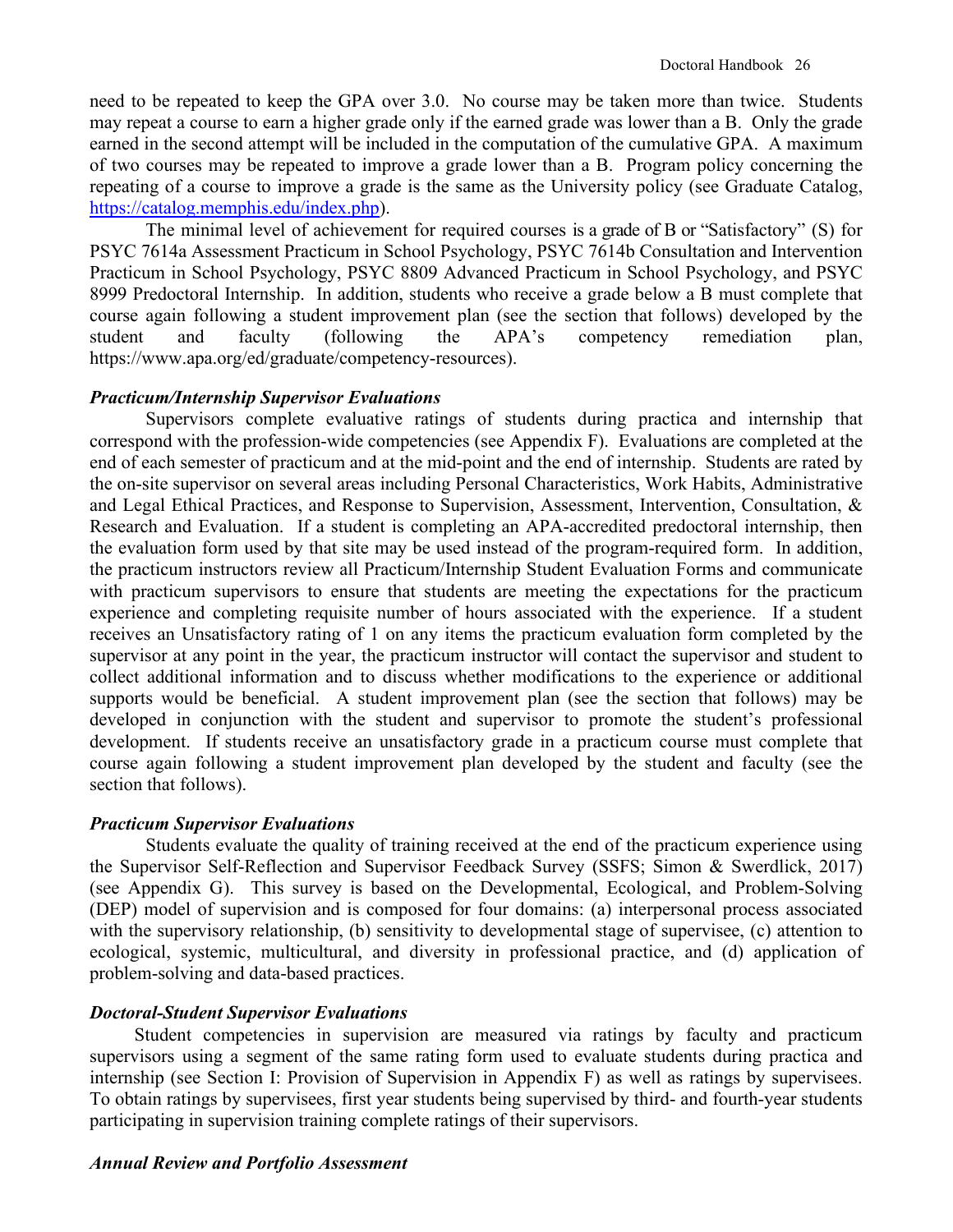need to be repeated to keep the GPA over 3.0. No course may be taken more than twice. Students may repeat a course to earn a higher grade only if the earned grade was lower than a B. Only the grade earned in the second attempt will be included in the computation of the cumulative GPA. A maximum of two courses may be repeated to improve a grade lower than a B. Program policy concerning the repeating of a course to improve a grade is the same as the University policy (see Graduate Catalog, https://catalog.memphis.edu/index.php).

The minimal level of achievement for required courses is a grade of B or "Satisfactory" (S) for PSYC 7614a Assessment Practicum in School Psychology, PSYC 7614b Consultation and Intervention Practicum in School Psychology, PSYC 8809 Advanced Practicum in School Psychology, and PSYC 8999 Predoctoral Internship. In addition, students who receive a grade below a B must complete that course again following a student improvement plan (see the section that follows) developed by the student and faculty (following the APA's competency remediation plan, https://www.apa.org/ed/graduate/competency-resources).

### *Practicum/Internship Supervisor Evaluations*

Supervisors complete evaluative ratings of students during practica and internship that correspond with the profession-wide competencies (see Appendix F). Evaluations are completed at the end of each semester of practicum and at the mid-point and the end of internship. Students are rated by the on-site supervisor on several areas including Personal Characteristics, Work Habits, Administrative and Legal Ethical Practices, and Response to Supervision, Assessment, Intervention, Consultation, & Research and Evaluation. If a student is completing an APA-accredited predoctoral internship, then the evaluation form used by that site may be used instead of the program-required form. In addition, the practicum instructors review all Practicum/Internship Student Evaluation Forms and communicate with practicum supervisors to ensure that students are meeting the expectations for the practicum experience and completing requisite number of hours associated with the experience. If a student receives an Unsatisfactory rating of 1 on any items the practicum evaluation form completed by the supervisor at any point in the year, the practicum instructor will contact the supervisor and student to collect additional information and to discuss whether modifications to the experience or additional supports would be beneficial. A student improvement plan (see the section that follows) may be developed in conjunction with the student and supervisor to promote the student's professional development. If students receive an unsatisfactory grade in a practicum course must complete that course again following a student improvement plan developed by the student and faculty (see the section that follows).

### *Practicum Supervisor Evaluations*

Students evaluate the quality of training received at the end of the practicum experience using the Supervisor Self-Reflection and Supervisor Feedback Survey (SSFS; Simon & Swerdlick, 2017) (see Appendix G). This survey is based on the Developmental, Ecological, and Problem-Solving (DEP) model of supervision and is composed for four domains: (a) interpersonal process associated with the supervisory relationship, (b) sensitivity to developmental stage of supervisee, (c) attention to ecological, systemic, multicultural, and diversity in professional practice, and (d) application of problem-solving and data-based practices.

### *Doctoral-Student Supervisor Evaluations*

Student competencies in supervision are measured via ratings by faculty and practicum supervisors using a segment of the same rating form used to evaluate students during practica and internship (see Section I: Provision of Supervision in Appendix F) as well as ratings by supervisees. To obtain ratings by supervisees, first year students being supervised by third- and fourth-year students participating in supervision training complete ratings of their supervisors.

### *Annual Review and Portfolio Assessment*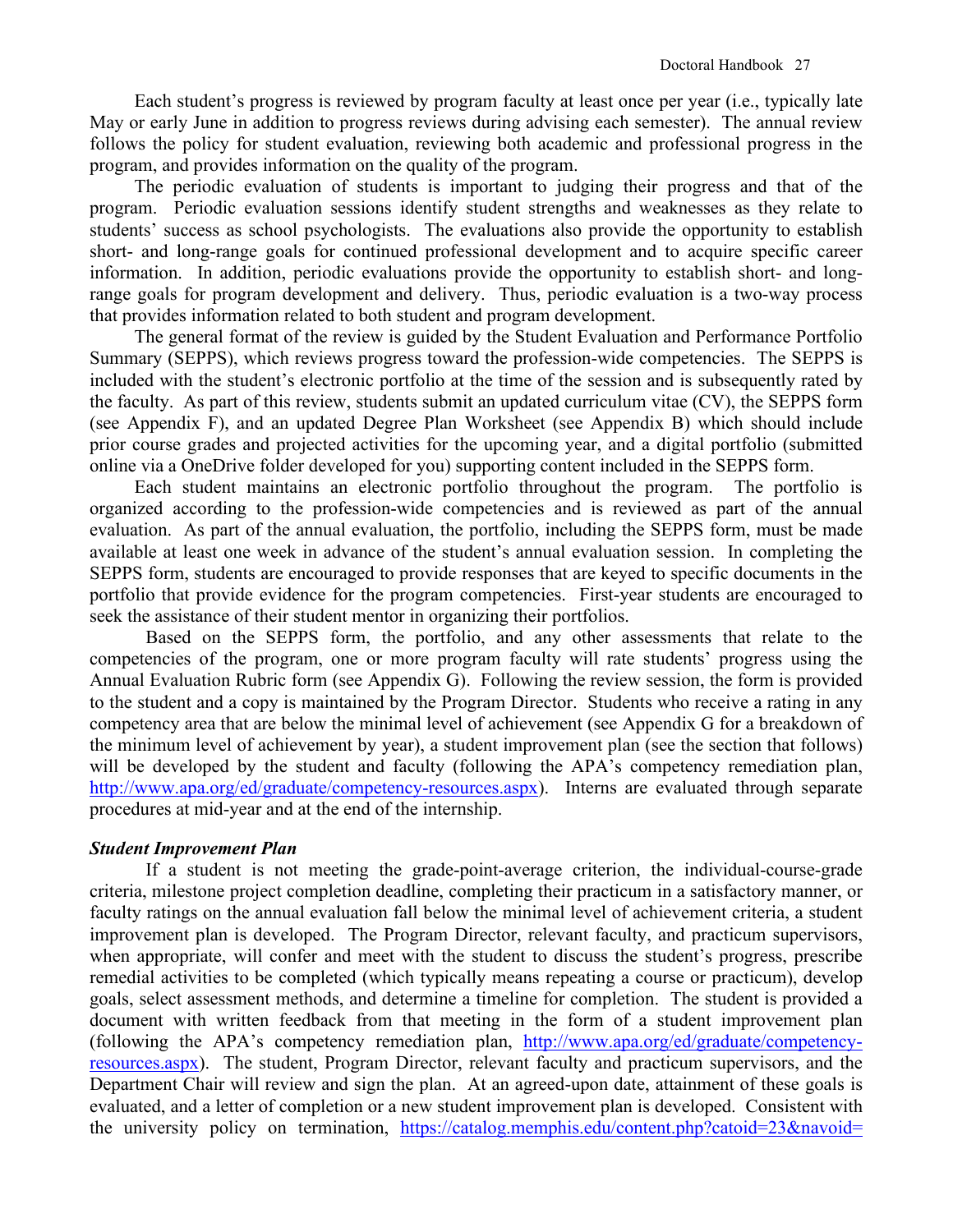Each student's progress is reviewed by program faculty at least once per year (i.e., typically late May or early June in addition to progress reviews during advising each semester). The annual review follows the policy for student evaluation, reviewing both academic and professional progress in the program, and provides information on the quality of the program.

The periodic evaluation of students is important to judging their progress and that of the program. Periodic evaluation sessions identify student strengths and weaknesses as they relate to students' success as school psychologists. The evaluations also provide the opportunity to establish short- and long-range goals for continued professional development and to acquire specific career information. In addition, periodic evaluations provide the opportunity to establish short- and long-range goals for program development and delivery. Thus, periodic evaluation is a two-way process that provides information related to both student and program development.

The general format of the review is guided by the Student Evaluation and Performance Portfolio Summary (SEPPS), which reviews progress toward the profession-wide competencies. The SEPPS is included with the student's electronic portfolio at the time of the session and is subsequently rated by the faculty. As part of this review, students submit an updated curriculum vitae (CV), the SEPPS form (see Appendix F), and an updated Degree Plan Worksheet (see Appendix B) which should include prior course grades and projected activities for the upcoming year, and a digital portfolio (submitted online via a OneDrive folder developed for you) supporting content included in the SEPPS form.

Each student maintains an electronic portfolio throughout the program. The portfolio is organized according to the profession-wide competencies and is reviewed as part of the annual evaluation. As part of the annual evaluation, the portfolio, including the SEPPS form, must be made available at least one week in advance of the student's annual evaluation session. In completing the SEPPS form, students are encouraged to provide responses that are keyed to specific documents in the portfolio that provide evidence for the program competencies. First-year students are encouraged to seek the assistance of their student mentor in organizing their portfolios.

Based on the SEPPS form, the portfolio, and any other assessments that relate to the competencies of the program, one or more program faculty will rate students' progress using the Annual Evaluation Rubric form (see Appendix G). Following the review session, the form is provided to the student and a copy is maintained by the Program Director. Students who receive a rating in any competency area that are below the minimal level of achievement (see Appendix G for a breakdown of the minimum level of achievement by year), a student improvement plan (see the section that follows) will be developed by the student and faculty (following the APA's competency remediation plan, http://www.apa.org/ed/graduate/competency-resources.aspx). Interns are evaluated through separate procedures at mid-year and at the end of the internship.

***Student Improvement Plan***

If a student is not meeting the grade-point-average criterion, the individual-course-grade criteria, milestone project completion deadline, completing their practicum in a satisfactory manner, or faculty ratings on the annual evaluation fall below the minimal level of achievement criteria, a student improvement plan is developed. The Program Director, relevant faculty, and practicum supervisors, when appropriate, will confer and meet with the student to discuss the student's progress, prescribe remedial activities to be completed (which typically means repeating a course or practicum), develop goals, select assessment methods, and determine a timeline for completion. The student is provided a document with written feedback from that meeting in the form of a student improvement plan (following the APA's competency remediation plan, http://www.apa.org/ed/graduate/competency-resources.aspx). The student, Program Director, relevant faculty and practicum supervisors, and the Department Chair will review and sign the plan. At an agreed-upon date, attainment of these goals is evaluated, and a letter of completion or a new student improvement plan is developed. Consistent with the university policy on termination, https://catalog.memphis.edu/content.php?catoid=23&navoid=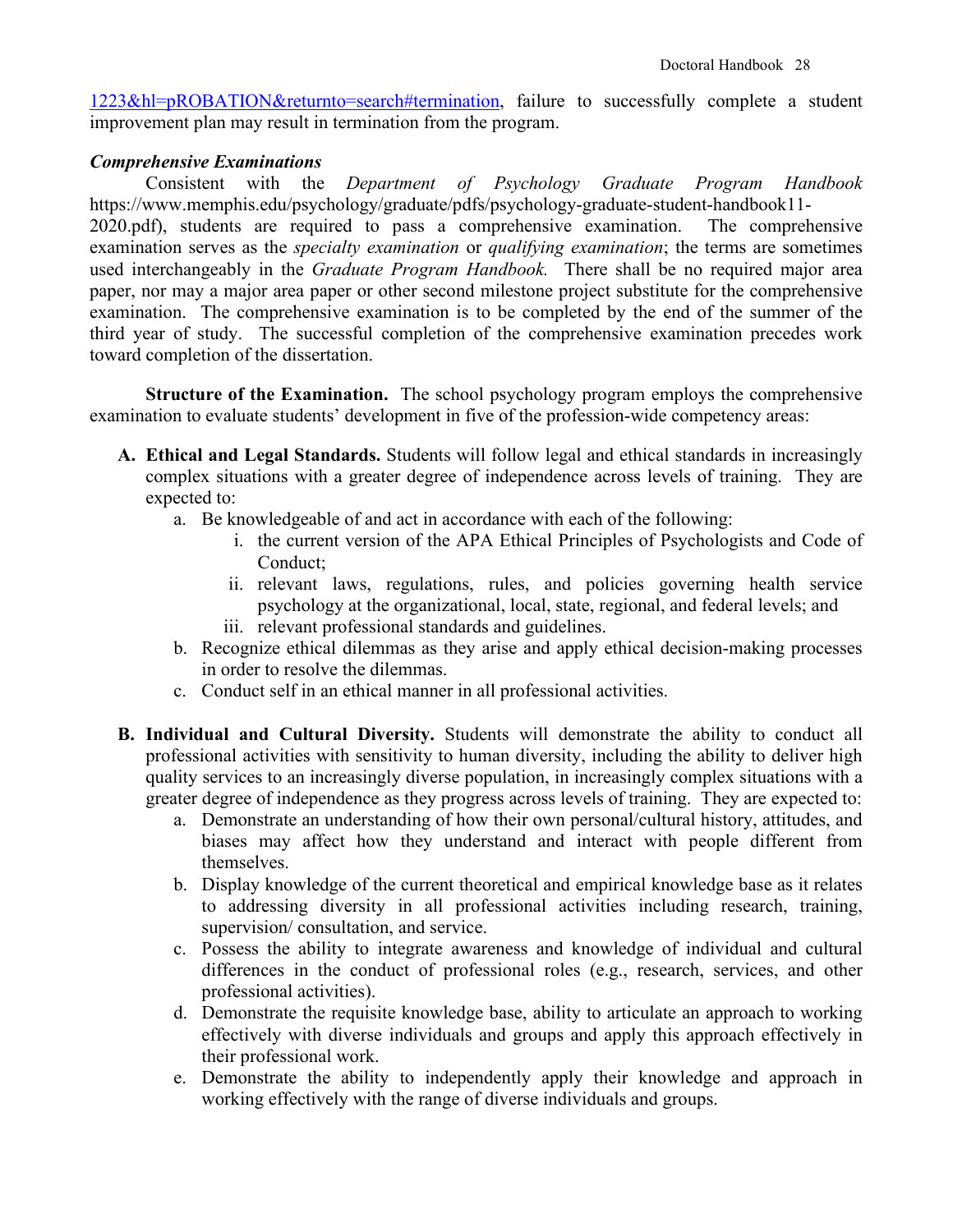1223&hl=pROBATION&returnto=search#termination, failure to successfully complete a student improvement plan may result in termination from the program.

***Comprehensive Examinations***

Consistent with the *Department of Psychology Graduate Program Handbook* https://www.memphis.edu/psychology/graduate/pdfs/psychology-graduate-student-handbook11-2020.pdf), students are required to pass a comprehensive examination. The comprehensive examination serves as the *specialty examination* or *qualifying examination*; the terms are sometimes used interchangeably in the *Graduate Program Handbook.* There shall be no required major area paper, nor may a major area paper or other second milestone project substitute for the comprehensive examination. The comprehensive examination is to be completed by the end of the summer of the third year of study. The successful completion of the comprehensive examination precedes work toward completion of the dissertation.

**Structure of the Examination.** The school psychology program employs the comprehensive examination to evaluate students' development in five of the profession-wide competency areas:

A. **Ethical and Legal Standards.** Students will follow legal and ethical standards in increasingly complex situations with a greater degree of independence across levels of training. They are expected to:
    a. Be knowledgeable of and act in accordance with each of the following:
        i. the current version of the APA Ethical Principles of Psychologists and Code of Conduct;
        ii. relevant laws, regulations, rules, and policies governing health service psychology at the organizational, local, state, regional, and federal levels; and
        iii. relevant professional standards and guidelines.
    b. Recognize ethical dilemmas as they arise and apply ethical decision-making processes in order to resolve the dilemmas.
    c. Conduct self in an ethical manner in all professional activities.

B. **Individual and Cultural Diversity.** Students will demonstrate the ability to conduct all professional activities with sensitivity to human diversity, including the ability to deliver high quality services to an increasingly diverse population, in increasingly complex situations with a greater degree of independence as they progress across levels of training. They are expected to:
    a. Demonstrate an understanding of how their own personal/cultural history, attitudes, and biases may affect how they understand and interact with people different from themselves.
    b. Display knowledge of the current theoretical and empirical knowledge base as it relates to addressing diversity in all professional activities including research, training, supervision/ consultation, and service.
    c. Possess the ability to integrate awareness and knowledge of individual and cultural differences in the conduct of professional roles (e.g., research, services, and other professional activities).
    d. Demonstrate the requisite knowledge base, ability to articulate an approach to working effectively with diverse individuals and groups and apply this approach effectively in their professional work.
    e. Demonstrate the ability to independently apply their knowledge and approach in working effectively with the range of diverse individuals and groups.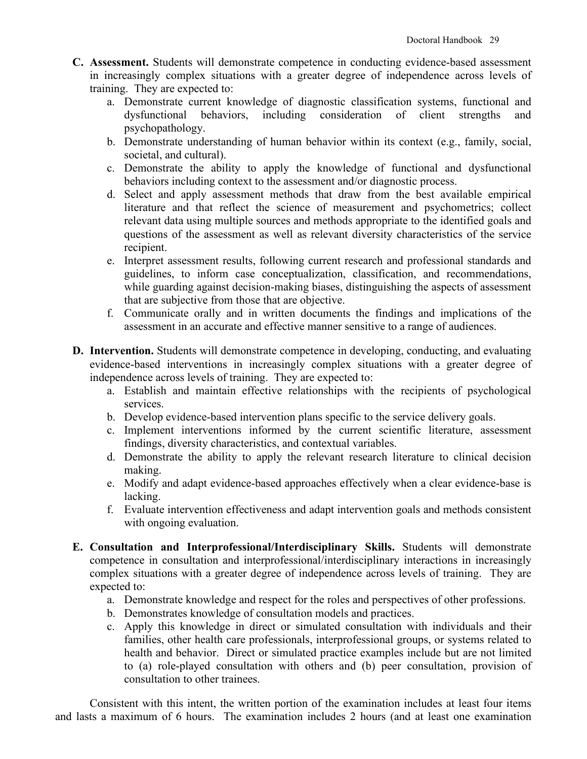**C. Assessment.** Students will demonstrate competence in conducting evidence-based assessment in increasingly complex situations with a greater degree of independence across levels of training. They are expected to:

a. Demonstrate current knowledge of diagnostic classification systems, functional and dysfunctional behaviors, including consideration of client strengths and psychopathology.
b. Demonstrate understanding of human behavior within its context (e.g., family, social, societal, and cultural).
c. Demonstrate the ability to apply the knowledge of functional and dysfunctional behaviors including context to the assessment and/or diagnostic process.
d. Select and apply assessment methods that draw from the best available empirical literature and that reflect the science of measurement and psychometrics; collect relevant data using multiple sources and methods appropriate to the identified goals and questions of the assessment as well as relevant diversity characteristics of the service recipient.
e. Interpret assessment results, following current research and professional standards and guidelines, to inform case conceptualization, classification, and recommendations, while guarding against decision-making biases, distinguishing the aspects of assessment that are subjective from those that are objective.
f. Communicate orally and in written documents the findings and implications of the assessment in an accurate and effective manner sensitive to a range of audiences.

**D. Intervention.** Students will demonstrate competence in developing, conducting, and evaluating evidence-based interventions in increasingly complex situations with a greater degree of independence across levels of training. They are expected to:

a. Establish and maintain effective relationships with the recipients of psychological services.
b. Develop evidence-based intervention plans specific to the service delivery goals.
c. Implement interventions informed by the current scientific literature, assessment findings, diversity characteristics, and contextual variables.
d. Demonstrate the ability to apply the relevant research literature to clinical decision making.
e. Modify and adapt evidence-based approaches effectively when a clear evidence-base is lacking.
f. Evaluate intervention effectiveness and adapt intervention goals and methods consistent with ongoing evaluation.

**E. Consultation and Interprofessional/Interdisciplinary Skills.** Students will demonstrate competence in consultation and interprofessional/interdisciplinary interactions in increasingly complex situations with a greater degree of independence across levels of training. They are expected to:

a. Demonstrate knowledge and respect for the roles and perspectives of other professions.
b. Demonstrates knowledge of consultation models and practices.
c. Apply this knowledge in direct or simulated consultation with individuals and their families, other health care professionals, interprofessional groups, or systems related to health and behavior. Direct or simulated practice examples include but are not limited to (a) role-played consultation with others and (b) peer consultation, provision of consultation to other trainees.

Consistent with this intent, the written portion of the examination includes at least four items and lasts a maximum of 6 hours. The examination includes 2 hours (and at least one examination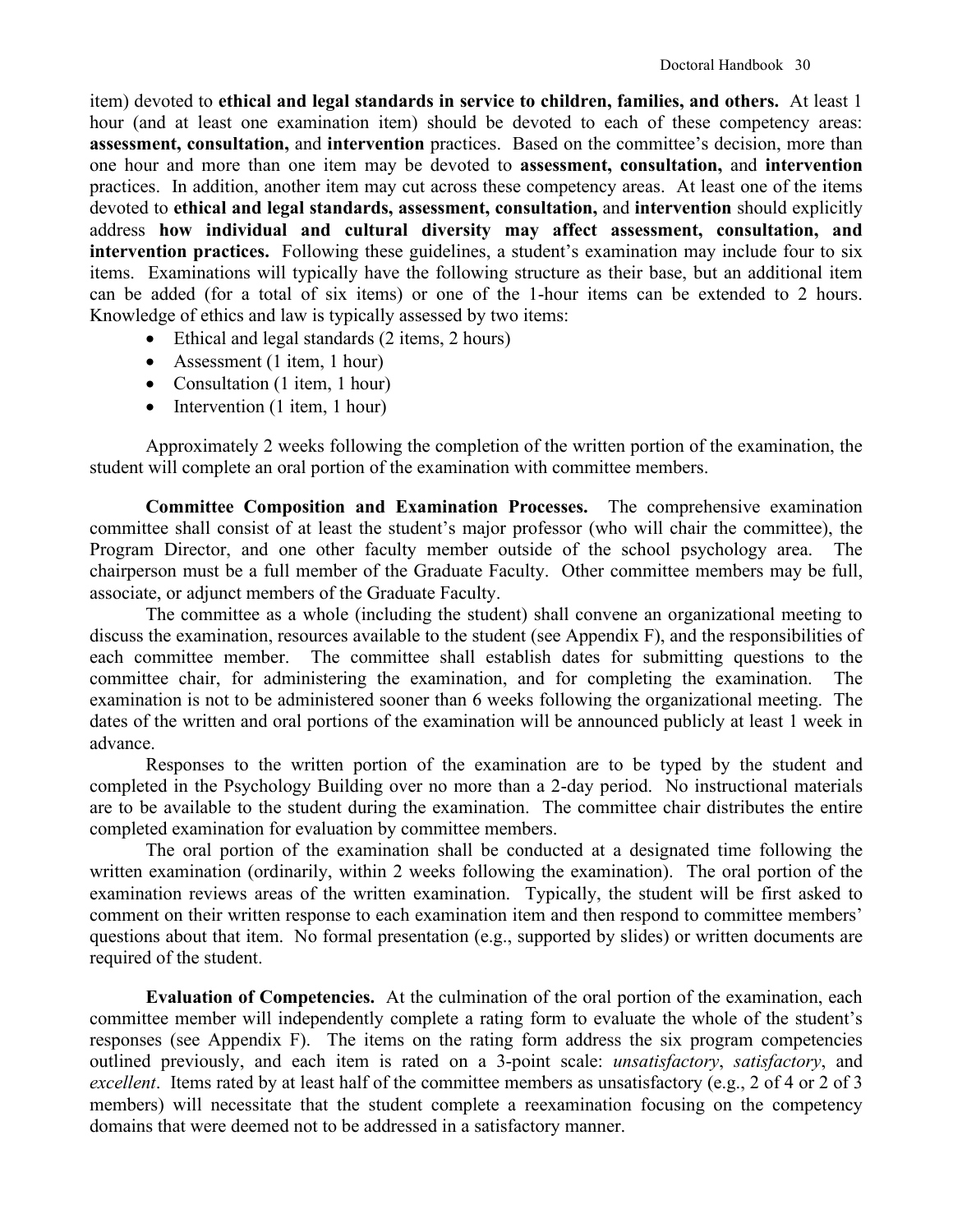item) devoted to **ethical and legal standards in service to children, families, and others.** At least 1 hour (and at least one examination item) should be devoted to each of these competency areas: **assessment, consultation,** and **intervention** practices. Based on the committee's decision, more than one hour and more than one item may be devoted to **assessment, consultation,** and **intervention** practices. In addition, another item may cut across these competency areas. At least one of the items devoted to **ethical and legal standards, assessment, consultation,** and **intervention** should explicitly address **how individual and cultural diversity may affect assessment, consultation, and intervention practices.** Following these guidelines, a student's examination may include four to six items. Examinations will typically have the following structure as their base, but an additional item can be added (for a total of six items) or one of the 1-hour items can be extended to 2 hours. Knowledge of ethics and law is typically assessed by two items:

- Ethical and legal standards (2 items, 2 hours)
- Assessment (1 item, 1 hour)
- Consultation (1 item, 1 hour)
- Intervention (1 item, 1 hour)

Approximately 2 weeks following the completion of the written portion of the examination, the student will complete an oral portion of the examination with committee members.

**Committee Composition and Examination Processes.** The comprehensive examination committee shall consist of at least the student's major professor (who will chair the committee), the Program Director, and one other faculty member outside of the school psychology area. The chairperson must be a full member of the Graduate Faculty. Other committee members may be full, associate, or adjunct members of the Graduate Faculty.

The committee as a whole (including the student) shall convene an organizational meeting to discuss the examination, resources available to the student (see Appendix F), and the responsibilities of each committee member. The committee shall establish dates for submitting questions to the committee chair, for administering the examination, and for completing the examination. The examination is not to be administered sooner than 6 weeks following the organizational meeting. The dates of the written and oral portions of the examination will be announced publicly at least 1 week in advance.

Responses to the written portion of the examination are to be typed by the student and completed in the Psychology Building over no more than a 2-day period. No instructional materials are to be available to the student during the examination. The committee chair distributes the entire completed examination for evaluation by committee members.

The oral portion of the examination shall be conducted at a designated time following the written examination (ordinarily, within 2 weeks following the examination). The oral portion of the examination reviews areas of the written examination. Typically, the student will be first asked to comment on their written response to each examination item and then respond to committee members' questions about that item. No formal presentation (e.g., supported by slides) or written documents are required of the student.

**Evaluation of Competencies.** At the culmination of the oral portion of the examination, each committee member will independently complete a rating form to evaluate the whole of the student's responses (see Appendix F). The items on the rating form address the six program competencies outlined previously, and each item is rated on a 3-point scale: *unsatisfactory*, *satisfactory*, and *excellent*. Items rated by at least half of the committee members as unsatisfactory (e.g., 2 of 4 or 2 of 3 members) will necessitate that the student complete a reexamination focusing on the competency domains that were deemed not to be addressed in a satisfactory manner.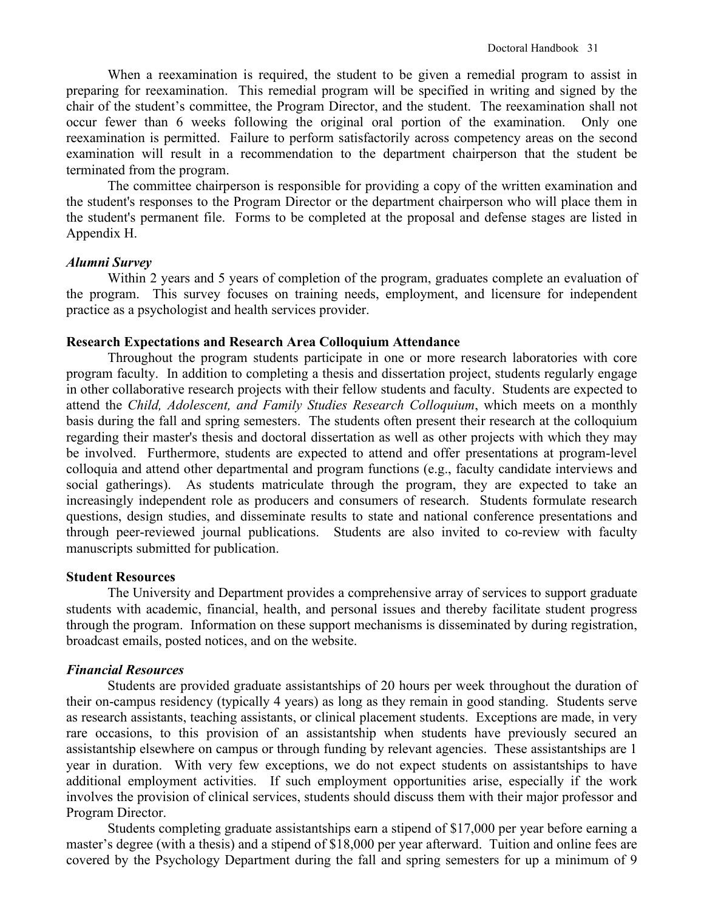When a reexamination is required, the student to be given a remedial program to assist in preparing for reexamination. This remedial program will be specified in writing and signed by the chair of the student's committee, the Program Director, and the student. The reexamination shall not occur fewer than 6 weeks following the original oral portion of the examination. Only one reexamination is permitted. Failure to perform satisfactorily across competency areas on the second examination will result in a recommendation to the department chairperson that the student be terminated from the program.

The committee chairperson is responsible for providing a copy of the written examination and the student's responses to the Program Director or the department chairperson who will place them in the student's permanent file. Forms to be completed at the proposal and defense stages are listed in Appendix H.

***Alumni Survey***

Within 2 years and 5 years of completion of the program, graduates complete an evaluation of the program. This survey focuses on training needs, employment, and licensure for independent practice as a psychologist and health services provider.

**Research Expectations and Research Area Colloquium Attendance**

Throughout the program students participate in one or more research laboratories with core program faculty. In addition to completing a thesis and dissertation project, students regularly engage in other collaborative research projects with their fellow students and faculty. Students are expected to attend the *Child, Adolescent, and Family Studies Research Colloquium*, which meets on a monthly basis during the fall and spring semesters. The students often present their research at the colloquium regarding their master's thesis and doctoral dissertation as well as other projects with which they may be involved. Furthermore, students are expected to attend and offer presentations at program-level colloquia and attend other departmental and program functions (e.g., faculty candidate interviews and social gatherings). As students matriculate through the program, they are expected to take an increasingly independent role as producers and consumers of research. Students formulate research questions, design studies, and disseminate results to state and national conference presentations and through peer-reviewed journal publications. Students are also invited to co-review with faculty manuscripts submitted for publication.

**Student Resources**

The University and Department provides a comprehensive array of services to support graduate students with academic, financial, health, and personal issues and thereby facilitate student progress through the program. Information on these support mechanisms is disseminated by during registration, broadcast emails, posted notices, and on the website.

***Financial Resources***

Students are provided graduate assistantships of 20 hours per week throughout the duration of their on-campus residency (typically 4 years) as long as they remain in good standing. Students serve as research assistants, teaching assistants, or clinical placement students. Exceptions are made, in very rare occasions, to this provision of an assistantship when students have previously secured an assistantship elsewhere on campus or through funding by relevant agencies. These assistantships are 1 year in duration. With very few exceptions, we do not expect students on assistantships to have additional employment activities. If such employment opportunities arise, especially if the work involves the provision of clinical services, students should discuss them with their major professor and Program Director.

Students completing graduate assistantships earn a stipend of $17,000 per year before earning a master's degree (with a thesis) and a stipend of $18,000 per year afterward. Tuition and online fees are covered by the Psychology Department during the fall and spring semesters for up a minimum of 9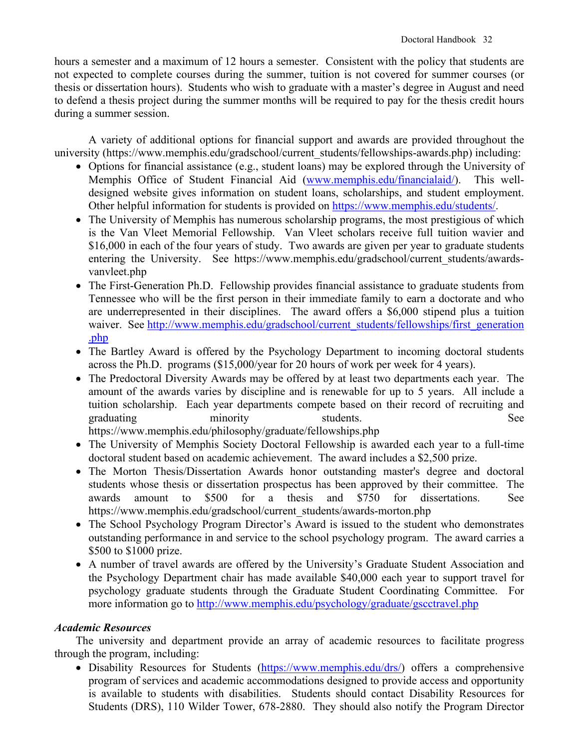hours a semester and a maximum of 12 hours a semester. Consistent with the policy that students are not expected to complete courses during the summer, tuition is not covered for summer courses (or thesis or dissertation hours). Students who wish to graduate with a master's degree in August and need to defend a thesis project during the summer months will be required to pay for the thesis credit hours during a summer session.

A variety of additional options for financial support and awards are provided throughout the university (https://www.memphis.edu/gradschool/current_students/fellowships-awards.php) including:

- Options for financial assistance (e.g., student loans) may be explored through the University of Memphis Office of Student Financial Aid (www.memphis.edu/financialaid/). This well-designed website gives information on student loans, scholarships, and student employment. Other helpful information for students is provided on https://www.memphis.edu/students/.
- The University of Memphis has numerous scholarship programs, the most prestigious of which is the Van Vleet Memorial Fellowship. Van Vleet scholars receive full tuition wavier and $16,000 in each of the four years of study. Two awards are given per year to graduate students entering the University. See https://www.memphis.edu/gradschool/current_students/awards-vanvleet.php
- The First-Generation Ph.D. Fellowship provides financial assistance to graduate students from Tennessee who will be the first person in their immediate family to earn a doctorate and who are underrepresented in their disciplines. The award offers a $6,000 stipend plus a tuition waiver. See http://www.memphis.edu/gradschool/current_students/fellowships/first_generation.php
- The Bartley Award is offered by the Psychology Department to incoming doctoral students across the Ph.D. programs ($15,000/year for 20 hours of work per week for 4 years).
- The Predoctoral Diversity Awards may be offered by at least two departments each year. The amount of the awards varies by discipline and is renewable for up to 5 years. All include a tuition scholarship. Each year departments compete based on their record of recruiting and graduating minority students. See https://www.memphis.edu/philosophy/graduate/fellowships.php
- The University of Memphis Society Doctoral Fellowship is awarded each year to a full-time doctoral student based on academic achievement. The award includes a $2,500 prize.
- The Morton Thesis/Dissertation Awards honor outstanding master's degree and doctoral students whose thesis or dissertation prospectus has been approved by their committee. The awards amount to $500 for a thesis and $750 for dissertations. See https://www.memphis.edu/gradschool/current_students/awards-morton.php
- The School Psychology Program Director's Award is issued to the student who demonstrates outstanding performance in and service to the school psychology program. The award carries a $500 to $1000 prize.
- A number of travel awards are offered by the University's Graduate Student Association and the Psychology Department chair has made available $40,000 each year to support travel for psychology graduate students through the Graduate Student Coordinating Committee. For more information go to http://www.memphis.edu/psychology/graduate/gscctravel.php

***Academic Resources***

The university and department provide an array of academic resources to facilitate progress through the program, including:

- Disability Resources for Students (https://www.memphis.edu/drs/) offers a comprehensive program of services and academic accommodations designed to provide access and opportunity is available to students with disabilities. Students should contact Disability Resources for Students (DRS), 110 Wilder Tower, 678-2880. They should also notify the Program Director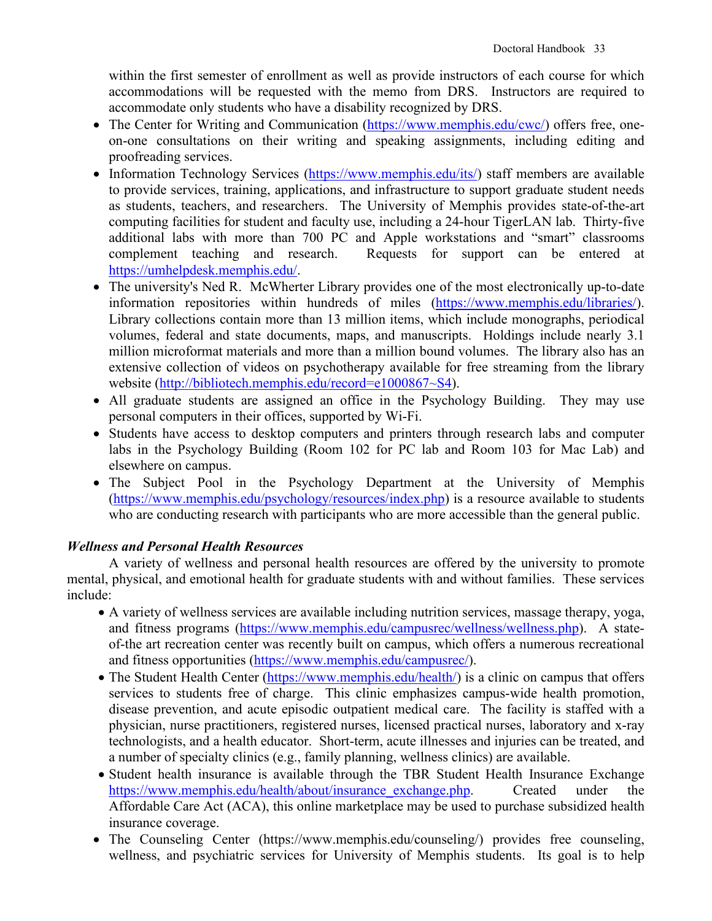within the first semester of enrollment as well as provide instructors of each course for which accommodations will be requested with the memo from DRS. Instructors are required to accommodate only students who have a disability recognized by DRS.

- The Center for Writing and Communication (https://www.memphis.edu/cwc/) offers free, one-on-one consultations on their writing and speaking assignments, including editing and proofreading services.
- Information Technology Services (https://www.memphis.edu/its/) staff members are available to provide services, training, applications, and infrastructure to support graduate student needs as students, teachers, and researchers. The University of Memphis provides state-of-the-art computing facilities for student and faculty use, including a 24-hour TigerLAN lab. Thirty-five additional labs with more than 700 PC and Apple workstations and "smart" classrooms complement teaching and research. Requests for support can be entered at https://umhelpdesk.memphis.edu/.
- The university's Ned R. McWherter Library provides one of the most electronically up-to-date information repositories within hundreds of miles (https://www.memphis.edu/libraries/). Library collections contain more than 13 million items, which include monographs, periodical volumes, federal and state documents, maps, and manuscripts. Holdings include nearly 3.1 million microformat materials and more than a million bound volumes. The library also has an extensive collection of videos on psychotherapy available for free streaming from the library website (http://bibliotech.memphis.edu/record=e1000867~S4).
- All graduate students are assigned an office in the Psychology Building. They may use personal computers in their offices, supported by Wi-Fi.
- Students have access to desktop computers and printers through research labs and computer labs in the Psychology Building (Room 102 for PC lab and Room 103 for Mac Lab) and elsewhere on campus.
- The Subject Pool in the Psychology Department at the University of Memphis (https://www.memphis.edu/psychology/resources/index.php) is a resource available to students who are conducting research with participants who are more accessible than the general public.

### *Wellness and Personal Health Resources*

A variety of wellness and personal health resources are offered by the university to promote mental, physical, and emotional health for graduate students with and without families. These services include:

- A variety of wellness services are available including nutrition services, massage therapy, yoga, and fitness programs (https://www.memphis.edu/campusrec/wellness/wellness.php). A state-of-the art recreation center was recently built on campus, which offers a numerous recreational and fitness opportunities (https://www.memphis.edu/campusrec/).
- The Student Health Center (https://www.memphis.edu/health/) is a clinic on campus that offers services to students free of charge. This clinic emphasizes campus-wide health promotion, disease prevention, and acute episodic outpatient medical care. The facility is staffed with a physician, nurse practitioners, registered nurses, licensed practical nurses, laboratory and x-ray technologists, and a health educator. Short-term, acute illnesses and injuries can be treated, and a number of specialty clinics (e.g., family planning, wellness clinics) are available.
- Student health insurance is available through the TBR Student Health Insurance Exchange https://www.memphis.edu/health/about/insurance_exchange.php. Created under the Affordable Care Act (ACA), this online marketplace may be used to purchase subsidized health insurance coverage.
- The Counseling Center (https://www.memphis.edu/counseling/) provides free counseling, wellness, and psychiatric services for University of Memphis students. Its goal is to help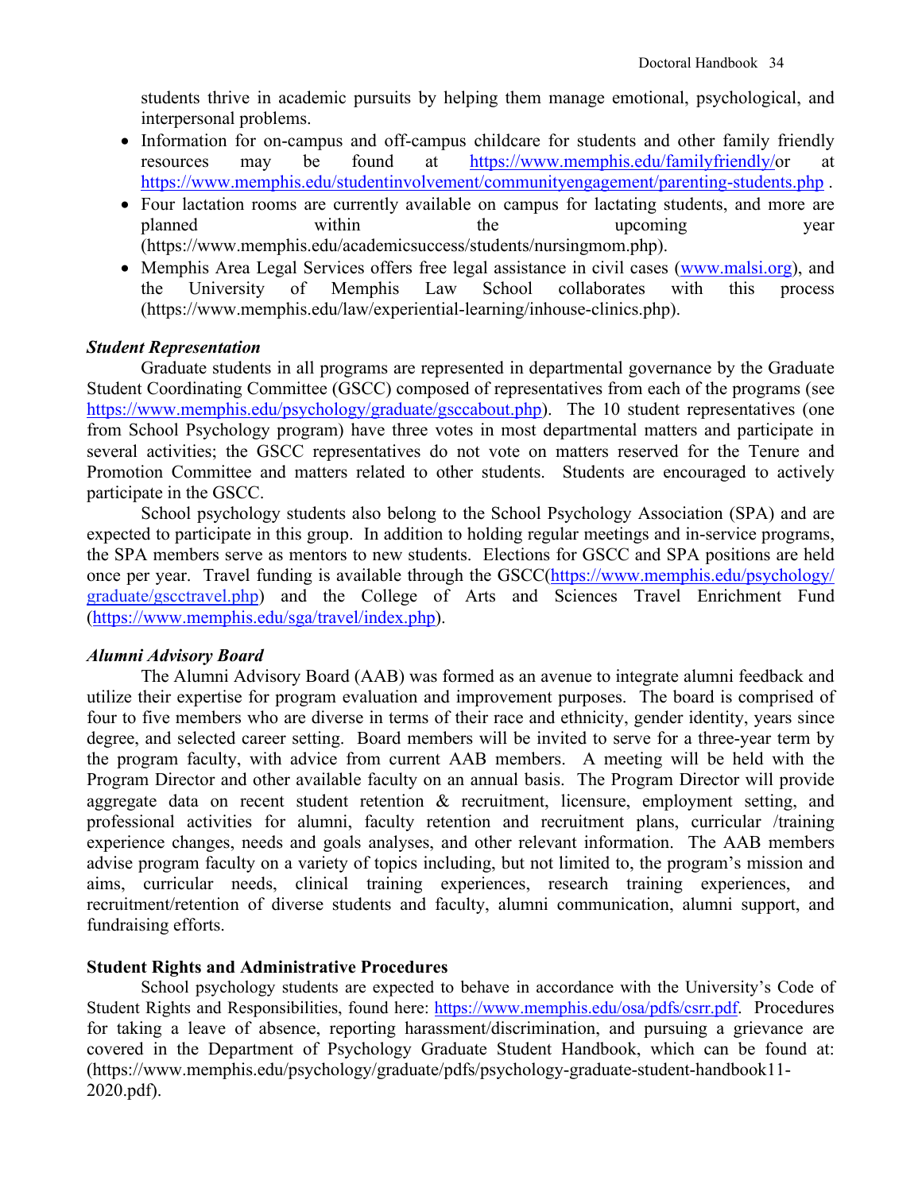students thrive in academic pursuits by helping them manage emotional, psychological, and interpersonal problems.

- Information for on-campus and off-campus childcare for students and other family friendly resources may be found at https://www.memphis.edu/familyfriendly/or at https://www.memphis.edu/studentinvolvement/communityengagement/parenting-students.php .
- Four lactation rooms are currently available on campus for lactating students, and more are planned within the upcoming year (https://www.memphis.edu/academicsuccess/students/nursingmom.php).
- Memphis Area Legal Services offers free legal assistance in civil cases (www.malsi.org), and the University of Memphis Law School collaborates with this process (https://www.memphis.edu/law/experiential-learning/inhouse-clinics.php).

***Student Representation***

Graduate students in all programs are represented in departmental governance by the Graduate Student Coordinating Committee (GSCC) composed of representatives from each of the programs (see https://www.memphis.edu/psychology/graduate/gsccabout.php). The 10 student representatives (one from School Psychology program) have three votes in most departmental matters and participate in several activities; the GSCC representatives do not vote on matters reserved for the Tenure and Promotion Committee and matters related to other students. Students are encouraged to actively participate in the GSCC.

School psychology students also belong to the School Psychology Association (SPA) and are expected to participate in this group. In addition to holding regular meetings and in-service programs, the SPA members serve as mentors to new students. Elections for GSCC and SPA positions are held once per year. Travel funding is available through the GSCC(https://www.memphis.edu/psychology/graduate/gscctravel.php) and the College of Arts and Sciences Travel Enrichment Fund (https://www.memphis.edu/sga/travel/index.php).

***Alumni Advisory Board***

The Alumni Advisory Board (AAB) was formed as an avenue to integrate alumni feedback and utilize their expertise for program evaluation and improvement purposes. The board is comprised of four to five members who are diverse in terms of their race and ethnicity, gender identity, years since degree, and selected career setting. Board members will be invited to serve for a three-year term by the program faculty, with advice from current AAB members. A meeting will be held with the Program Director and other available faculty on an annual basis. The Program Director will provide aggregate data on recent student retention & recruitment, licensure, employment setting, and professional activities for alumni, faculty retention and recruitment plans, curricular /training experience changes, needs and goals analyses, and other relevant information. The AAB members advise program faculty on a variety of topics including, but not limited to, the program's mission and aims, curricular needs, clinical training experiences, research training experiences, and recruitment/retention of diverse students and faculty, alumni communication, alumni support, and fundraising efforts.

**Student Rights and Administrative Procedures**

School psychology students are expected to behave in accordance with the University's Code of Student Rights and Responsibilities, found here: https://www.memphis.edu/osa/pdfs/csrr.pdf. Procedures for taking a leave of absence, reporting harassment/discrimination, and pursuing a grievance are covered in the Department of Psychology Graduate Student Handbook, which can be found at: (https://www.memphis.edu/psychology/graduate/pdfs/psychology-graduate-student-handbook11-2020.pdf).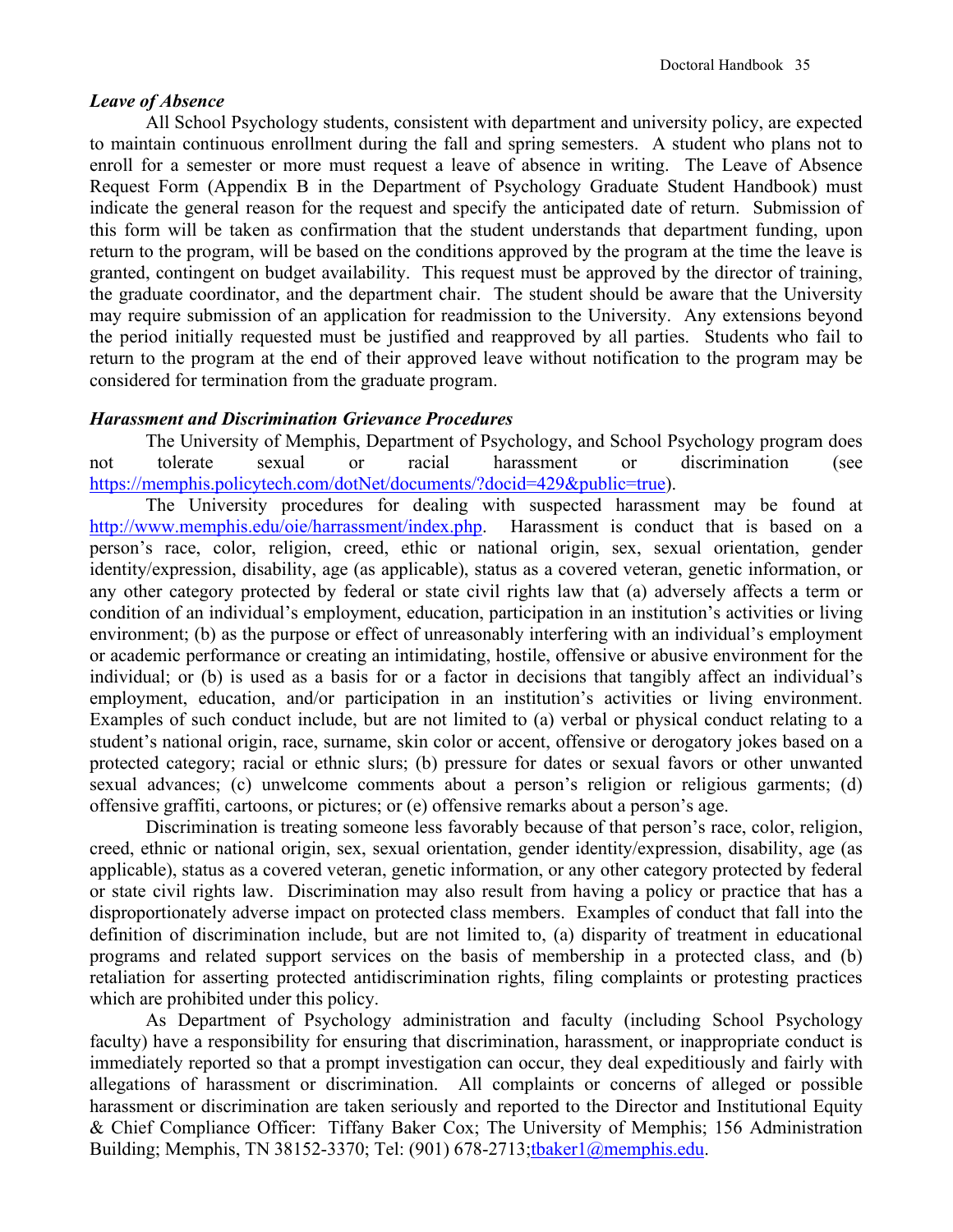***Leave of Absence***

All School Psychology students, consistent with department and university policy, are expected to maintain continuous enrollment during the fall and spring semesters. A student who plans not to enroll for a semester or more must request a leave of absence in writing. The Leave of Absence Request Form (Appendix B in the Department of Psychology Graduate Student Handbook) must indicate the general reason for the request and specify the anticipated date of return. Submission of this form will be taken as confirmation that the student understands that department funding, upon return to the program, will be based on the conditions approved by the program at the time the leave is granted, contingent on budget availability. This request must be approved by the director of training, the graduate coordinator, and the department chair. The student should be aware that the University may require submission of an application for readmission to the University. Any extensions beyond the period initially requested must be justified and reapproved by all parties. Students who fail to return to the program at the end of their approved leave without notification to the program may be considered for termination from the graduate program.

***Harassment and Discrimination Grievance Procedures***

The University of Memphis, Department of Psychology, and School Psychology program does not tolerate sexual or racial harassment or discrimination (see https://memphis.policytech.com/dotNet/documents/?docid=429&public=true).

The University procedures for dealing with suspected harassment may be found at http://www.memphis.edu/oie/harrassment/index.php. Harassment is conduct that is based on a person's race, color, religion, creed, ethic or national origin, sex, sexual orientation, gender identity/expression, disability, age (as applicable), status as a covered veteran, genetic information, or any other category protected by federal or state civil rights law that (a) adversely affects a term or condition of an individual's employment, education, participation in an institution's activities or living environment; (b) as the purpose or effect of unreasonably interfering with an individual's employment or academic performance or creating an intimidating, hostile, offensive or abusive environment for the individual; or (b) is used as a basis for or a factor in decisions that tangibly affect an individual's employment, education, and/or participation in an institution's activities or living environment. Examples of such conduct include, but are not limited to (a) verbal or physical conduct relating to a student's national origin, race, surname, skin color or accent, offensive or derogatory jokes based on a protected category; racial or ethnic slurs; (b) pressure for dates or sexual favors or other unwanted sexual advances; (c) unwelcome comments about a person's religion or religious garments; (d) offensive graffiti, cartoons, or pictures; or (e) offensive remarks about a person's age.

Discrimination is treating someone less favorably because of that person's race, color, religion, creed, ethnic or national origin, sex, sexual orientation, gender identity/expression, disability, age (as applicable), status as a covered veteran, genetic information, or any other category protected by federal or state civil rights law. Discrimination may also result from having a policy or practice that has a disproportionately adverse impact on protected class members. Examples of conduct that fall into the definition of discrimination include, but are not limited to, (a) disparity of treatment in educational programs and related support services on the basis of membership in a protected class, and (b) retaliation for asserting protected antidiscrimination rights, filing complaints or protesting practices which are prohibited under this policy.

As Department of Psychology administration and faculty (including School Psychology faculty) have a responsibility for ensuring that discrimination, harassment, or inappropriate conduct is immediately reported so that a prompt investigation can occur, they deal expeditiously and fairly with allegations of harassment or discrimination. All complaints or concerns of alleged or possible harassment or discrimination are taken seriously and reported to the Director and Institutional Equity & Chief Compliance Officer: Tiffany Baker Cox; The University of Memphis; 156 Administration Building; Memphis, TN 38152-3370; Tel: (901) 678-2713;tbaker1@memphis.edu.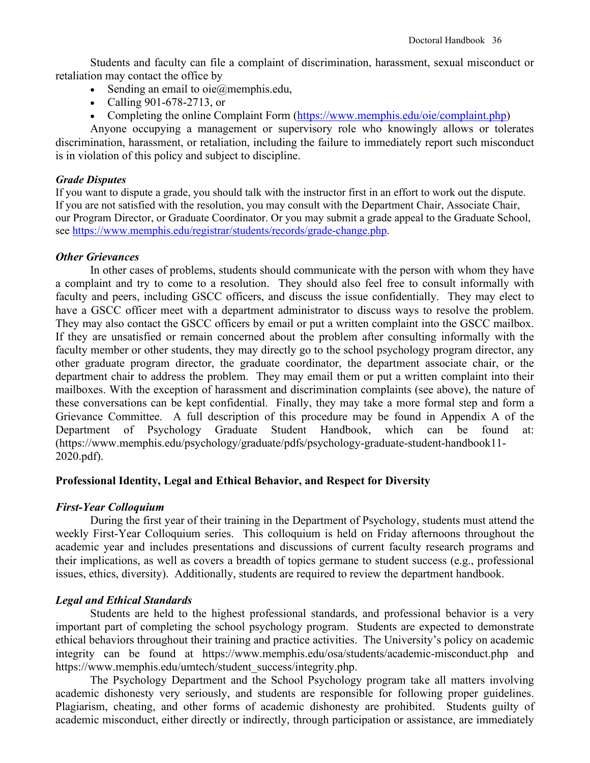Students and faculty can file a complaint of discrimination, harassment, sexual misconduct or retaliation may contact the office by

- Sending an email to oie@memphis.edu,
- Calling 901-678-2713, or
- Completing the online Complaint Form (https://www.memphis.edu/oie/complaint.php)

Anyone occupying a management or supervisory role who knowingly allows or tolerates discrimination, harassment, or retaliation, including the failure to immediately report such misconduct is in violation of this policy and subject to discipline.

### *Grade Disputes*

If you want to dispute a grade, you should talk with the instructor first in an effort to work out the dispute. If you are not satisfied with the resolution, you may consult with the Department Chair, Associate Chair, our Program Director, or Graduate Coordinator. Or you may submit a grade appeal to the Graduate School, see https://www.memphis.edu/registrar/students/records/grade-change.php.

### *Other Grievances*

In other cases of problems, students should communicate with the person with whom they have a complaint and try to come to a resolution. They should also feel free to consult informally with faculty and peers, including GSCC officers, and discuss the issue confidentially. They may elect to have a GSCC officer meet with a department administrator to discuss ways to resolve the problem. They may also contact the GSCC officers by email or put a written complaint into the GSCC mailbox. If they are unsatisfied or remain concerned about the problem after consulting informally with the faculty member or other students, they may directly go to the school psychology program director, any other graduate program director, the graduate coordinator, the department associate chair, or the department chair to address the problem. They may email them or put a written complaint into their mailboxes. With the exception of harassment and discrimination complaints (see above), the nature of these conversations can be kept confidential. Finally, they may take a more formal step and form a Grievance Committee. A full description of this procedure may be found in Appendix A of the Department of Psychology Graduate Student Handbook, which can be found at: (https://www.memphis.edu/psychology/graduate/pdfs/psychology-graduate-student-handbook11-2020.pdf).

## **Professional Identity, Legal and Ethical Behavior, and Respect for Diversity**

### *First-Year Colloquium*

During the first year of their training in the Department of Psychology, students must attend the weekly First-Year Colloquium series. This colloquium is held on Friday afternoons throughout the academic year and includes presentations and discussions of current faculty research programs and their implications, as well as covers a breadth of topics germane to student success (e.g., professional issues, ethics, diversity). Additionally, students are required to review the department handbook.

### *Legal and Ethical Standards*

Students are held to the highest professional standards, and professional behavior is a very important part of completing the school psychology program. Students are expected to demonstrate ethical behaviors throughout their training and practice activities. The University's policy on academic integrity can be found at https://www.memphis.edu/osa/students/academic-misconduct.php and https://www.memphis.edu/umtech/student_success/integrity.php.

The Psychology Department and the School Psychology program take all matters involving academic dishonesty very seriously, and students are responsible for following proper guidelines. Plagiarism, cheating, and other forms of academic dishonesty are prohibited. Students guilty of academic misconduct, either directly or indirectly, through participation or assistance, are immediately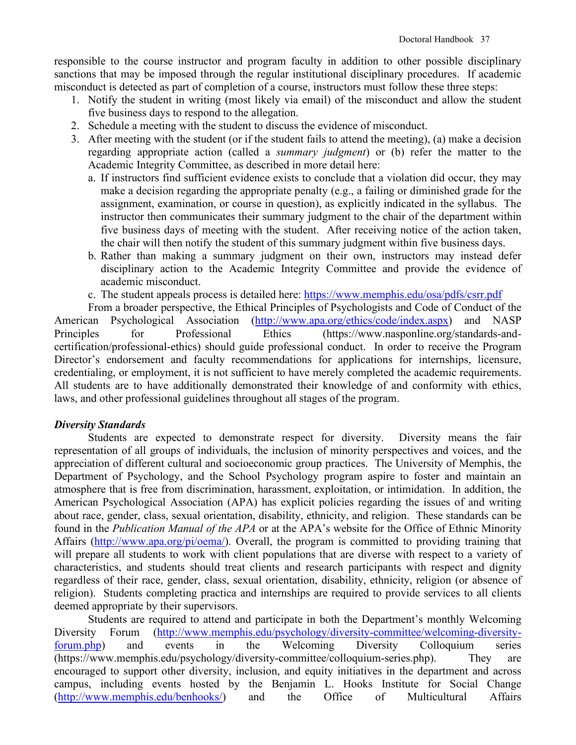responsible to the course instructor and program faculty in addition to other possible disciplinary sanctions that may be imposed through the regular institutional disciplinary procedures. If academic misconduct is detected as part of completion of a course, instructors must follow these three steps:

1. Notify the student in writing (most likely via email) of the misconduct and allow the student five business days to respond to the allegation.
2. Schedule a meeting with the student to discuss the evidence of misconduct.
3. After meeting with the student (or if the student fails to attend the meeting), (a) make a decision regarding appropriate action (called a *summary judgment*) or (b) refer the matter to the Academic Integrity Committee, as described in more detail here:
   a. If instructors find sufficient evidence exists to conclude that a violation did occur, they may make a decision regarding the appropriate penalty (e.g., a failing or diminished grade for the assignment, examination, or course in question), as explicitly indicated in the syllabus. The instructor then communicates their summary judgment to the chair of the department within five business days of meeting with the student. After receiving notice of the action taken, the chair will then notify the student of this summary judgment within five business days.
   b. Rather than making a summary judgment on their own, instructors may instead defer disciplinary action to the Academic Integrity Committee and provide the evidence of academic misconduct.
   c. The student appeals process is detailed here: https://www.memphis.edu/osa/pdfs/csrr.pdf

From a broader perspective, the Ethical Principles of Psychologists and Code of Conduct of the American Psychological Association (http://www.apa.org/ethics/code/index.aspx) and NASP Principles for Professional Ethics (https://www.nasponline.org/standards-and-certification/professional-ethics) should guide professional conduct. In order to receive the Program Director's endorsement and faculty recommendations for applications for internships, licensure, credentialing, or employment, it is not sufficient to have merely completed the academic requirements. All students are to have additionally demonstrated their knowledge of and conformity with ethics, laws, and other professional guidelines throughout all stages of the program.

### *Diversity Standards*

Students are expected to demonstrate respect for diversity. Diversity means the fair representation of all groups of individuals, the inclusion of minority perspectives and voices, and the appreciation of different cultural and socioeconomic group practices. The University of Memphis, the Department of Psychology, and the School Psychology program aspire to foster and maintain an atmosphere that is free from discrimination, harassment, exploitation, or intimidation. In addition, the American Psychological Association (APA) has explicit policies regarding the issues of and writing about race, gender, class, sexual orientation, disability, ethnicity, and religion. These standards can be found in the *Publication Manual of the APA* or at the APA's website for the Office of Ethnic Minority Affairs (http://www.apa.org/pi/oema/). Overall, the program is committed to providing training that will prepare all students to work with client populations that are diverse with respect to a variety of characteristics, and students should treat clients and research participants with respect and dignity regardless of their race, gender, class, sexual orientation, disability, ethnicity, religion (or absence of religion). Students completing practica and internships are required to provide services to all clients deemed appropriate by their supervisors.

Students are required to attend and participate in both the Department's monthly Welcoming Diversity Forum (http://www.memphis.edu/psychology/diversity-committee/welcoming-diversity-forum.php) and events in the Welcoming Diversity Colloquium series (https://www.memphis.edu/psychology/diversity-committee/colloquium-series.php). They are encouraged to support other diversity, inclusion, and equity initiatives in the department and across campus, including events hosted by the Benjamin L. Hooks Institute for Social Change (http://www.memphis.edu/benhooks/) and the Office of Multicultural Affairs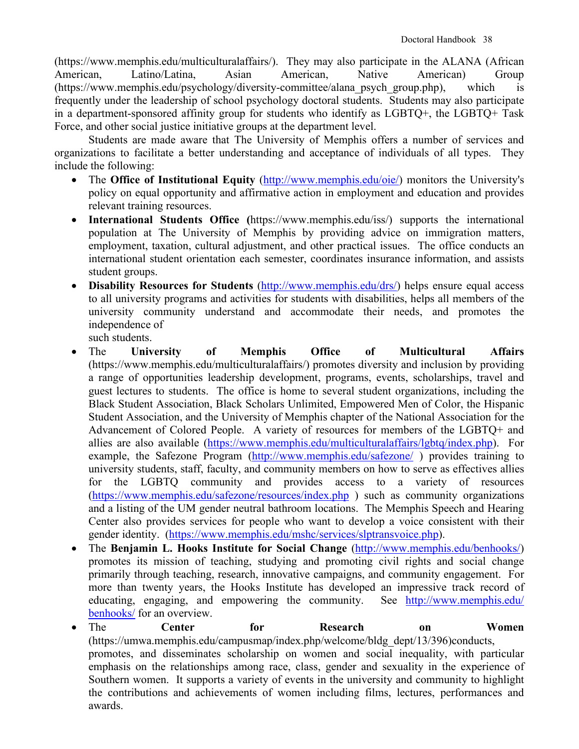(https://www.memphis.edu/multiculturalaffairs/). They may also participate in the ALANA (African American, Latino/Latina, Asian American, Native American) Group (https://www.memphis.edu/psychology/diversity-committee/alana_psych_group.php), which is frequently under the leadership of school psychology doctoral students. Students may also participate in a department-sponsored affinity group for students who identify as LGBTQ+, the LGBTQ+ Task Force, and other social justice initiative groups at the department level.

Students are made aware that The University of Memphis offers a number of services and organizations to facilitate a better understanding and acceptance of individuals of all types. They include the following:

- The **Office of Institutional Equity** (http://www.memphis.edu/oie/) monitors the University's policy on equal opportunity and affirmative action in employment and education and provides relevant training resources.
- **International Students Office (**https://www.memphis.edu/iss/) supports the international population at The University of Memphis by providing advice on immigration matters, employment, taxation, cultural adjustment, and other practical issues. The office conducts an international student orientation each semester, coordinates insurance information, and assists student groups.
- **Disability Resources for Students** (http://www.memphis.edu/drs/) helps ensure equal access to all university programs and activities for students with disabilities, helps all members of the university community understand and accommodate their needs, and promotes the independence of such students.
- The **University of Memphis Office of Multicultural Affairs** (https://www.memphis.edu/multiculturalaffairs/) promotes diversity and inclusion by providing a range of opportunities leadership development, programs, events, scholarships, travel and guest lectures to students. The office is home to several student organizations, including the Black Student Association, Black Scholars Unlimited, Empowered Men of Color, the Hispanic Student Association, and the University of Memphis chapter of the National Association for the Advancement of Colored People. A variety of resources for members of the LGBTQ+ and allies are also available (https://www.memphis.edu/multiculturalaffairs/lgbtq/index.php). For example, the Safezone Program (http://www.memphis.edu/safezone/ ) provides training to university students, staff, faculty, and community members on how to serve as effectives allies for the LGBTQ community and provides access to a variety of resources (https://www.memphis.edu/safezone/resources/index.php ) such as community organizations and a listing of the UM gender neutral bathroom locations. The Memphis Speech and Hearing Center also provides services for people who want to develop a voice consistent with their gender identity. (https://www.memphis.edu/mshc/services/slptransvoice.php).
- The **Benjamin L. Hooks Institute for Social Change** (http://www.memphis.edu/benhooks/) promotes its mission of teaching, studying and promoting civil rights and social change primarily through teaching, research, innovative campaigns, and community engagement. For more than twenty years, the Hooks Institute has developed an impressive track record of educating, engaging, and empowering the community. See http://www.memphis.edu/benhooks/ for an overview.
- The **Center for Research on Women** (https://umwa.memphis.edu/campusmap/index.php/welcome/bldg_dept/13/396)conducts, promotes, and disseminates scholarship on women and social inequality, with particular emphasis on the relationships among race, class, gender and sexuality in the experience of Southern women. It supports a variety of events in the university and community to highlight the contributions and achievements of women including films, lectures, performances and awards.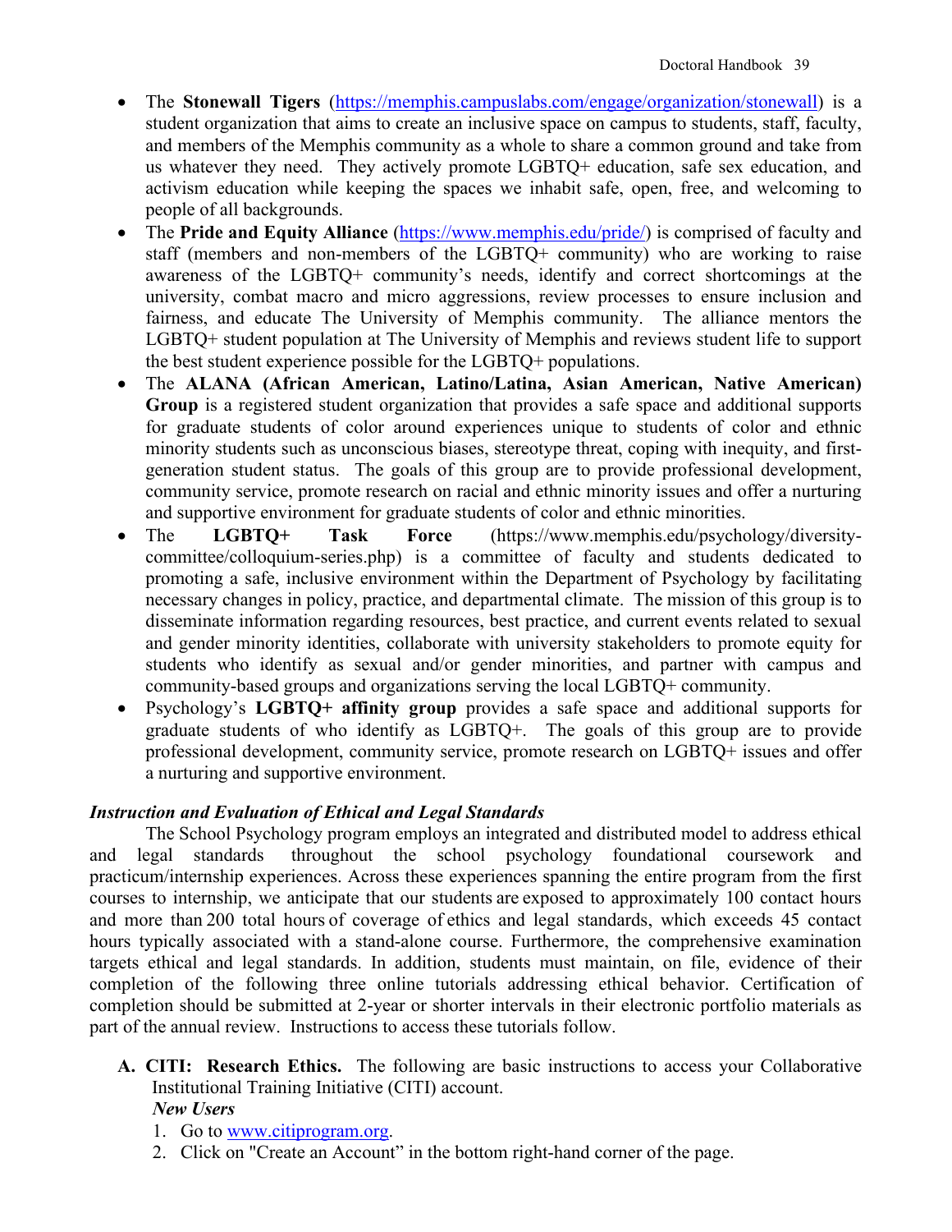- The **Stonewall Tigers** (https://memphis.campuslabs.com/engage/organization/stonewall) is a student organization that aims to create an inclusive space on campus to students, staff, faculty, and members of the Memphis community as a whole to share a common ground and take from us whatever they need. They actively promote LGBTQ+ education, safe sex education, and activism education while keeping the spaces we inhabit safe, open, free, and welcoming to people of all backgrounds.
- The **Pride and Equity Alliance** (https://www.memphis.edu/pride/) is comprised of faculty and staff (members and non-members of the LGBTQ+ community) who are working to raise awareness of the LGBTQ+ community's needs, identify and correct shortcomings at the university, combat macro and micro aggressions, review processes to ensure inclusion and fairness, and educate The University of Memphis community. The alliance mentors the LGBTQ+ student population at The University of Memphis and reviews student life to support the best student experience possible for the LGBTQ+ populations.
- The **ALANA (African American, Latino/Latina, Asian American, Native American) Group** is a registered student organization that provides a safe space and additional supports for graduate students of color around experiences unique to students of color and ethnic minority students such as unconscious biases, stereotype threat, coping with inequity, and first-generation student status. The goals of this group are to provide professional development, community service, promote research on racial and ethnic minority issues and offer a nurturing and supportive environment for graduate students of color and ethnic minorities.
- The **LGBTQ+ Task Force** (https://www.memphis.edu/psychology/diversity-committee/colloquium-series.php) is a committee of faculty and students dedicated to promoting a safe, inclusive environment within the Department of Psychology by facilitating necessary changes in policy, practice, and departmental climate. The mission of this group is to disseminate information regarding resources, best practice, and current events related to sexual and gender minority identities, collaborate with university stakeholders to promote equity for students who identify as sexual and/or gender minorities, and partner with campus and community-based groups and organizations serving the local LGBTQ+ community.
- Psychology's **LGBTQ+ affinity group** provides a safe space and additional supports for graduate students of who identify as LGBTQ+. The goals of this group are to provide professional development, community service, promote research on LGBTQ+ issues and offer a nurturing and supportive environment.

***Instruction and Evaluation of Ethical and Legal Standards***

The School Psychology program employs an integrated and distributed model to address ethical and legal standards throughout the school psychology foundational coursework and practicum/internship experiences. Across these experiences spanning the entire program from the first courses to internship, we anticipate that our students are exposed to approximately 100 contact hours and more than 200 total hours of coverage of ethics and legal standards, which exceeds 45 contact hours typically associated with a stand-alone course. Furthermore, the comprehensive examination targets ethical and legal standards. In addition, students must maintain, on file, evidence of their completion of the following three online tutorials addressing ethical behavior. Certification of completion should be submitted at 2-year or shorter intervals in their electronic portfolio materials as part of the annual review. Instructions to access these tutorials follow.

**A. CITI: Research Ethics.** The following are basic instructions to access your Collaborative Institutional Training Initiative (CITI) account.

***New Users***

1. Go to www.citiprogram.org.
2. Click on "Create an Account" in the bottom right-hand corner of the page.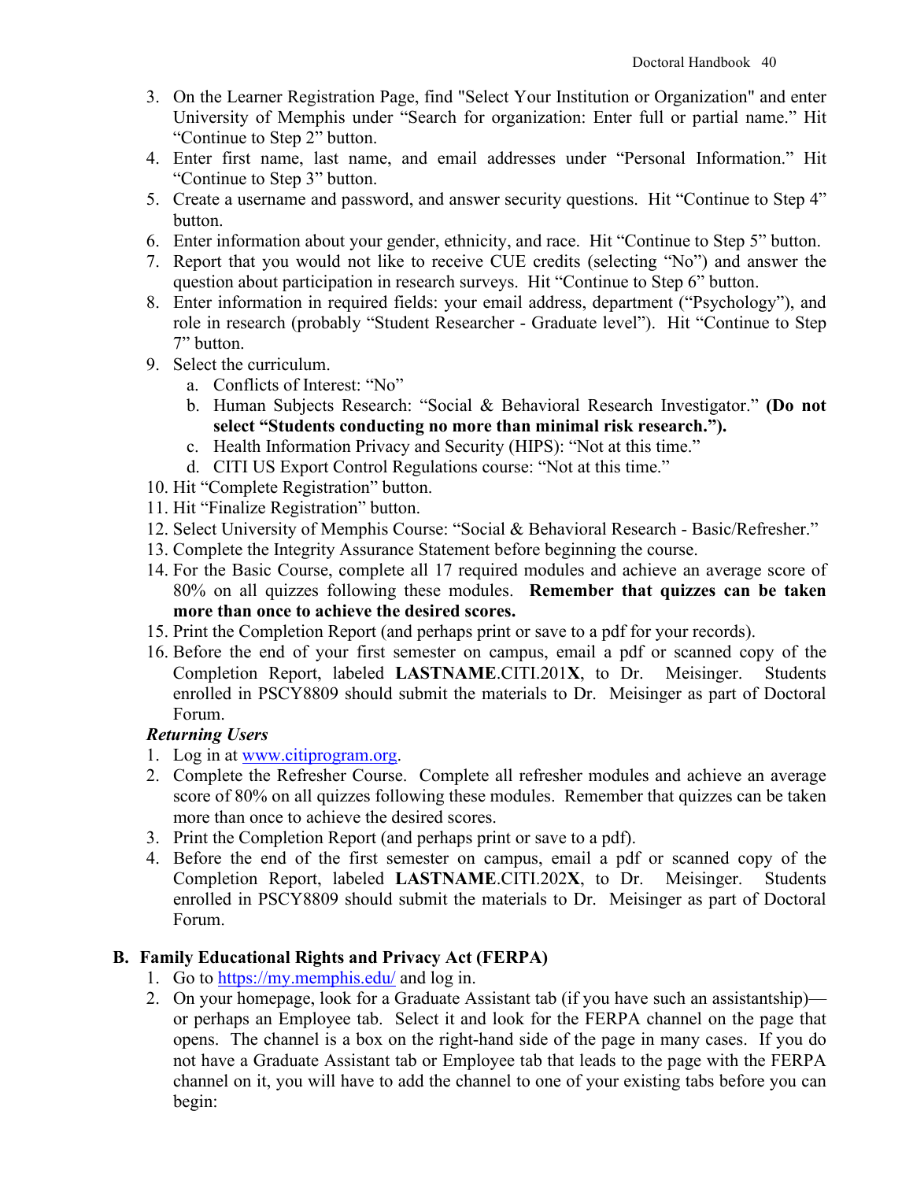3. On the Learner Registration Page, find "Select Your Institution or Organization" and enter University of Memphis under “Search for organization: Enter full or partial name.” Hit “Continue to Step 2” button.
4. Enter first name, last name, and email addresses under “Personal Information.” Hit “Continue to Step 3” button.
5. Create a username and password, and answer security questions. Hit “Continue to Step 4” button.
6. Enter information about your gender, ethnicity, and race. Hit “Continue to Step 5” button.
7. Report that you would not like to receive CUE credits (selecting “No”) and answer the question about participation in research surveys. Hit “Continue to Step 6” button.
8. Enter information in required fields: your email address, department (“Psychology”), and role in research (probably “Student Researcher - Graduate level”). Hit “Continue to Step 7” button.
9. Select the curriculum.
   a. Conflicts of Interest: “No”
   b. Human Subjects Research: “Social & Behavioral Research Investigator.” **(Do not select “Students conducting no more than minimal risk research.”).**
   c. Health Information Privacy and Security (HIPS): “Not at this time.”
   d. CITI US Export Control Regulations course: “Not at this time.”
10. Hit “Complete Registration” button.
11. Hit “Finalize Registration” button.
12. Select University of Memphis Course: “Social & Behavioral Research - Basic/Refresher.”
13. Complete the Integrity Assurance Statement before beginning the course.
14. For the Basic Course, complete all 17 required modules and achieve an average score of 80% on all quizzes following these modules. **Remember that quizzes can be taken more than once to achieve the desired scores.**
15. Print the Completion Report (and perhaps print or save to a pdf for your records).
16. Before the end of your first semester on campus, email a pdf or scanned copy of the Completion Report, labeled **LASTNAME**.CITI.201**X**, to Dr. Meisinger. Students enrolled in PSCY8809 should submit the materials to Dr. Meisinger as part of Doctoral Forum.

***Returning Users***

1. Log in at [www.citiprogram.org](www.citiprogram.org).
2. Complete the Refresher Course. Complete all refresher modules and achieve an average score of 80% on all quizzes following these modules. Remember that quizzes can be taken more than once to achieve the desired scores.
3. Print the Completion Report (and perhaps print or save to a pdf).
4. Before the end of the first semester on campus, email a pdf or scanned copy of the Completion Report, labeled **LASTNAME**.CITI.202**X**, to Dr. Meisinger. Students enrolled in PSCY8809 should submit the materials to Dr. Meisinger as part of Doctoral Forum.

## B. Family Educational Rights and Privacy Act (FERPA)

1. Go to [https://my.memphis.edu/](https://my.memphis.edu/) and log in.
2. On your homepage, look for a Graduate Assistant tab (if you have such an assistantship)—or perhaps an Employee tab. Select it and look for the FERPA channel on the page that opens. The channel is a box on the right-hand side of the page in many cases. If you do not have a Graduate Assistant tab or Employee tab that leads to the page with the FERPA channel on it, you will have to add the channel to one of your existing tabs before you can begin: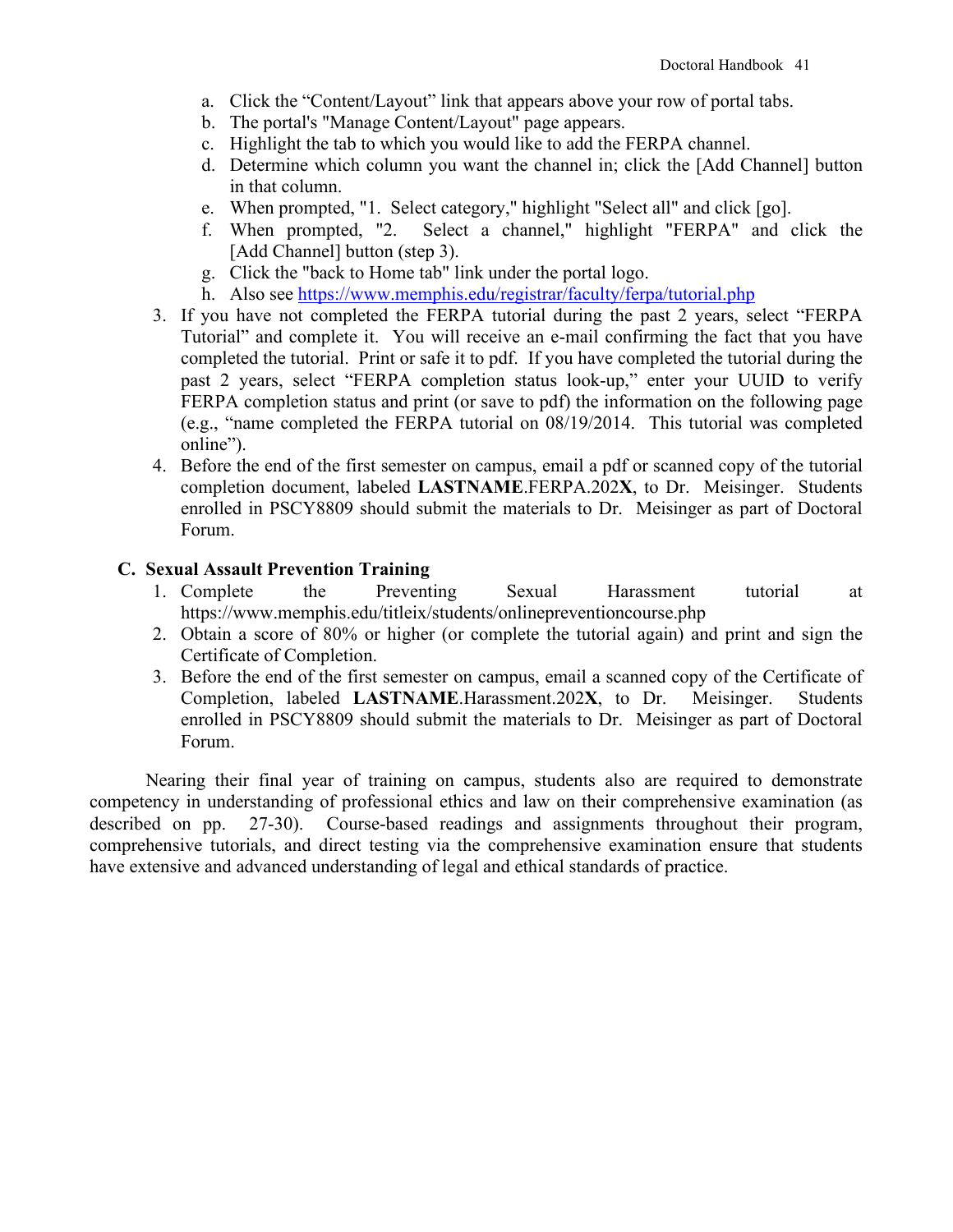a. Click the "Content/Layout" link that appears above your row of portal tabs.
b. The portal's "Manage Content/Layout" page appears.
c. Highlight the tab to which you would like to add the FERPA channel.
d. Determine which column you want the channel in; click the [Add Channel] button in that column.
e. When prompted, "1. Select category," highlight "Select all" and click [go].
f. When prompted, "2. Select a channel," highlight "FERPA" and click the [Add Channel] button (step 3).
g. Click the "back to Home tab" link under the portal logo.
h. Also see https://www.memphis.edu/registrar/faculty/ferpa/tutorial.php

3. If you have not completed the FERPA tutorial during the past 2 years, select "FERPA Tutorial" and complete it. You will receive an e-mail confirming the fact that you have completed the tutorial. Print or safe it to pdf. If you have completed the tutorial during the past 2 years, select "FERPA completion status look-up," enter your UUID to verify FERPA completion status and print (or save to pdf) the information on the following page (e.g., "name completed the FERPA tutorial on 08/19/2014. This tutorial was completed online").
4. Before the end of the first semester on campus, email a pdf or scanned copy of the tutorial completion document, labeled **LASTNAME**.FERPA.202**X**, to Dr. Meisinger. Students enrolled in PSCY8809 should submit the materials to Dr. Meisinger as part of Doctoral Forum.

### C. Sexual Assault Prevention Training

1. Complete the Preventing Sexual Harassment tutorial at https://www.memphis.edu/titleix/students/onlinepreventioncourse.php
2. Obtain a score of 80% or higher (or complete the tutorial again) and print and sign the Certificate of Completion.
3. Before the end of the first semester on campus, email a scanned copy of the Certificate of Completion, labeled **LASTNAME**.Harassment.202**X**, to Dr. Meisinger. Students enrolled in PSCY8809 should submit the materials to Dr. Meisinger as part of Doctoral Forum.

Nearing their final year of training on campus, students also are required to demonstrate competency in understanding of professional ethics and law on their comprehensive examination (as described on pp. 27-30). Course-based readings and assignments throughout their program, comprehensive tutorials, and direct testing via the comprehensive examination ensure that students have extensive and advanced understanding of legal and ethical standards of practice.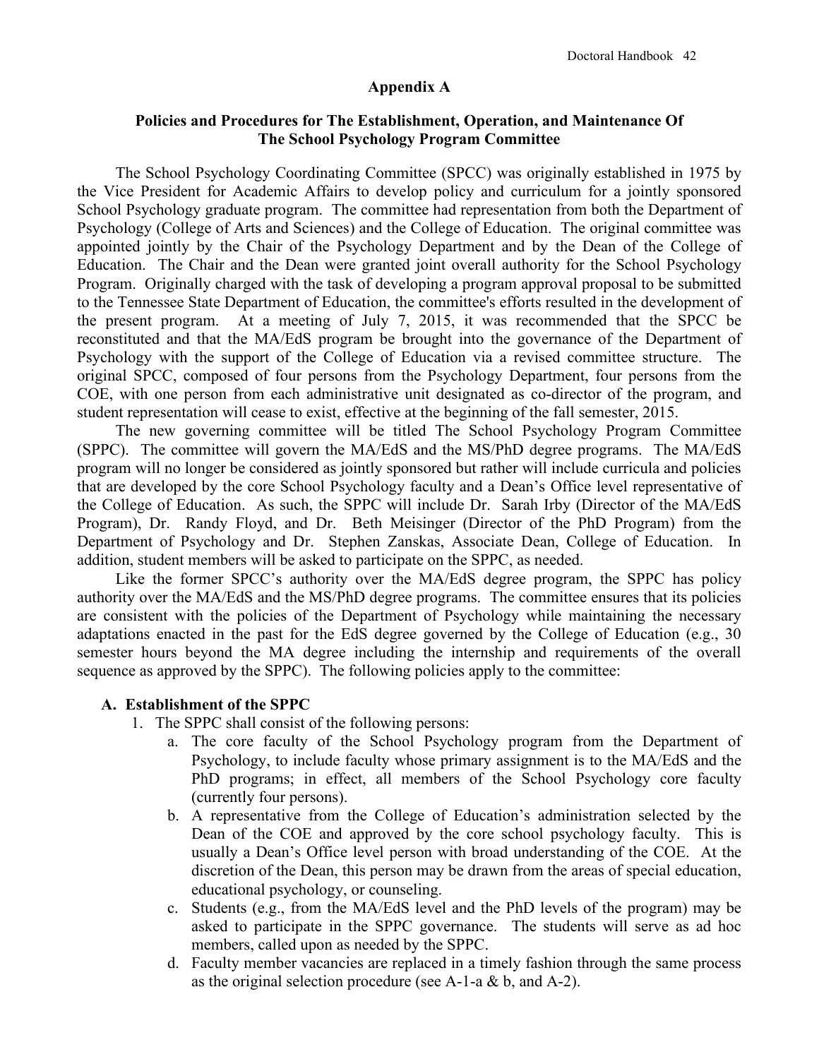## Appendix A

### Policies and Procedures for The Establishment, Operation, and Maintenance Of The School Psychology Program Committee

The School Psychology Coordinating Committee (SPCC) was originally established in 1975 by the Vice President for Academic Affairs to develop policy and curriculum for a jointly sponsored School Psychology graduate program. The committee had representation from both the Department of Psychology (College of Arts and Sciences) and the College of Education. The original committee was appointed jointly by the Chair of the Psychology Department and by the Dean of the College of Education. The Chair and the Dean were granted joint overall authority for the School Psychology Program. Originally charged with the task of developing a program approval proposal to be submitted to the Tennessee State Department of Education, the committee's efforts resulted in the development of the present program. At a meeting of July 7, 2015, it was recommended that the SPCC be reconstituted and that the MA/EdS program be brought into the governance of the Department of Psychology with the support of the College of Education via a revised committee structure. The original SPCC, composed of four persons from the Psychology Department, four persons from the COE, with one person from each administrative unit designated as co-director of the program, and student representation will cease to exist, effective at the beginning of the fall semester, 2015.

The new governing committee will be titled The School Psychology Program Committee (SPPC). The committee will govern the MA/EdS and the MS/PhD degree programs. The MA/EdS program will no longer be considered as jointly sponsored but rather will include curricula and policies that are developed by the core School Psychology faculty and a Dean's Office level representative of the College of Education. As such, the SPPC will include Dr. Sarah Irby (Director of the MA/EdS Program), Dr. Randy Floyd, and Dr. Beth Meisinger (Director of the PhD Program) from the Department of Psychology and Dr. Stephen Zanskas, Associate Dean, College of Education. In addition, student members will be asked to participate on the SPPC, as needed.

Like the former SPCC's authority over the MA/EdS degree program, the SPPC has policy authority over the MA/EdS and the MS/PhD degree programs. The committee ensures that its policies are consistent with the policies of the Department of Psychology while maintaining the necessary adaptations enacted in the past for the EdS degree governed by the College of Education (e.g., 30 semester hours beyond the MA degree including the internship and requirements of the overall sequence as approved by the SPPC). The following policies apply to the committee:

**A. Establishment of the SPPC**

1. The SPPC shall consist of the following persons:
   a. The core faculty of the School Psychology program from the Department of Psychology, to include faculty whose primary assignment is to the MA/EdS and the PhD programs; in effect, all members of the School Psychology core faculty (currently four persons).
   b. A representative from the College of Education's administration selected by the Dean of the COE and approved by the core school psychology faculty. This is usually a Dean's Office level person with broad understanding of the COE. At the discretion of the Dean, this person may be drawn from the areas of special education, educational psychology, or counseling.
   c. Students (e.g., from the MA/EdS level and the PhD levels of the program) may be asked to participate in the SPPC governance. The students will serve as ad hoc members, called upon as needed by the SPPC.
   d. Faculty member vacancies are replaced in a timely fashion through the same process as the original selection procedure (see A-1-a & b, and A-2).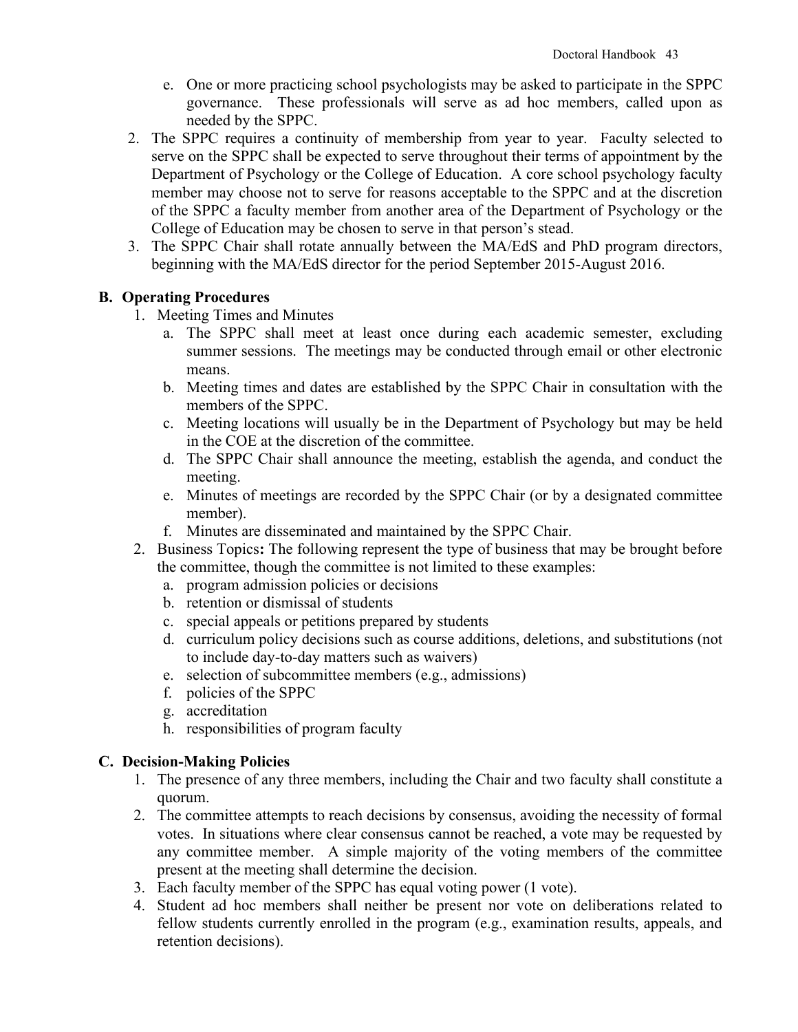e. One or more practicing school psychologists may be asked to participate in the SPPC governance. These professionals will serve as ad hoc members, called upon as needed by the SPPC.

2. The SPPC requires a continuity of membership from year to year. Faculty selected to serve on the SPPC shall be expected to serve throughout their terms of appointment by the Department of Psychology or the College of Education. A core school psychology faculty member may choose not to serve for reasons acceptable to the SPPC and at the discretion of the SPPC a faculty member from another area of the Department of Psychology or the College of Education may be chosen to serve in that person's stead.
3. The SPPC Chair shall rotate annually between the MA/EdS and PhD program directors, beginning with the MA/EdS director for the period September 2015-August 2016.

## B. Operating Procedures

1. Meeting Times and Minutes
   a. The SPPC shall meet at least once during each academic semester, excluding summer sessions. The meetings may be conducted through email or other electronic means.
   b. Meeting times and dates are established by the SPPC Chair in consultation with the members of the SPPC.
   c. Meeting locations will usually be in the Department of Psychology but may be held in the COE at the discretion of the committee.
   d. The SPPC Chair shall announce the meeting, establish the agenda, and conduct the meeting.
   e. Minutes of meetings are recorded by the SPPC Chair (or by a designated committee member).
   f. Minutes are disseminated and maintained by the SPPC Chair.
2. Business Topics**:** The following represent the type of business that may be brought before the committee, though the committee is not limited to these examples:
   a. program admission policies or decisions
   b. retention or dismissal of students
   c. special appeals or petitions prepared by students
   d. curriculum policy decisions such as course additions, deletions, and substitutions (not to include day-to-day matters such as waivers)
   e. selection of subcommittee members (e.g., admissions)
   f. policies of the SPPC
   g. accreditation
   h. responsibilities of program faculty

## C. Decision-Making Policies

1. The presence of any three members, including the Chair and two faculty shall constitute a quorum.
2. The committee attempts to reach decisions by consensus, avoiding the necessity of formal votes. In situations where clear consensus cannot be reached, a vote may be requested by any committee member. A simple majority of the voting members of the committee present at the meeting shall determine the decision.
3. Each faculty member of the SPPC has equal voting power (1 vote).
4. Student ad hoc members shall neither be present nor vote on deliberations related to fellow students currently enrolled in the program (e.g., examination results, appeals, and retention decisions).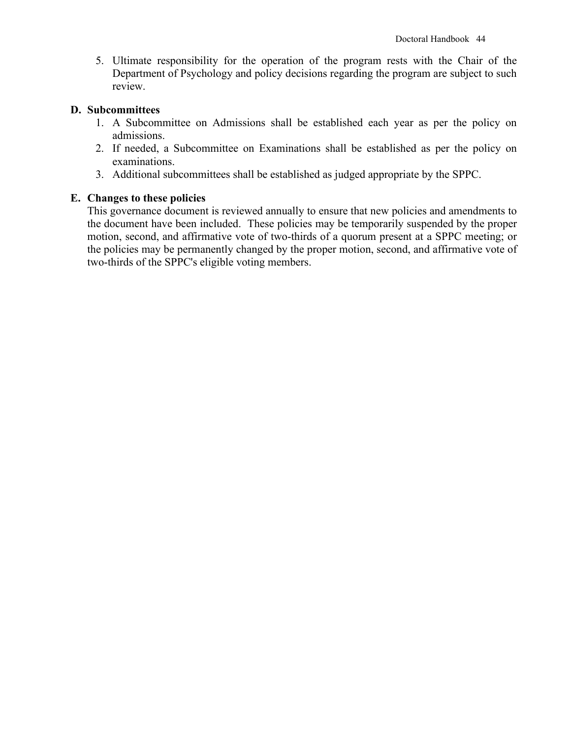5. Ultimate responsibility for the operation of the program rests with the Chair of the Department of Psychology and policy decisions regarding the program are subject to such review.

**D. Subcommittees**

1. A Subcommittee on Admissions shall be established each year as per the policy on admissions.
2. If needed, a Subcommittee on Examinations shall be established as per the policy on examinations.
3. Additional subcommittees shall be established as judged appropriate by the SPPC.

**E. Changes to these policies**

This governance document is reviewed annually to ensure that new policies and amendments to the document have been included. These policies may be temporarily suspended by the proper motion, second, and affirmative vote of two-thirds of a quorum present at a SPPC meeting; or the policies may be permanently changed by the proper motion, second, and affirmative vote of two-thirds of the SPPC's eligible voting members.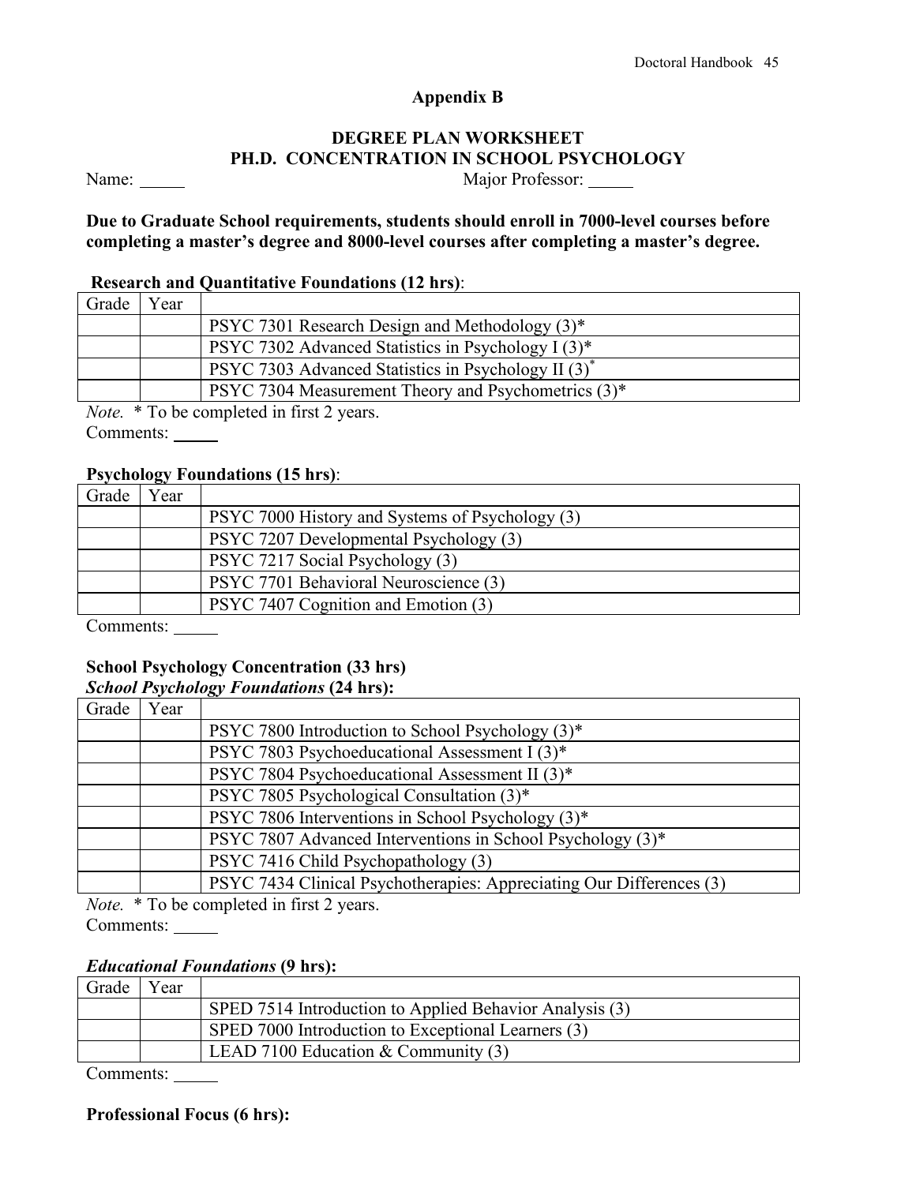## Appendix B

### DEGREE PLAN WORKSHEET
### PH.D. CONCENTRATION IN SCHOOL PSYCHOLOGY

Name: _____ Major Professor: _____

**Due to Graduate School requirements, students should enroll in 7000-level courses before completing a master's degree and 8000-level courses after completing a master's degree.**

**Research and Quantitative Foundations (12 hrs)**:

| Grade | Year | |
|---|---|---|
| | | PSYC 7301 Research Design and Methodology (3)* |
| | | PSYC 7302 Advanced Statistics in Psychology I (3)* |
| | | PSYC 7303 Advanced Statistics in Psychology II (3)* |
| | | PSYC 7304 Measurement Theory and Psychometrics (3)* |

*Note.* * To be completed in first 2 years.

Comments: _____

**Psychology Foundations (15 hrs)**:

| Grade | Year | |
|---|---|---|
| | | PSYC 7000 History and Systems of Psychology (3) |
| | | PSYC 7207 Developmental Psychology (3) |
| | | PSYC 7217 Social Psychology (3) |
| | | PSYC 7701 Behavioral Neuroscience (3) |
| | | PSYC 7407 Cognition and Emotion (3) |

Comments: _____

**School Psychology Concentration (33 hrs)**

***School Psychology Foundations* (24 hrs):**

| Grade | Year | |
|---|---|---|
| | | PSYC 7800 Introduction to School Psychology (3)* |
| | | PSYC 7803 Psychoeducational Assessment I (3)* |
| | | PSYC 7804 Psychoeducational Assessment II (3)* |
| | | PSYC 7805 Psychological Consultation (3)* |
| | | PSYC 7806 Interventions in School Psychology (3)* |
| | | PSYC 7807 Advanced Interventions in School Psychology (3)* |
| | | PSYC 7416 Child Psychopathology (3) |
| | | PSYC 7434 Clinical Psychotherapies: Appreciating Our Differences (3) |

*Note.* * To be completed in first 2 years.

Comments: _____

***Educational Foundations* (9 hrs):**

| Grade | Year | |
|---|---|---|
| | | SPED 7514 Introduction to Applied Behavior Analysis (3) |
| | | SPED 7000 Introduction to Exceptional Learners (3) |
| | | LEAD 7100 Education & Community (3) |

Comments: _____

**Professional Focus (6 hrs):**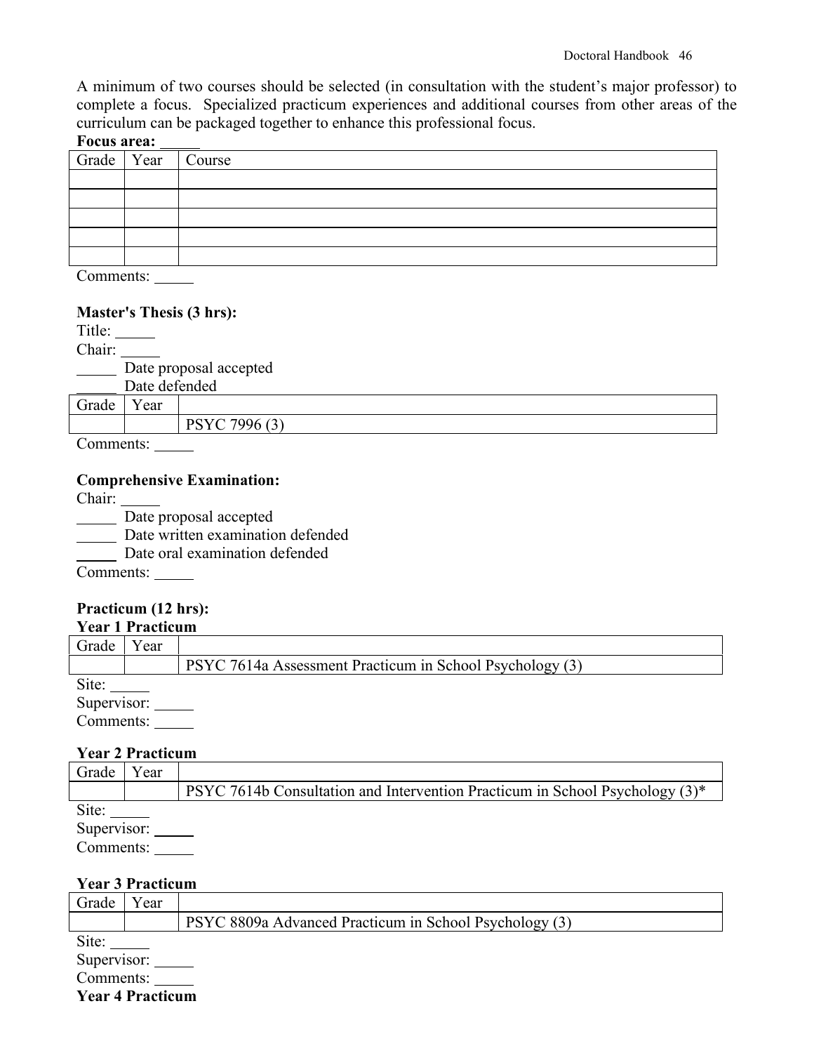A minimum of two courses should be selected (in consultation with the student's major professor) to complete a focus. Specialized practicum experiences and additional courses from other areas of the curriculum can be packaged together to enhance this professional focus.

**Focus area:** _____

| Grade | Year | Course |
|---|---|---|
| | | |
| | | |
| | | |
| | | |
| | | |

Comments: _____

**Master's Thesis (3 hrs):**

Title: _____

Chair: _____

_____ Date proposal accepted

_____ Date defended

| Grade | Year | |
|---|---|---|
| | | PSYC 7996 (3) |

Comments: _____

**Comprehensive Examination:**

Chair: _____

_____ Date proposal accepted

_____ Date written examination defended

_____ Date oral examination defended

Comments: _____

**Practicum (12 hrs):**

**Year 1 Practicum**

| Grade | Year | |
|---|---|---|
| | | PSYC 7614a Assessment Practicum in School Psychology (3) |

Site: _____

Supervisor: _____

Comments: _____

**Year 2 Practicum**

| Grade | Year | |
|---|---|---|
| | | PSYC 7614b Consultation and Intervention Practicum in School Psychology (3)* |

Site: _____

Supervisor: _____

Comments: _____

**Year 3 Practicum**

| Grade | Year | |
|---|---|---|
| | | PSYC 8809a Advanced Practicum in School Psychology (3) |

Site: _____

Supervisor: _____

Comments: _____

**Year 4 Practicum**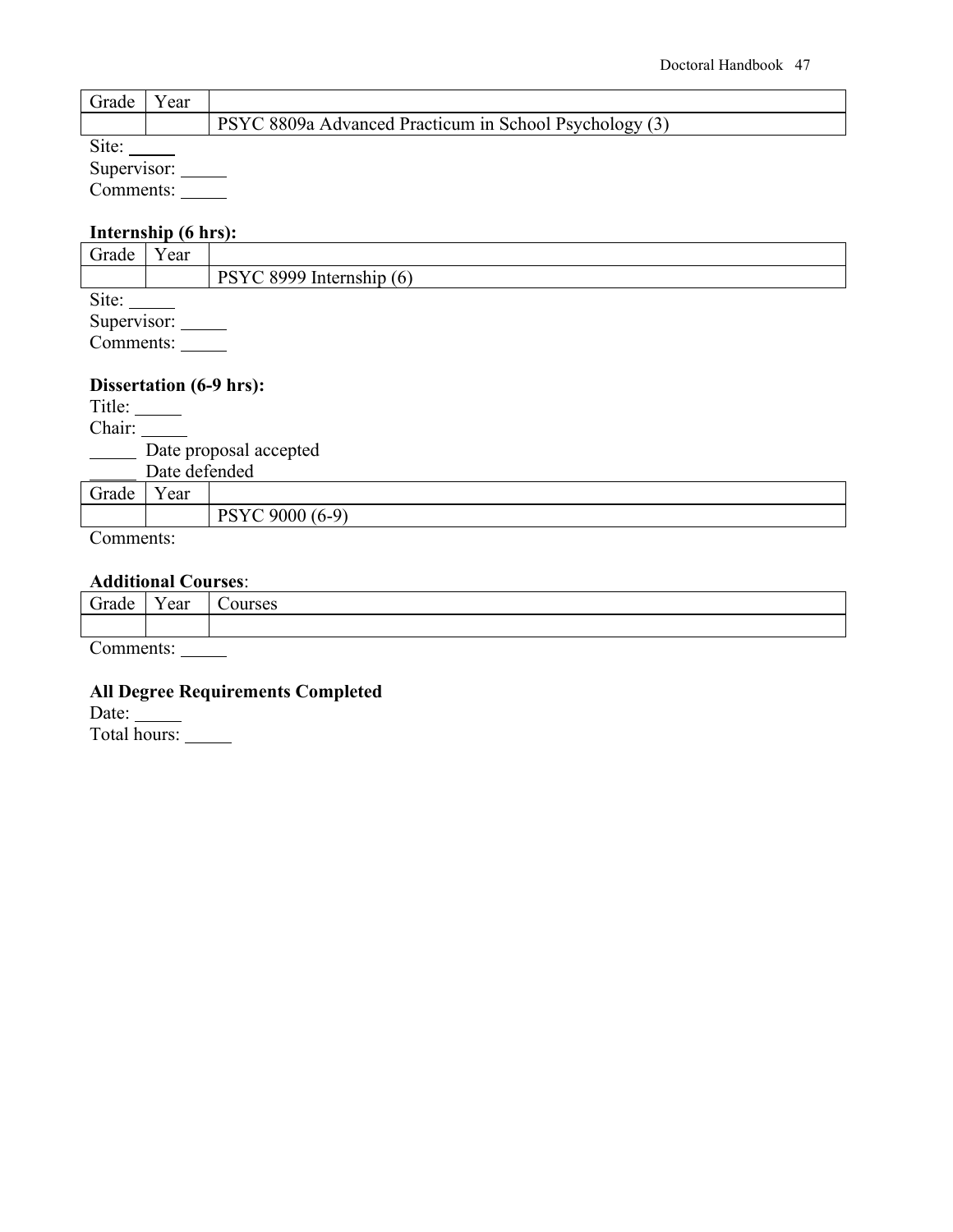| Grade | Year | |
|---|---|---|
| | | PSYC 8809a Advanced Practicum in School Psychology (3) |

Site: _____
Supervisor: _____
Comments: _____

**Internship (6 hrs):**

| Grade | Year | |
|---|---|---|
| | | PSYC 8999 Internship (6) |

Site: _____
Supervisor: _____
Comments: _____

**Dissertation (6-9 hrs):**

Title: _____
Chair: _____
_____ Date proposal accepted
_____ Date defended

| Grade | Year | |
|---|---|---|
| | | PSYC 9000 (6-9) |

Comments:

**Additional Courses**:

| Grade | Year | Courses |
|---|---|---|
| | | |

Comments: _____

**All Degree Requirements Completed**

Date: _____
Total hours: _____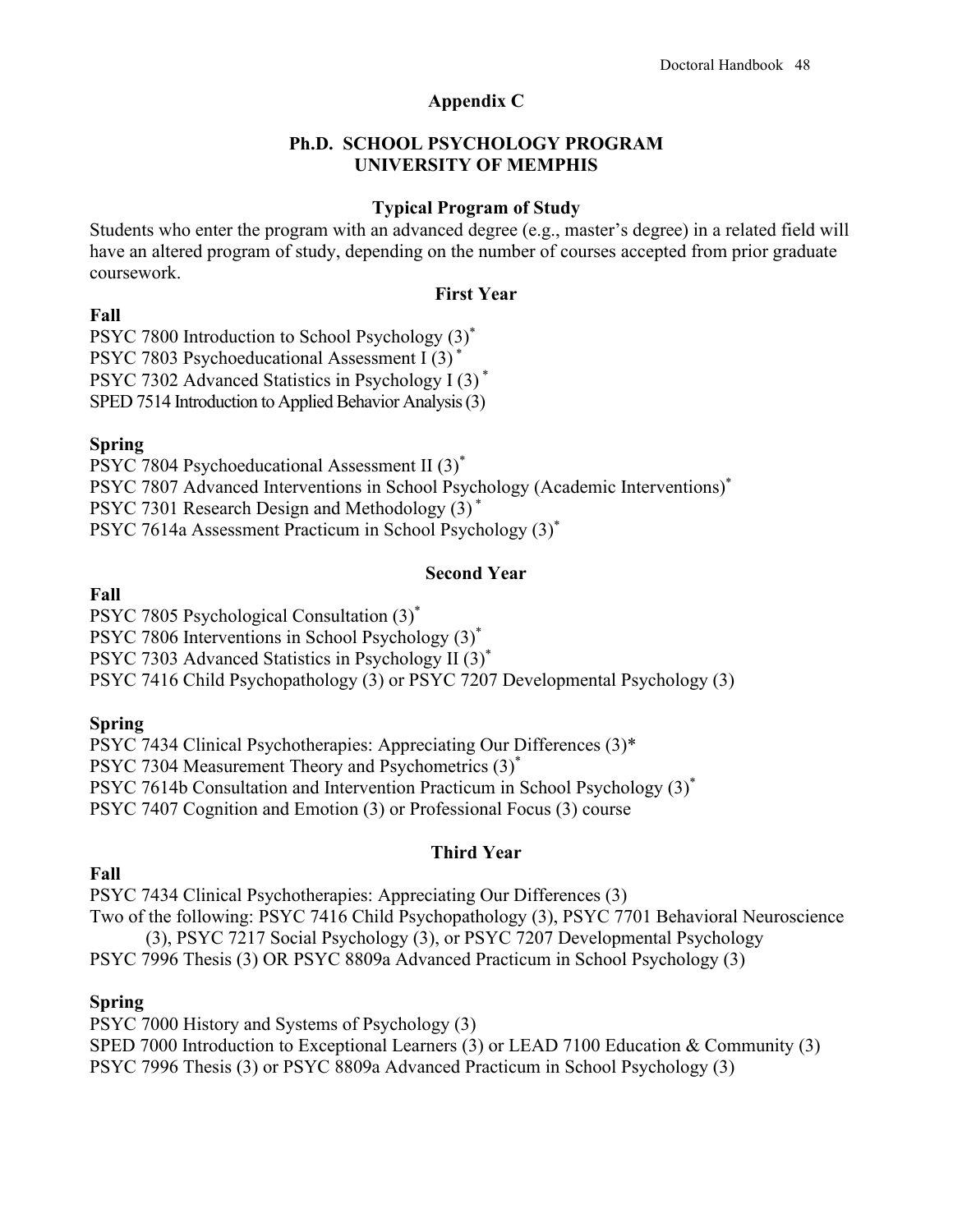## Appendix C

## Ph.D. SCHOOL PSYCHOLOGY PROGRAM
## UNIVERSITY OF MEMPHIS

### Typical Program of Study

Students who enter the program with an advanced degree (e.g., master's degree) in a related field will have an altered program of study, depending on the number of courses accepted from prior graduate coursework.

### First Year

**Fall**

PSYC 7800 Introduction to School Psychology (3)*
PSYC 7803 Psychoeducational Assessment I (3) *
PSYC 7302 Advanced Statistics in Psychology I (3) *
SPED 7514 Introduction to Applied Behavior Analysis (3)

**Spring**

PSYC 7804 Psychoeducational Assessment II (3)*
PSYC 7807 Advanced Interventions in School Psychology (Academic Interventions)*
PSYC 7301 Research Design and Methodology (3) *
PSYC 7614a Assessment Practicum in School Psychology (3)*

### Second Year

**Fall**

PSYC 7805 Psychological Consultation (3)*
PSYC 7806 Interventions in School Psychology (3)*
PSYC 7303 Advanced Statistics in Psychology II (3)*
PSYC 7416 Child Psychopathology (3) or PSYC 7207 Developmental Psychology (3)

**Spring**

PSYC 7434 Clinical Psychotherapies: Appreciating Our Differences (3)*
PSYC 7304 Measurement Theory and Psychometrics (3)*
PSYC 7614b Consultation and Intervention Practicum in School Psychology (3)*
PSYC 7407 Cognition and Emotion (3) or Professional Focus (3) course

### Third Year

**Fall**

PSYC 7434 Clinical Psychotherapies: Appreciating Our Differences (3)
Two of the following: PSYC 7416 Child Psychopathology (3), PSYC 7701 Behavioral Neuroscience (3), PSYC 7217 Social Psychology (3), or PSYC 7207 Developmental Psychology
PSYC 7996 Thesis (3) OR PSYC 8809a Advanced Practicum in School Psychology (3)

**Spring**

PSYC 7000 History and Systems of Psychology (3)
SPED 7000 Introduction to Exceptional Learners (3) or LEAD 7100 Education & Community (3)
PSYC 7996 Thesis (3) or PSYC 8809a Advanced Practicum in School Psychology (3)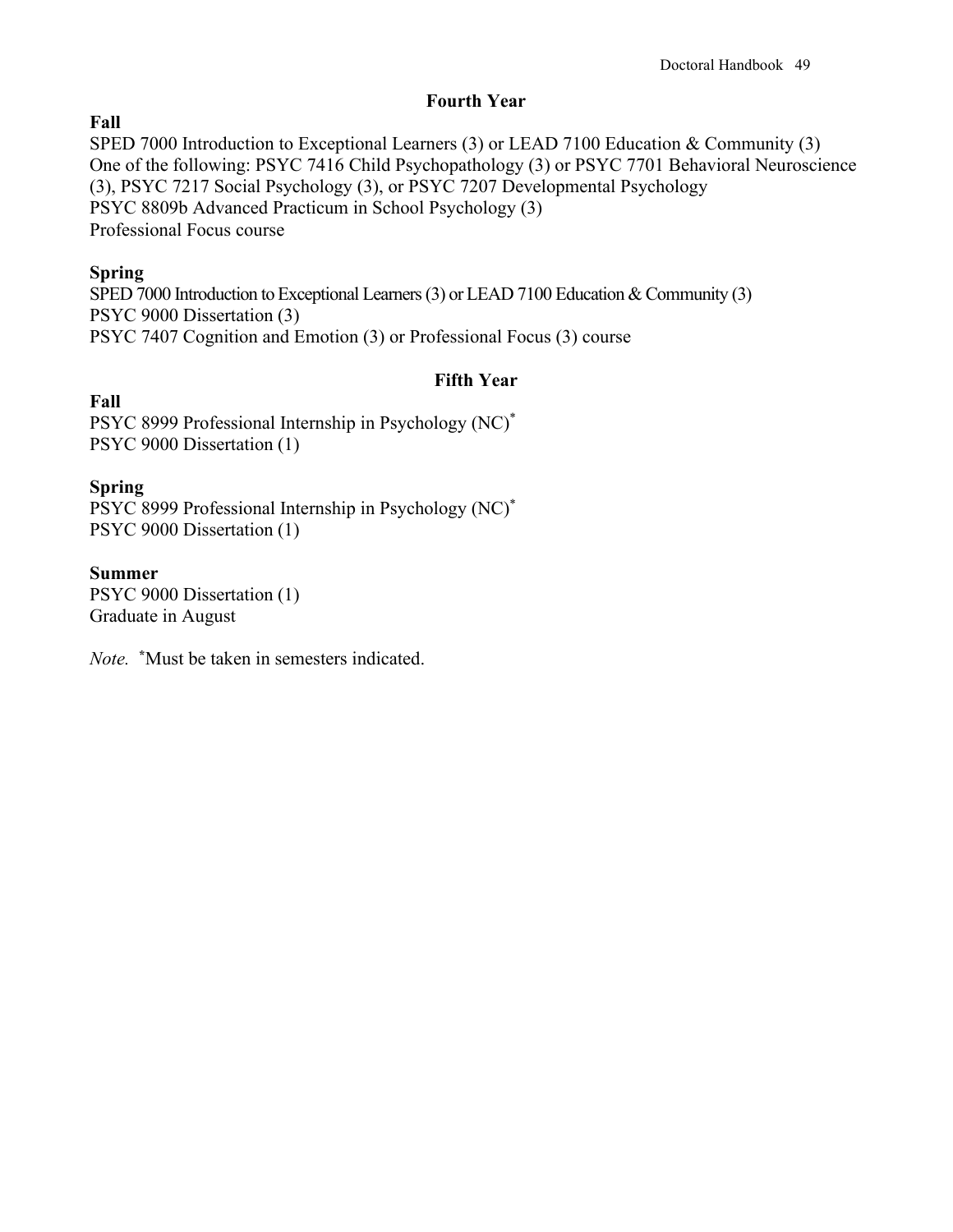## Fourth Year

**Fall**

SPED 7000 Introduction to Exceptional Learners (3) or LEAD 7100 Education & Community (3)
One of the following: PSYC 7416 Child Psychopathology (3) or PSYC 7701 Behavioral Neuroscience (3), PSYC 7217 Social Psychology (3), or PSYC 7207 Developmental Psychology
PSYC 8809b Advanced Practicum in School Psychology (3)
Professional Focus course

**Spring**

SPED 7000 Introduction to Exceptional Learners (3) or LEAD 7100 Education & Community (3)
PSYC 9000 Dissertation (3)
PSYC 7407 Cognition and Emotion (3) or Professional Focus (3) course

## Fifth Year

**Fall**

PSYC 8999 Professional Internship in Psychology (NC)*
PSYC 9000 Dissertation (1)

**Spring**

PSYC 8999 Professional Internship in Psychology (NC)*
PSYC 9000 Dissertation (1)

**Summer**

PSYC 9000 Dissertation (1)
Graduate in August

*Note.* *Must be taken in semesters indicated.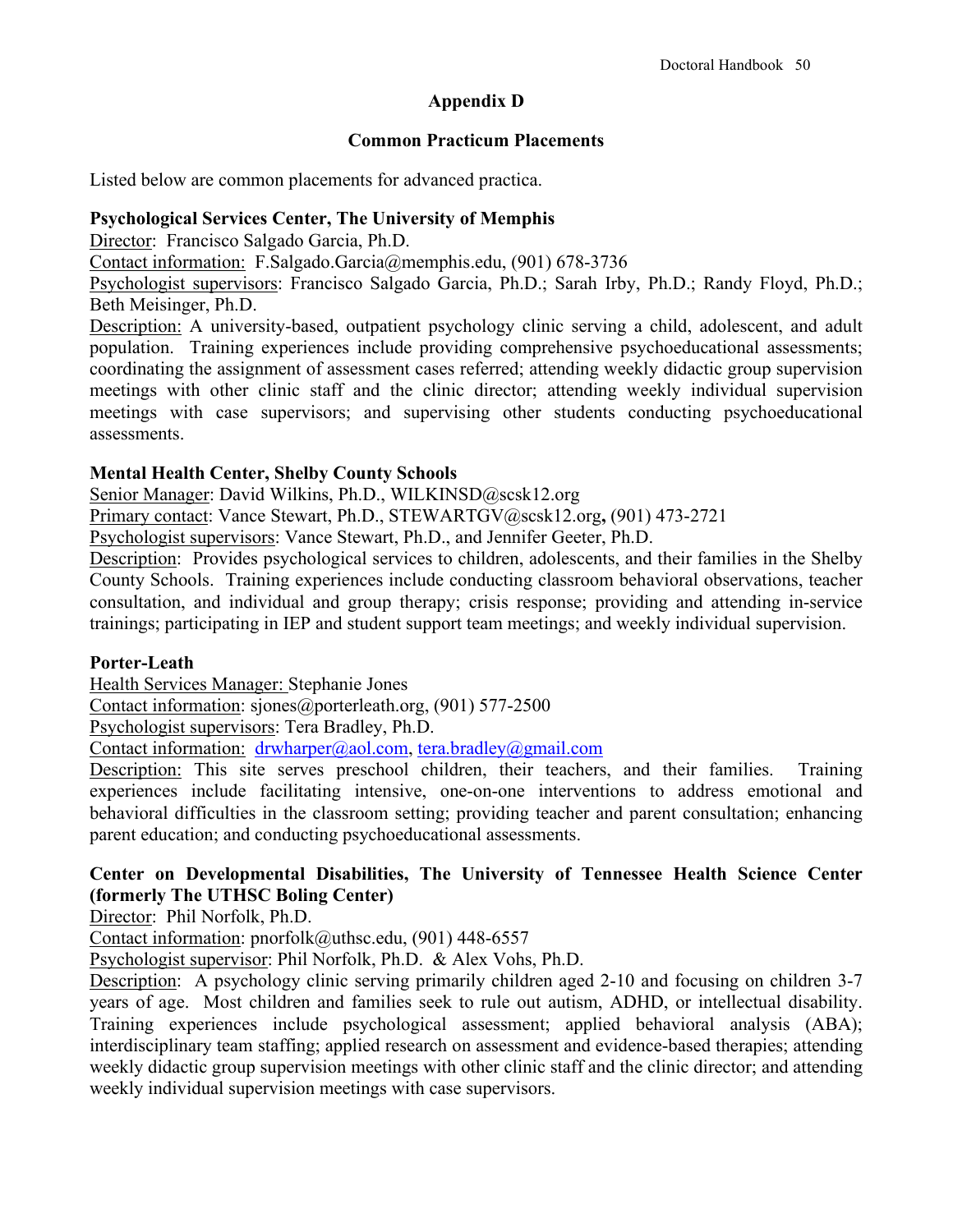## Appendix D

## Common Practicum Placements

Listed below are common placements for advanced practica.

**Psychological Services Center, The University of Memphis**
Director: Francisco Salgado Garcia, Ph.D.
Contact information: F.Salgado.Garcia@memphis.edu, (901) 678-3736
Psychologist supervisors: Francisco Salgado Garcia, Ph.D.; Sarah Irby, Ph.D.; Randy Floyd, Ph.D.; Beth Meisinger, Ph.D.
Description: A university-based, outpatient psychology clinic serving a child, adolescent, and adult population. Training experiences include providing comprehensive psychoeducational assessments; coordinating the assignment of assessment cases referred; attending weekly didactic group supervision meetings with other clinic staff and the clinic director; attending weekly individual supervision meetings with case supervisors; and supervising other students conducting psychoeducational assessments.

**Mental Health Center, Shelby County Schools**
Senior Manager: David Wilkins, Ph.D., WILKINSD@scsk12.org
Primary contact: Vance Stewart, Ph.D., STEWARTGV@scsk12.org**,** (901) 473-2721
Psychologist supervisors: Vance Stewart, Ph.D., and Jennifer Geeter, Ph.D.
Description: Provides psychological services to children, adolescents, and their families in the Shelby County Schools. Training experiences include conducting classroom behavioral observations, teacher consultation, and individual and group therapy; crisis response; providing and attending in-service trainings; participating in IEP and student support team meetings; and weekly individual supervision.

**Porter-Leath**
Health Services Manager: Stephanie Jones
Contact information: sjones@porterleath.org, (901) 577-2500
Psychologist supervisors: Tera Bradley, Ph.D.
Contact information: drwharper@aol.com, tera.bradley@gmail.com
Description: This site serves preschool children, their teachers, and their families. Training experiences include facilitating intensive, one-on-one interventions to address emotional and behavioral difficulties in the classroom setting; providing teacher and parent consultation; enhancing parent education; and conducting psychoeducational assessments.

**Center on Developmental Disabilities, The University of Tennessee Health Science Center (formerly The UTHSC Boling Center)**
Director: Phil Norfolk, Ph.D.
Contact information: pnorfolk@uthsc.edu, (901) 448-6557
Psychologist supervisor: Phil Norfolk, Ph.D. & Alex Vohs, Ph.D.
Description: A psychology clinic serving primarily children aged 2-10 and focusing on children 3-7 years of age. Most children and families seek to rule out autism, ADHD, or intellectual disability. Training experiences include psychological assessment; applied behavioral analysis (ABA); interdisciplinary team staffing; applied research on assessment and evidence-based therapies; attending weekly didactic group supervision meetings with other clinic staff and the clinic director; and attending weekly individual supervision meetings with case supervisors.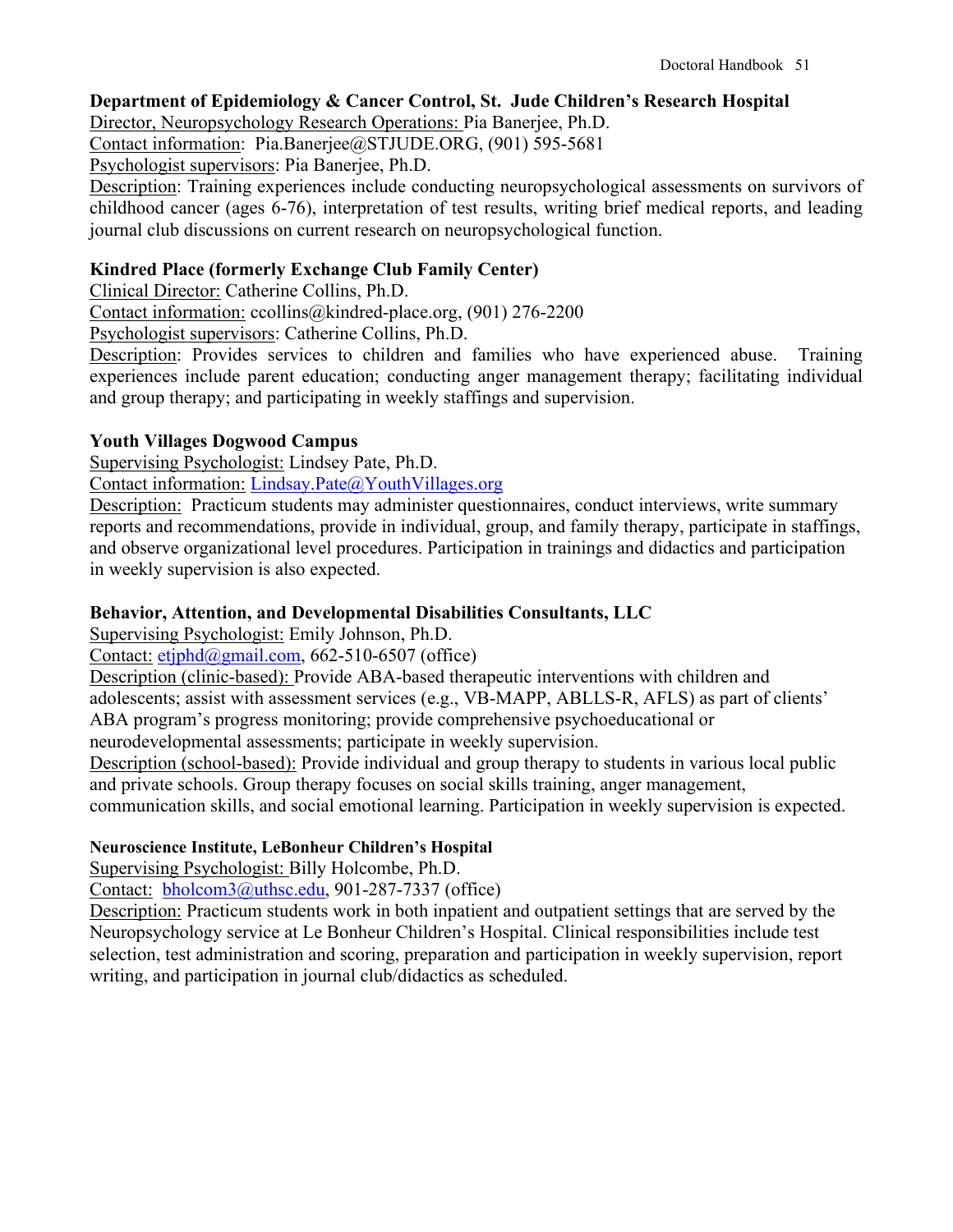**Department of Epidemiology & Cancer Control, St. Jude Children's Research Hospital**

Director, Neuropsychology Research Operations: Pia Banerjee, Ph.D.

Contact information: Pia.Banerjee@STJUDE.ORG, (901) 595-5681

Psychologist supervisors: Pia Banerjee, Ph.D.

Description: Training experiences include conducting neuropsychological assessments on survivors of childhood cancer (ages 6-76), interpretation of test results, writing brief medical reports, and leading journal club discussions on current research on neuropsychological function.

**Kindred Place (formerly Exchange Club Family Center)**

Clinical Director: Catherine Collins, Ph.D.

Contact information: ccollins@kindred-place.org, (901) 276-2200

Psychologist supervisors: Catherine Collins, Ph.D.

Description: Provides services to children and families who have experienced abuse. Training experiences include parent education; conducting anger management therapy; facilitating individual and group therapy; and participating in weekly staffings and supervision.

**Youth Villages Dogwood Campus**

Supervising Psychologist: Lindsey Pate, Ph.D.

Contact information: Lindsay.Pate@YouthVillages.org

Description: Practicum students may administer questionnaires, conduct interviews, write summary reports and recommendations, provide in individual, group, and family therapy, participate in staffings, and observe organizational level procedures. Participation in trainings and didactics and participation in weekly supervision is also expected.

**Behavior, Attention, and Developmental Disabilities Consultants, LLC**

Supervising Psychologist: Emily Johnson, Ph.D.

Contact: etjphd@gmail.com, 662-510-6507 (office)

Description (clinic-based): Provide ABA-based therapeutic interventions with children and adolescents; assist with assessment services (e.g., VB-MAPP, ABLLS-R, AFLS) as part of clients' ABA program's progress monitoring; provide comprehensive psychoeducational or neurodevelopmental assessments; participate in weekly supervision.

Description (school-based): Provide individual and group therapy to students in various local public and private schools. Group therapy focuses on social skills training, anger management, communication skills, and social emotional learning. Participation in weekly supervision is expected.

**Neuroscience Institute, LeBonheur Children's Hospital**

Supervising Psychologist: Billy Holcombe, Ph.D.

Contact: bholcom3@uthsc.edu, 901-287-7337 (office)

Description: Practicum students work in both inpatient and outpatient settings that are served by the Neuropsychology service at Le Bonheur Children's Hospital. Clinical responsibilities include test selection, test administration and scoring, preparation and participation in weekly supervision, report writing, and participation in journal club/didactics as scheduled.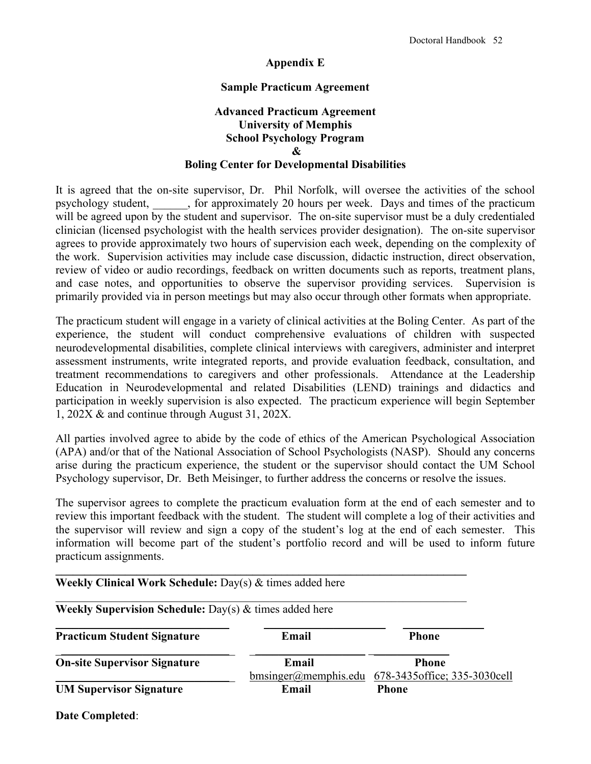## Appendix E

### Sample Practicum Agreement

**Advanced Practicum Agreement**
**University of Memphis**
**School Psychology Program**
**&**
**Boling Center for Developmental Disabilities**

It is agreed that the on-site supervisor, Dr. Phil Norfolk, will oversee the activities of the school psychology student, ______, for approximately 20 hours per week. Days and times of the practicum will be agreed upon by the student and supervisor. The on-site supervisor must be a duly credentialed clinician (licensed psychologist with the health services provider designation). The on-site supervisor agrees to provide approximately two hours of supervision each week, depending on the complexity of the work. Supervision activities may include case discussion, didactic instruction, direct observation, review of video or audio recordings, feedback on written documents such as reports, treatment plans, and case notes, and opportunities to observe the supervisor providing services. Supervision is primarily provided via in person meetings but may also occur through other formats when appropriate.

The practicum student will engage in a variety of clinical activities at the Boling Center. As part of the experience, the student will conduct comprehensive evaluations of children with suspected neurodevelopmental disabilities, complete clinical interviews with caregivers, administer and interpret assessment instruments, write integrated reports, and provide evaluation feedback, consultation, and treatment recommendations to caregivers and other professionals. Attendance at the Leadership Education in Neurodevelopmental and related Disabilities (LEND) trainings and didactics and participation in weekly supervision is also expected. The practicum experience will begin September 1, 202X & and continue through August 31, 202X.

All parties involved agree to abide by the code of ethics of the American Psychological Association (APA) and/or that of the National Association of School Psychologists (NASP). Should any concerns arise during the practicum experience, the student or the supervisor should contact the UM School Psychology supervisor, Dr. Beth Meisinger, to further address the concerns or resolve the issues.

The supervisor agrees to complete the practicum evaluation form at the end of each semester and to review this important feedback with the student. The student will complete a log of their activities and the supervisor will review and sign a copy of the student's log at the end of each semester. This information will become part of the student's portfolio record and will be used to inform future practicum assignments.

______________________________________________________________________

**Weekly Clinical Work Schedule:** Day(s) & times added here

______________________________________________________________________

**Weekly Supervision Schedule:** Day(s) & times added here

| ______________________________ | ______________________ | ______________ |
|---|---|---|
| **Practicum Student Signature** | **Email** | **Phone** |
| ______________________________ | ______________________ | ______________ |
| **On-site Supervisor Signature** | **Email** | **Phone** |
| ______________________________ | bmsinger@memphis.edu | 678-3435office; 335-3030cell |
| **UM Supervisor Signature** | **Email** | **Phone** |

**Date Completed**: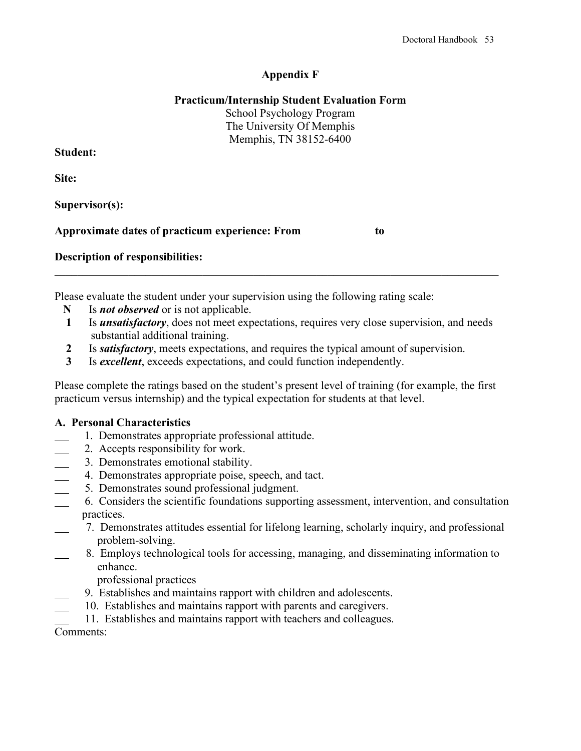## Appendix F

### Practicum/Internship Student Evaluation Form

School Psychology Program
The University Of Memphis
Memphis, TN 38152-6400

**Student:**

**Site:**

**Supervisor(s):**

**Approximate dates of practicum experience: From** &nbsp;&nbsp;&nbsp;&nbsp;&nbsp;&nbsp;&nbsp;&nbsp;&nbsp;&nbsp; **to**

**Description of responsibilities:**

---

Please evaluate the student under your supervision using the following rating scale:

- **N** Is ***not observed*** or is not applicable.
- **1** Is ***unsatisfactory***, does not meet expectations, requires very close supervision, and needs substantial additional training.
- **2** Is ***satisfactory***, meets expectations, and requires the typical amount of supervision.
- **3** Is ***excellent***, exceeds expectations, and could function independently.

Please complete the ratings based on the student's present level of training (for example, the first practicum versus internship) and the typical expectation for students at that level.

**A. Personal Characteristics**

___ 1. Demonstrates appropriate professional attitude.
___ 2. Accepts responsibility for work.
___ 3. Demonstrates emotional stability.
___ 4. Demonstrates appropriate poise, speech, and tact.
___ 5. Demonstrates sound professional judgment.
___ 6. Considers the scientific foundations supporting assessment, intervention, and consultation practices.
___ 7. Demonstrates attitudes essential for lifelong learning, scholarly inquiry, and professional problem-solving.
___ 8. Employs technological tools for accessing, managing, and disseminating information to enhance.
professional practices
___ 9. Establishes and maintains rapport with children and adolescents.
___ 10. Establishes and maintains rapport with parents and caregivers.
___ 11. Establishes and maintains rapport with teachers and colleagues.

Comments: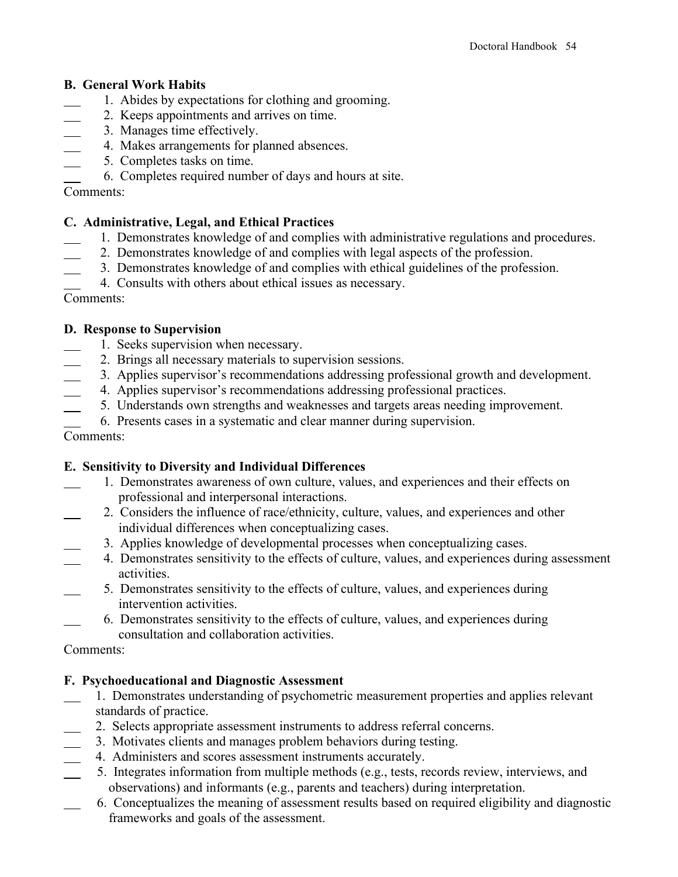**B. General Work Habits**

___ 1. Abides by expectations for clothing and grooming.
___ 2. Keeps appointments and arrives on time.
___ 3. Manages time effectively.
___ 4. Makes arrangements for planned absences.
___ 5. Completes tasks on time.
___ 6. Completes required number of days and hours at site.

Comments:

**C. Administrative, Legal, and Ethical Practices**

___ 1. Demonstrates knowledge of and complies with administrative regulations and procedures.
___ 2. Demonstrates knowledge of and complies with legal aspects of the profession.
___ 3. Demonstrates knowledge of and complies with ethical guidelines of the profession.
___ 4. Consults with others about ethical issues as necessary.

Comments:

**D. Response to Supervision**

___ 1. Seeks supervision when necessary.
___ 2. Brings all necessary materials to supervision sessions.
___ 3. Applies supervisor's recommendations addressing professional growth and development.
___ 4. Applies supervisor's recommendations addressing professional practices.
___ 5. Understands own strengths and weaknesses and targets areas needing improvement.
___ 6. Presents cases in a systematic and clear manner during supervision.

Comments:

**E. Sensitivity to Diversity and Individual Differences**

___ 1. Demonstrates awareness of own culture, values, and experiences and their effects on professional and interpersonal interactions.
___ 2. Considers the influence of race/ethnicity, culture, values, and experiences and other individual differences when conceptualizing cases.
___ 3. Applies knowledge of developmental processes when conceptualizing cases.
___ 4. Demonstrates sensitivity to the effects of culture, values, and experiences during assessment activities.
___ 5. Demonstrates sensitivity to the effects of culture, values, and experiences during intervention activities.
___ 6. Demonstrates sensitivity to the effects of culture, values, and experiences during consultation and collaboration activities.

Comments:

**F. Psychoeducational and Diagnostic Assessment**

___ 1. Demonstrates understanding of psychometric measurement properties and applies relevant standards of practice.
___ 2. Selects appropriate assessment instruments to address referral concerns.
___ 3. Motivates clients and manages problem behaviors during testing.
___ 4. Administers and scores assessment instruments accurately.
___ 5. Integrates information from multiple methods (e.g., tests, records review, interviews, and observations) and informants (e.g., parents and teachers) during interpretation.
___ 6. Conceptualizes the meaning of assessment results based on required eligibility and diagnostic frameworks and goals of the assessment.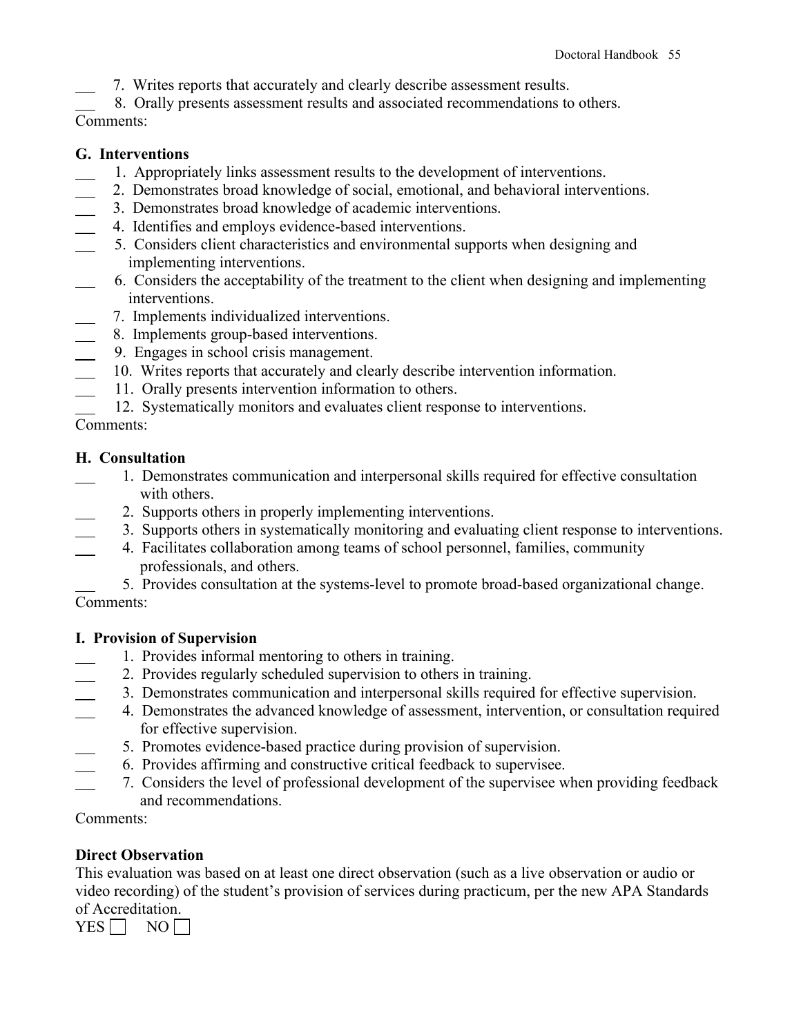___ 7. Writes reports that accurately and clearly describe assessment results.
___ 8. Orally presents assessment results and associated recommendations to others.

Comments:

**G. Interventions**

___ 1. Appropriately links assessment results to the development of interventions.
___ 2. Demonstrates broad knowledge of social, emotional, and behavioral interventions.
___ 3. Demonstrates broad knowledge of academic interventions.
___ 4. Identifies and employs evidence-based interventions.
___ 5. Considers client characteristics and environmental supports when designing and implementing interventions.
___ 6. Considers the acceptability of the treatment to the client when designing and implementing interventions.
___ 7. Implements individualized interventions.
___ 8. Implements group-based interventions.
___ 9. Engages in school crisis management.
___ 10. Writes reports that accurately and clearly describe intervention information.
___ 11. Orally presents intervention information to others.
___ 12. Systematically monitors and evaluates client response to interventions.

Comments:

**H. Consultation**

___ 1. Demonstrates communication and interpersonal skills required for effective consultation with others.
___ 2. Supports others in properly implementing interventions.
___ 3. Supports others in systematically monitoring and evaluating client response to interventions.
___ 4. Facilitates collaboration among teams of school personnel, families, community professionals, and others.
___ 5. Provides consultation at the systems-level to promote broad-based organizational change.

Comments:

**I. Provision of Supervision**

___ 1. Provides informal mentoring to others in training.
___ 2. Provides regularly scheduled supervision to others in training.
___ 3. Demonstrates communication and interpersonal skills required for effective supervision.
___ 4. Demonstrates the advanced knowledge of assessment, intervention, or consultation required for effective supervision.
___ 5. Promotes evidence-based practice during provision of supervision.
___ 6. Provides affirming and constructive critical feedback to supervisee.
___ 7. Considers the level of professional development of the supervisee when providing feedback and recommendations.

Comments:

**Direct Observation**

This evaluation was based on at least one direct observation (such as a live observation or audio or video recording) of the student's provision of services during practicum, per the new APA Standards of Accreditation.

YES ☐ NO ☐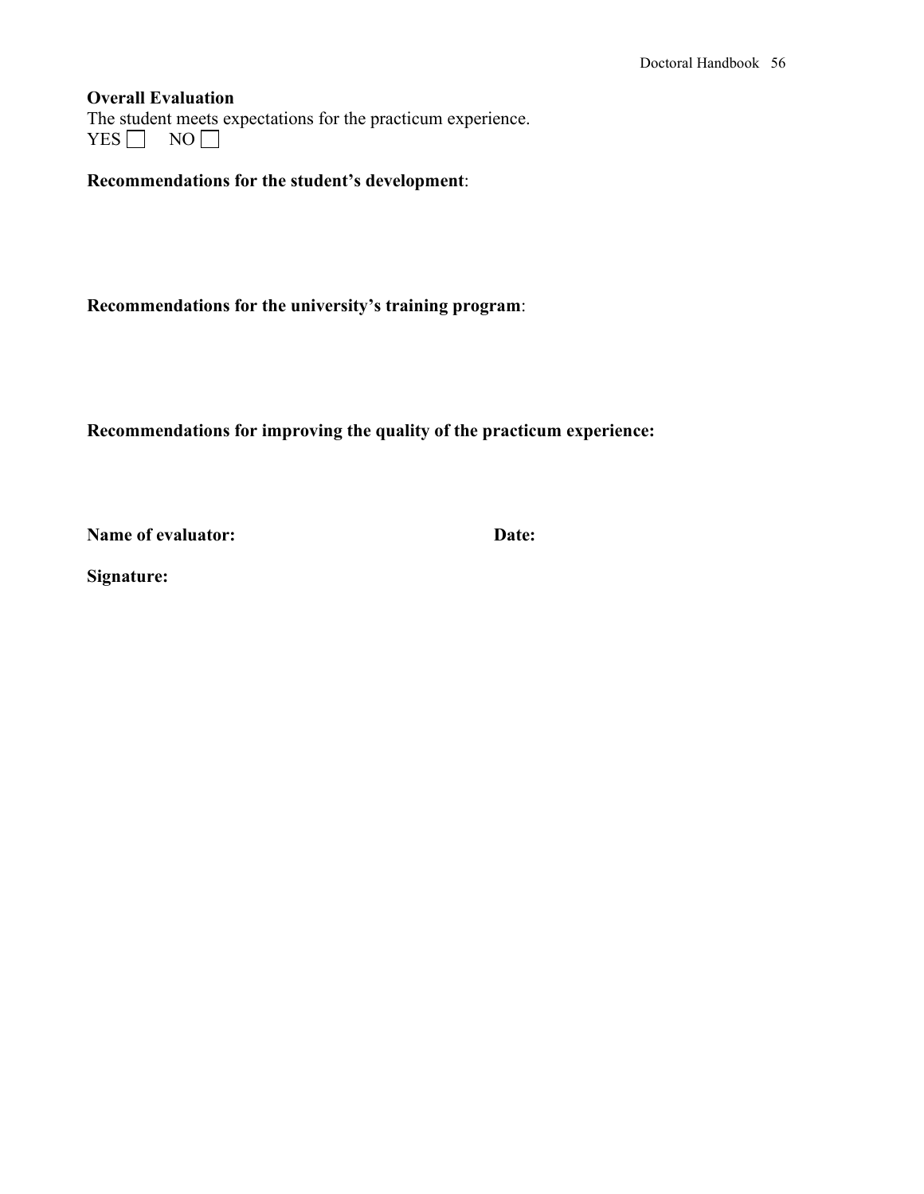**Overall Evaluation**

The student meets expectations for the practicum experience.

YES ☐ NO ☐

**Recommendations for the student's development**:

**Recommendations for the university's training program**:

**Recommendations for improving the quality of the practicum experience:**

**Name of evaluator:** **Date:**

**Signature:**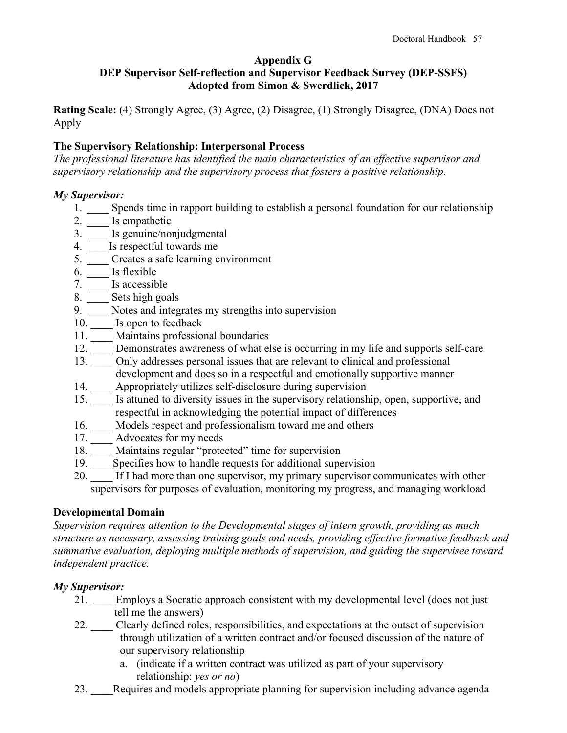## Appendix G
## DEP Supervisor Self-reflection and Supervisor Feedback Survey (DEP-SSFS)
## Adopted from Simon & Swerdlick, 2017

**Rating Scale:** (4) Strongly Agree, (3) Agree, (2) Disagree, (1) Strongly Disagree, (DNA) Does not Apply

### The Supervisory Relationship: Interpersonal Process

*The professional literature has identified the main characteristics of an effective supervisor and supervisory relationship and the supervisory process that fosters a positive relationship.*

***My Supervisor:***

1. ____ Spends time in rapport building to establish a personal foundation for our relationship
2. ____ Is empathetic
3. ____ Is genuine/nonjudgmental
4. ____Is respectful towards me
5. ____ Creates a safe learning environment
6. ____ Is flexible
7. ____ Is accessible
8. ____ Sets high goals
9. ____ Notes and integrates my strengths into supervision
10. ____ Is open to feedback
11. ____ Maintains professional boundaries
12. ____ Demonstrates awareness of what else is occurring in my life and supports self-care
13. ____ Only addresses personal issues that are relevant to clinical and professional development and does so in a respectful and emotionally supportive manner
14. ____ Appropriately utilizes self-disclosure during supervision
15. ____ Is attuned to diversity issues in the supervisory relationship, open, supportive, and respectful in acknowledging the potential impact of differences
16. ____ Models respect and professionalism toward me and others
17. ____ Advocates for my needs
18. ____ Maintains regular "protected" time for supervision
19. ____Specifies how to handle requests for additional supervision
20. ____ If I had more than one supervisor, my primary supervisor communicates with other supervisors for purposes of evaluation, monitoring my progress, and managing workload

### Developmental Domain

*Supervision requires attention to the Developmental stages of intern growth, providing as much structure as necessary, assessing training goals and needs, providing effective formative feedback and summative evaluation, deploying multiple methods of supervision, and guiding the supervisee toward independent practice.*

***My Supervisor:***

21. ____ Employs a Socratic approach consistent with my developmental level (does not just tell me the answers)
22. ____ Clearly defined roles, responsibilities, and expectations at the outset of supervision through utilization of a written contract and/or focused discussion of the nature of our supervisory relationship
    a. (indicate if a written contract was utilized as part of your supervisory relationship: *yes or no*)
23. ____Requires and models appropriate planning for supervision including advance agenda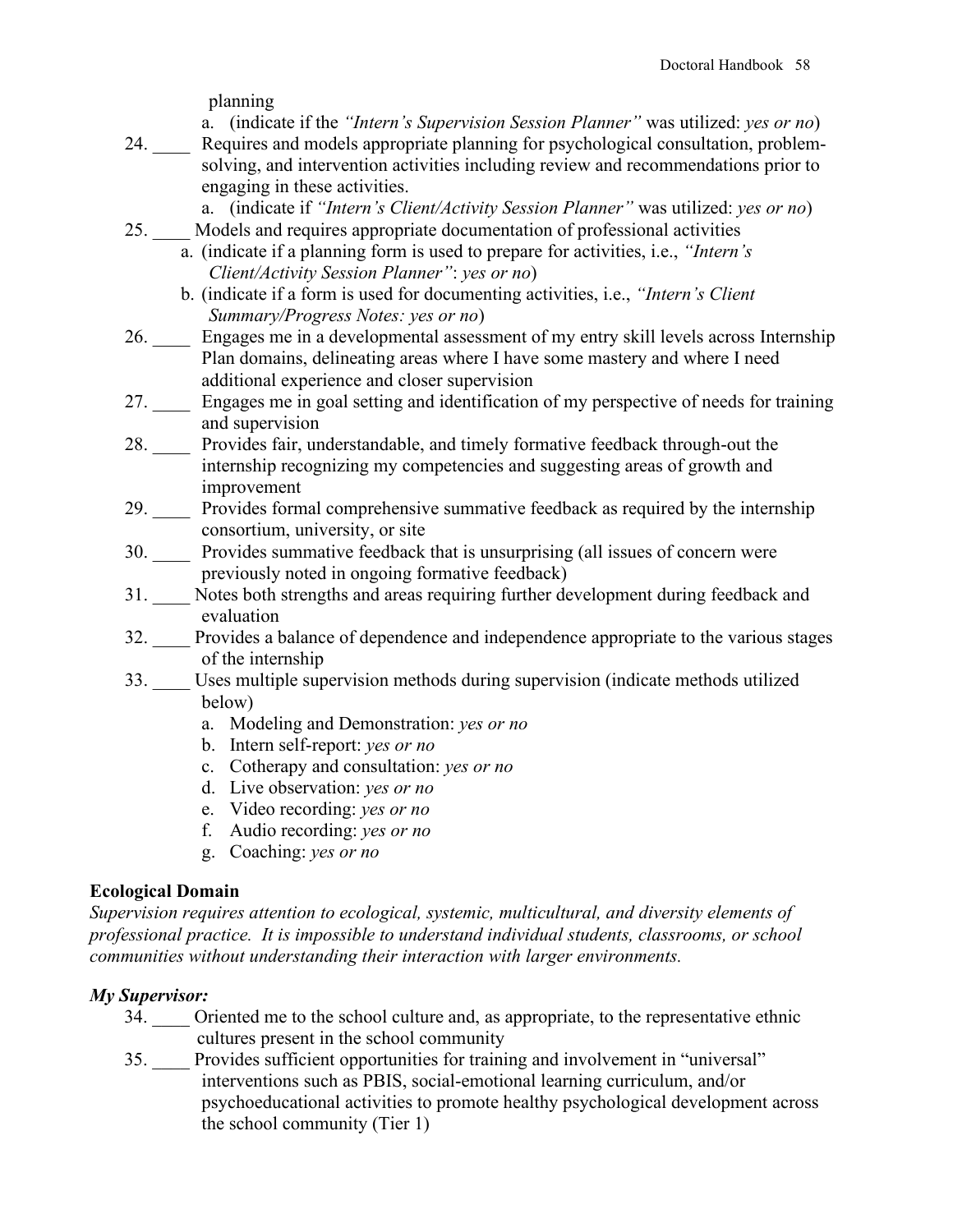planning

   a. (indicate if the *"Intern's Supervision Session Planner"* was utilized: *yes or no*)

24. ____ Requires and models appropriate planning for psychological consultation, problem-solving, and intervention activities including review and recommendations prior to engaging in these activities.
   a. (indicate if *"Intern's Client/Activity Session Planner"* was utilized: *yes or no*)
25. ____ Models and requires appropriate documentation of professional activities
   a. (indicate if a planning form is used to prepare for activities, i.e., *"Intern's Client/Activity Session Planner"*: *yes or no*)
   b. (indicate if a form is used for documenting activities, i.e., *"Intern's Client Summary/Progress Notes: yes or no*)
26. ____ Engages me in a developmental assessment of my entry skill levels across Internship Plan domains, delineating areas where I have some mastery and where I need additional experience and closer supervision
27. ____ Engages me in goal setting and identification of my perspective of needs for training and supervision
28. ____ Provides fair, understandable, and timely formative feedback through-out the internship recognizing my competencies and suggesting areas of growth and improvement
29. ____ Provides formal comprehensive summative feedback as required by the internship consortium, university, or site
30. ____ Provides summative feedback that is unsurprising (all issues of concern were previously noted in ongoing formative feedback)
31. ____ Notes both strengths and areas requiring further development during feedback and evaluation
32. ____ Provides a balance of dependence and independence appropriate to the various stages of the internship
33. ____ Uses multiple supervision methods during supervision (indicate methods utilized below)
   a. Modeling and Demonstration: *yes or no*
   b. Intern self-report: *yes or no*
   c. Cotherapy and consultation: *yes or no*
   d. Live observation: *yes or no*
   e. Video recording: *yes or no*
   f. Audio recording: *yes or no*
   g. Coaching: *yes or no*

**Ecological Domain**

*Supervision requires attention to ecological, systemic, multicultural, and diversity elements of professional practice. It is impossible to understand individual students, classrooms, or school communities without understanding their interaction with larger environments.*

***My Supervisor:***

34. ____ Oriented me to the school culture and, as appropriate, to the representative ethnic cultures present in the school community
35. ____ Provides sufficient opportunities for training and involvement in "universal" interventions such as PBIS, social-emotional learning curriculum, and/or psychoeducational activities to promote healthy psychological development across the school community (Tier 1)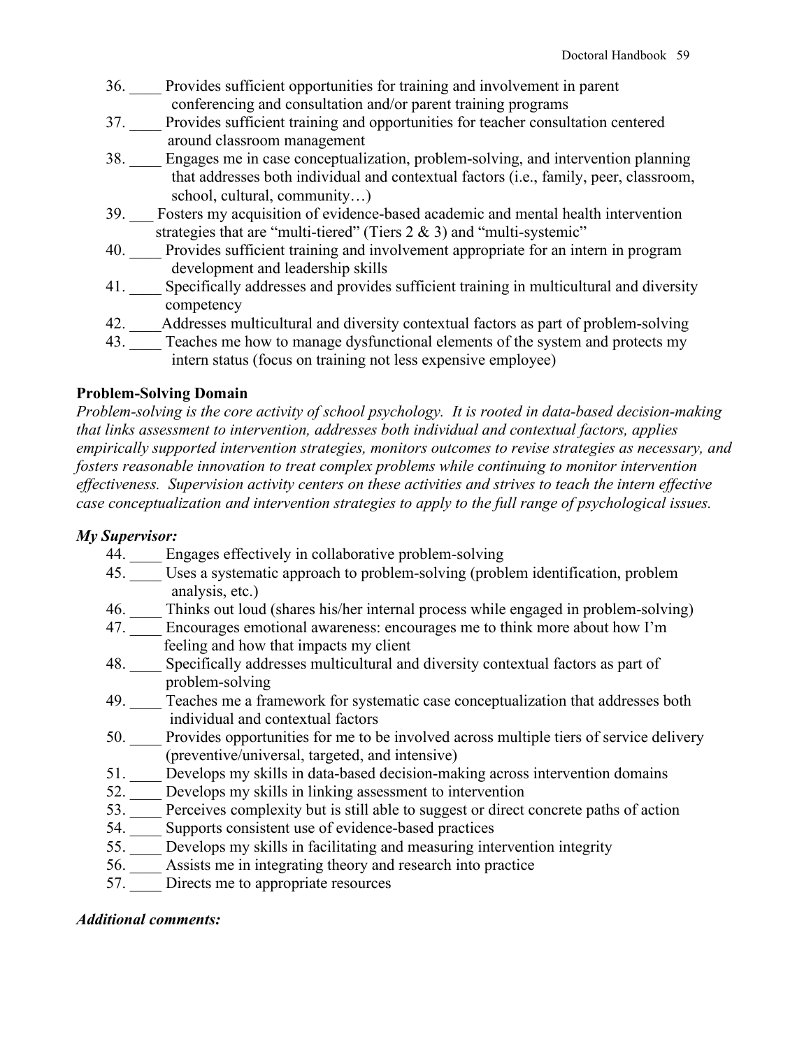36. ____ Provides sufficient opportunities for training and involvement in parent conferencing and consultation and/or parent training programs
37. ____ Provides sufficient training and opportunities for teacher consultation centered around classroom management
38. ____ Engages me in case conceptualization, problem-solving, and intervention planning that addresses both individual and contextual factors (i.e., family, peer, classroom, school, cultural, community…)
39. ___ Fosters my acquisition of evidence-based academic and mental health intervention strategies that are "multi-tiered" (Tiers 2 & 3) and "multi-systemic"
40. ____ Provides sufficient training and involvement appropriate for an intern in program development and leadership skills
41. ____ Specifically addresses and provides sufficient training in multicultural and diversity competency
42. ____Addresses multicultural and diversity contextual factors as part of problem-solving
43. ____ Teaches me how to manage dysfunctional elements of the system and protects my intern status (focus on training not less expensive employee)

**Problem-Solving Domain**

*Problem-solving is the core activity of school psychology. It is rooted in data-based decision-making that links assessment to intervention, addresses both individual and contextual factors, applies empirically supported intervention strategies, monitors outcomes to revise strategies as necessary, and fosters reasonable innovation to treat complex problems while continuing to monitor intervention effectiveness. Supervision activity centers on these activities and strives to teach the intern effective case conceptualization and intervention strategies to apply to the full range of psychological issues.*

***My Supervisor:***

44. ____ Engages effectively in collaborative problem-solving
45. ____ Uses a systematic approach to problem-solving (problem identification, problem analysis, etc.)
46. ____ Thinks out loud (shares his/her internal process while engaged in problem-solving)
47. ____ Encourages emotional awareness: encourages me to think more about how I'm feeling and how that impacts my client
48. ____ Specifically addresses multicultural and diversity contextual factors as part of problem-solving
49. ____ Teaches me a framework for systematic case conceptualization that addresses both individual and contextual factors
50. ____ Provides opportunities for me to be involved across multiple tiers of service delivery (preventive/universal, targeted, and intensive)
51. ____ Develops my skills in data-based decision-making across intervention domains
52. ____ Develops my skills in linking assessment to intervention
53. ____ Perceives complexity but is still able to suggest or direct concrete paths of action
54. ____ Supports consistent use of evidence-based practices
55. ____ Develops my skills in facilitating and measuring intervention integrity
56. ____ Assists me in integrating theory and research into practice
57. ____ Directs me to appropriate resources

***Additional comments:***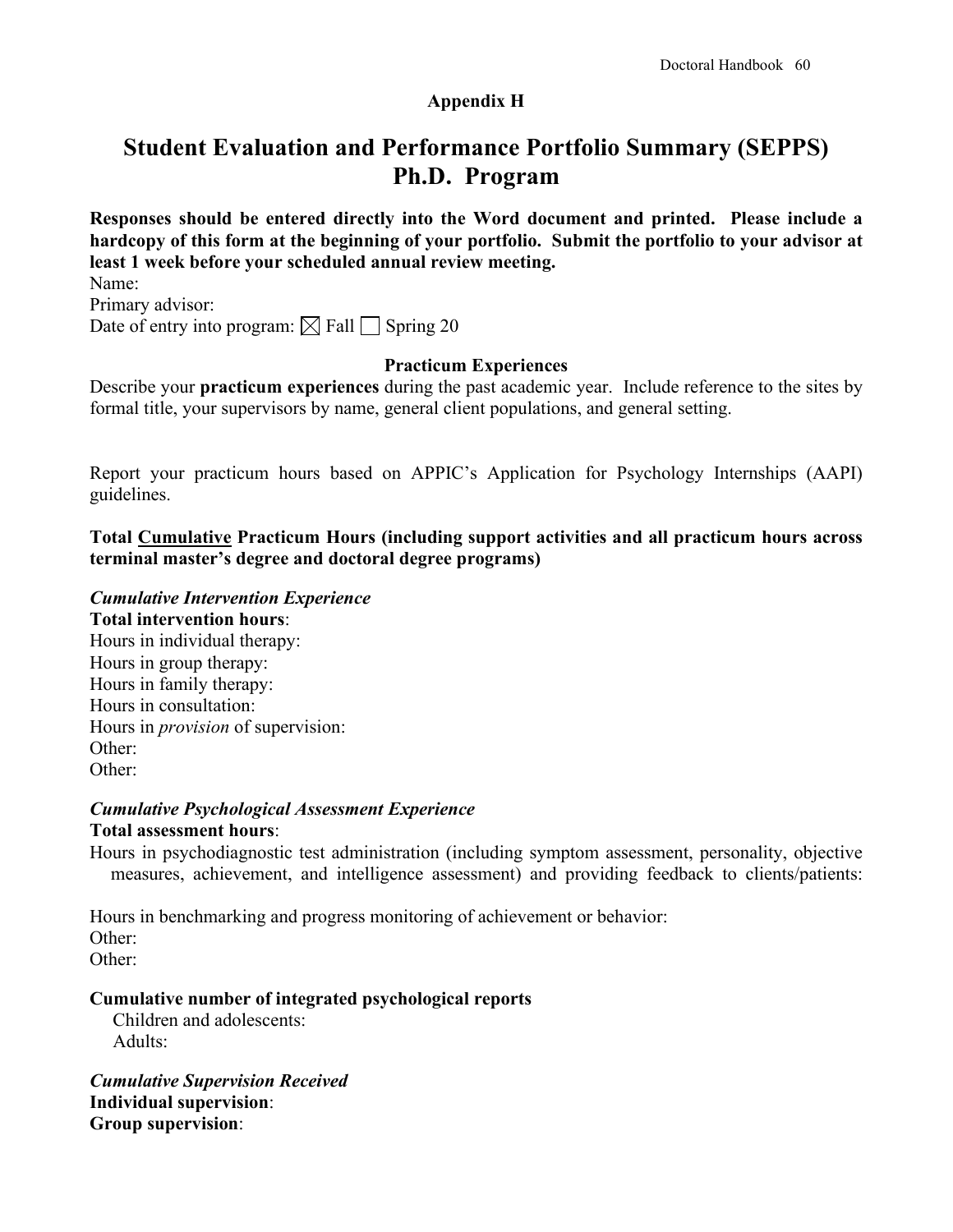**Appendix H**

# Student Evaluation and Performance Portfolio Summary (SEPPS) Ph.D. Program

**Responses should be entered directly into the Word document and printed. Please include a hardcopy of this form at the beginning of your portfolio. Submit the portfolio to your advisor at least 1 week before your scheduled annual review meeting.**

Name:
Primary advisor:
Date of entry into program: ☒ Fall ☐ Spring 20

**Practicum Experiences**

Describe your **practicum experiences** during the past academic year. Include reference to the sites by formal title, your supervisors by name, general client populations, and general setting.

Report your practicum hours based on APPIC's Application for Psychology Internships (AAPI) guidelines.

**Total <u>Cumulative</u> Practicum Hours (including support activities and all practicum hours across terminal master's degree and doctoral degree programs)**

***Cumulative Intervention Experience***
**Total intervention hours**:
Hours in individual therapy:
Hours in group therapy:
Hours in family therapy:
Hours in consultation:
Hours in *provision* of supervision:
Other:
Other:

***Cumulative Psychological Assessment Experience***
**Total assessment hours**:
Hours in psychodiagnostic test administration (including symptom assessment, personality, objective measures, achievement, and intelligence assessment) and providing feedback to clients/patients:

Hours in benchmarking and progress monitoring of achievement or behavior:
Other:
Other:

**Cumulative number of integrated psychological reports**
Children and adolescents:
Adults:

***Cumulative Supervision Received***
**Individual supervision**:
**Group supervision**: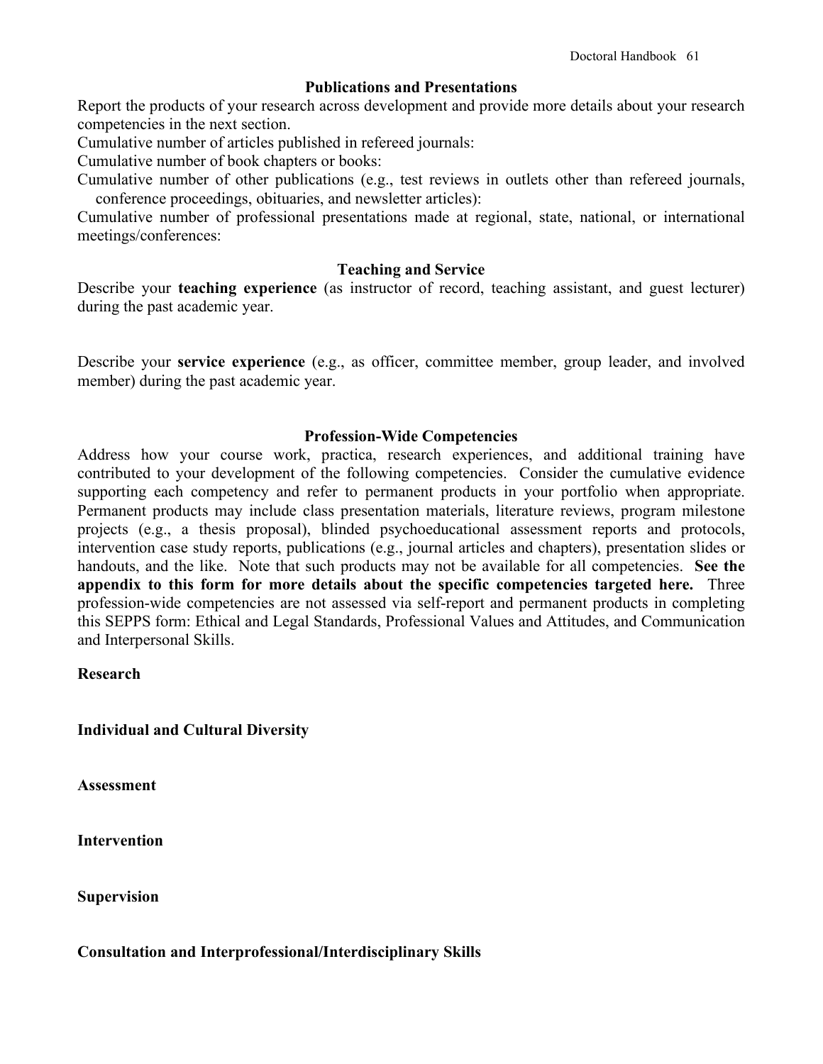## Publications and Presentations

Report the products of your research across development and provide more details about your research competencies in the next section.

Cumulative number of articles published in refereed journals:

Cumulative number of book chapters or books:

Cumulative number of other publications (e.g., test reviews in outlets other than refereed journals, conference proceedings, obituaries, and newsletter articles):

Cumulative number of professional presentations made at regional, state, national, or international meetings/conferences:

## Teaching and Service

Describe your **teaching experience** (as instructor of record, teaching assistant, and guest lecturer) during the past academic year.

Describe your **service experience** (e.g., as officer, committee member, group leader, and involved member) during the past academic year.

## Profession-Wide Competencies

Address how your course work, practica, research experiences, and additional training have contributed to your development of the following competencies. Consider the cumulative evidence supporting each competency and refer to permanent products in your portfolio when appropriate. Permanent products may include class presentation materials, literature reviews, program milestone projects (e.g., a thesis proposal), blinded psychoeducational assessment reports and protocols, intervention case study reports, publications (e.g., journal articles and chapters), presentation slides or handouts, and the like. Note that such products may not be available for all competencies. **See the appendix to this form for more details about the specific competencies targeted here.** Three profession-wide competencies are not assessed via self-report and permanent products in completing this SEPPS form: Ethical and Legal Standards, Professional Values and Attitudes, and Communication and Interpersonal Skills.

**Research**

**Individual and Cultural Diversity**

**Assessment**

**Intervention**

**Supervision**

**Consultation and Interprofessional/Interdisciplinary Skills**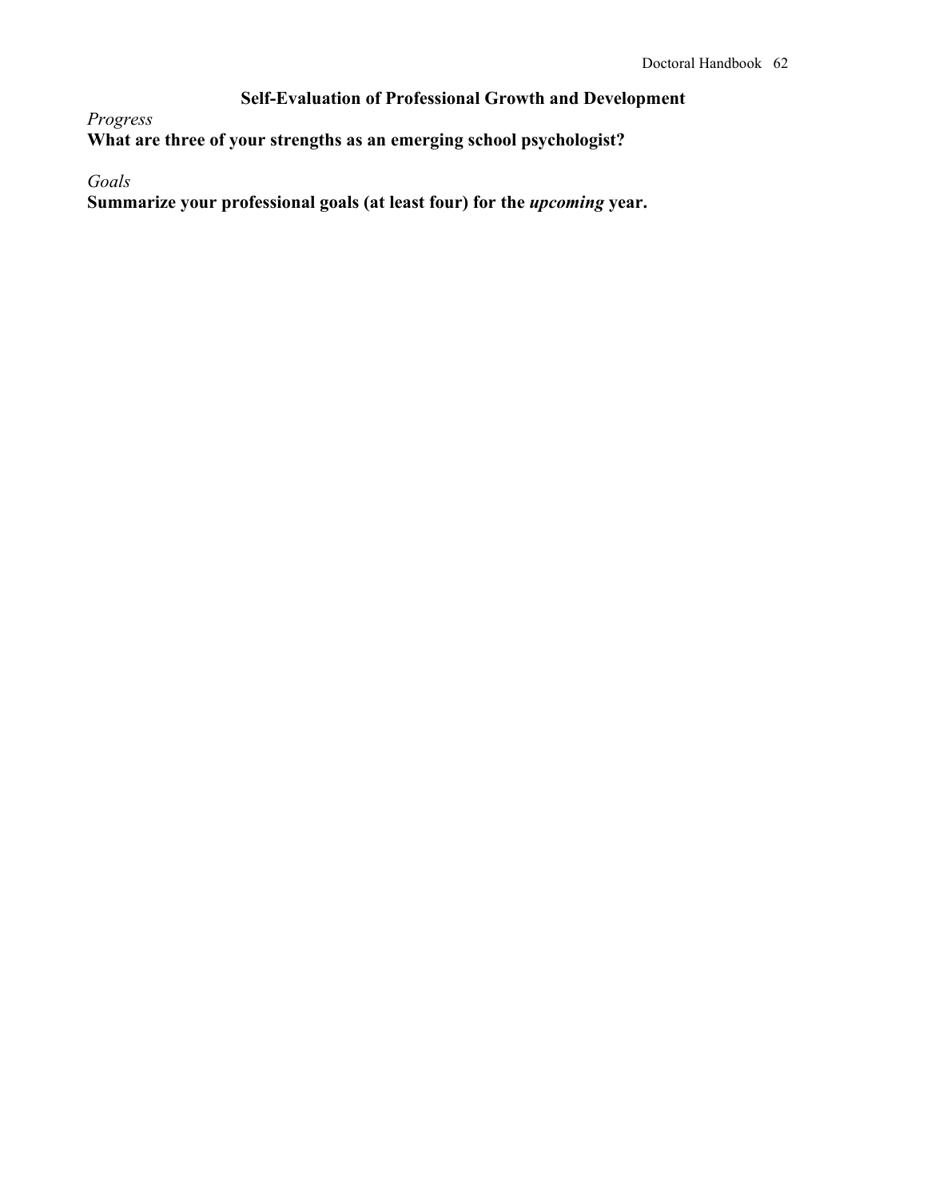## Self-Evaluation of Professional Growth and Development

*Progress*

**What are three of your strengths as an emerging school psychologist?**

*Goals*

**Summarize your professional goals (at least four) for the *upcoming* year.**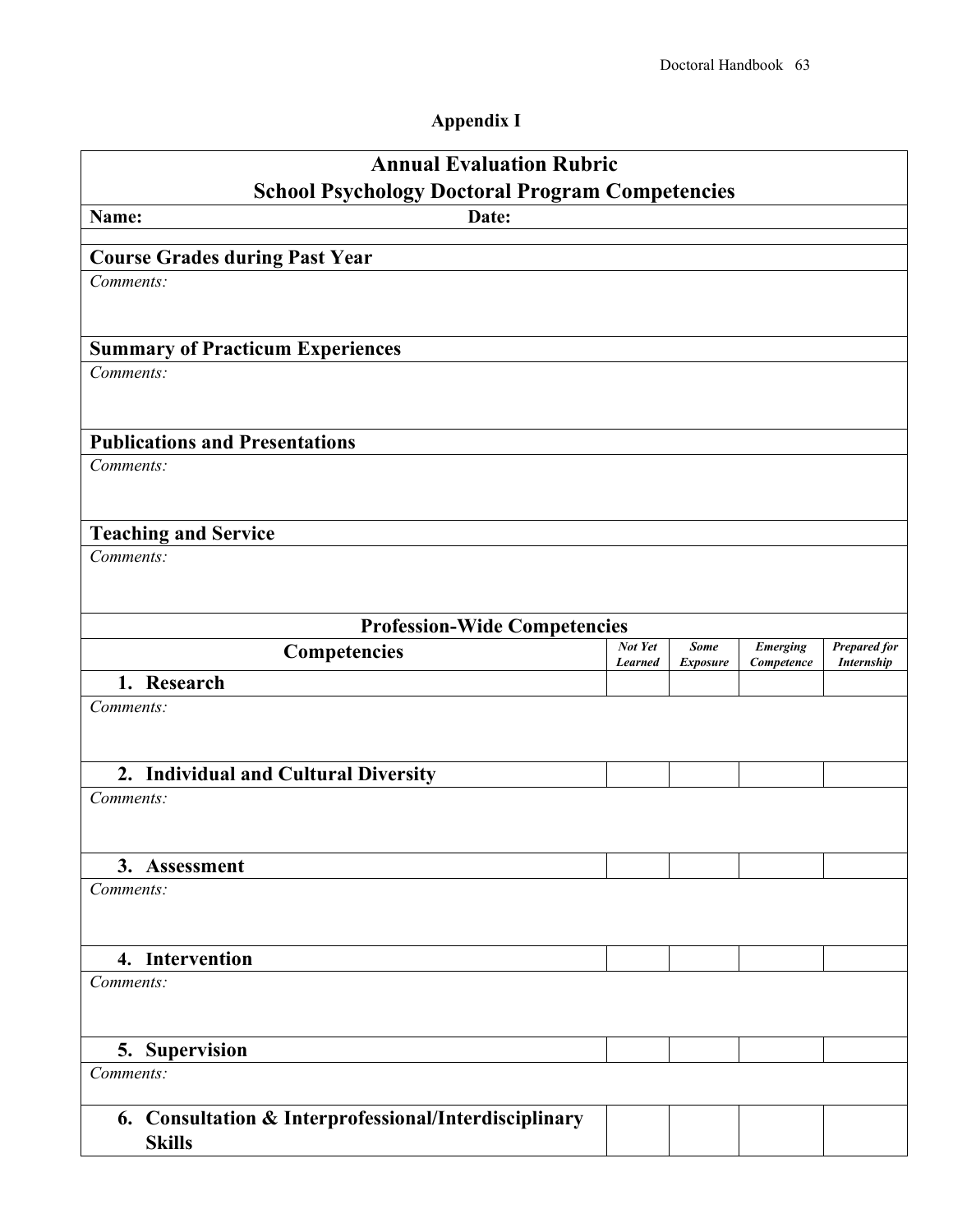## Appendix I

# Annual Evaluation Rubric
## School Psychology Doctoral Program Competencies

**Name:** **Date:**

**Course Grades during Past Year**

*Comments:*

**Summary of Practicum Experiences**

*Comments:*

**Publications and Presentations**

*Comments:*

**Teaching and Service**

*Comments:*

### Profession-Wide Competencies

| Competencies | *Not Yet Learned* | *Some Exposure* | *Emerging Competence* | *Prepared for Internship* |
|---|---|---|---|---|
| **1. Research** | | | | |
| *Comments:* | | | | |
| **2. Individual and Cultural Diversity** | | | | |
| *Comments:* | | | | |
| **3. Assessment** | | | | |
| *Comments:* | | | | |
| **4. Intervention** | | | | |
| *Comments:* | | | | |
| **5. Supervision** | | | | |
| *Comments:* | | | | |
| **6. Consultation & Interprofessional/Interdisciplinary Skills** | | | | |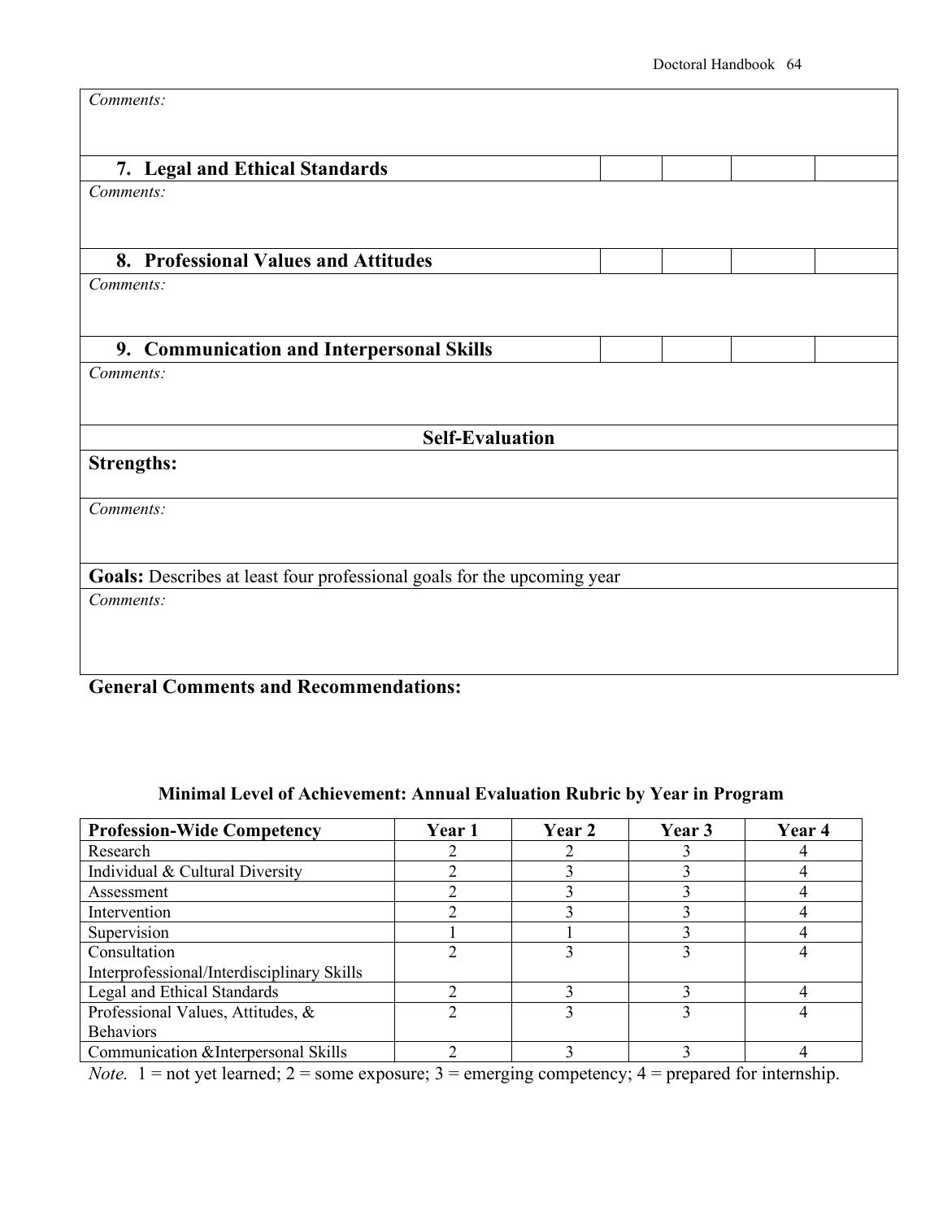| | | | | |
|---|---|---|---|---|
| *Comments:* | | | | |
| **7. Legal and Ethical Standards** | | | | |
| *Comments:* | | | | |
| **8. Professional Values and Attitudes** | | | | |
| *Comments:* | | | | |
| **9. Communication and Interpersonal Skills** | | | | |
| *Comments:* | | | | |

| **Self-Evaluation** |
|---|
| **Strengths:** |
| *Comments:* |
| **Goals:** Describes at least four professional goals for the upcoming year |
| *Comments:* |

**General Comments and Recommendations:**

**Minimal Level of Achievement: Annual Evaluation Rubric by Year in Program**

| Profession-Wide Competency | Year 1 | Year 2 | Year 3 | Year 4 |
|---|---|---|---|---|
| Research | 2 | 2 | 3 | 4 |
| Individual & Cultural Diversity | 2 | 3 | 3 | 4 |
| Assessment | 2 | 3 | 3 | 4 |
| Intervention | 2 | 3 | 3 | 4 |
| Supervision | 1 | 1 | 3 | 4 |
| Consultation Interprofessional/Interdisciplinary Skills | 2 | 3 | 3 | 4 |
| Legal and Ethical Standards | 2 | 3 | 3 | 4 |
| Professional Values, Attitudes, & Behaviors | 2 | 3 | 3 | 4 |
| Communication &Interpersonal Skills | 2 | 3 | 3 | 4 |

*Note.* 1 = not yet learned; 2 = some exposure; 3 = emerging competency; 4 = prepared for internship.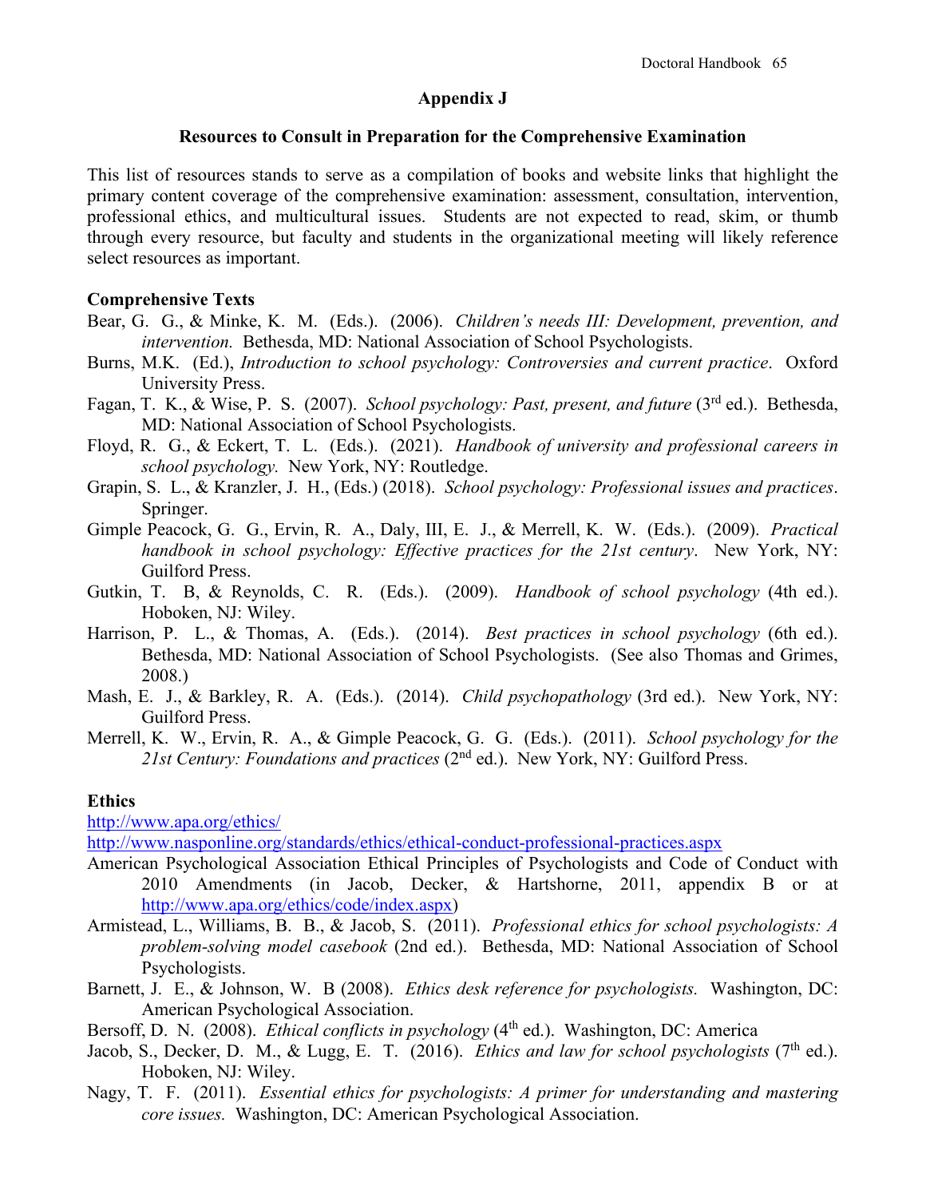## Appendix J

### Resources to Consult in Preparation for the Comprehensive Examination

This list of resources stands to serve as a compilation of books and website links that highlight the primary content coverage of the comprehensive examination: assessment, consultation, intervention, professional ethics, and multicultural issues. Students are not expected to read, skim, or thumb through every resource, but faculty and students in the organizational meeting will likely reference select resources as important.

**Comprehensive Texts**

Bear, G. G., & Minke, K. M. (Eds.). (2006). *Children's needs III: Development, prevention, and intervention.* Bethesda, MD: National Association of School Psychologists.

Burns, M.K. (Ed.), *Introduction to school psychology: Controversies and current practice*. Oxford University Press.

Fagan, T. K., & Wise, P. S. (2007). *School psychology: Past, present, and future* (3rd ed.). Bethesda, MD: National Association of School Psychologists.

Floyd, R. G., & Eckert, T. L. (Eds.). (2021). *Handbook of university and professional careers in school psychology.* New York, NY: Routledge.

Grapin, S. L., & Kranzler, J. H., (Eds.) (2018). *School psychology: Professional issues and practices*. Springer.

Gimple Peacock, G. G., Ervin, R. A., Daly, III, E. J., & Merrell, K. W. (Eds.). (2009). *Practical handbook in school psychology: Effective practices for the 21st century*. New York, NY: Guilford Press.

Gutkin, T. B, & Reynolds, C. R. (Eds.). (2009). *Handbook of school psychology* (4th ed.). Hoboken, NJ: Wiley.

Harrison, P. L., & Thomas, A. (Eds.). (2014). *Best practices in school psychology* (6th ed.). Bethesda, MD: National Association of School Psychologists. (See also Thomas and Grimes, 2008.)

Mash, E. J., & Barkley, R. A. (Eds.). (2014). *Child psychopathology* (3rd ed.). New York, NY: Guilford Press.

Merrell, K. W., Ervin, R. A., & Gimple Peacock, G. G. (Eds.). (2011). *School psychology for the 21st Century: Foundations and practices* (2nd ed.). New York, NY: Guilford Press.

**Ethics**

http://www.apa.org/ethics/

http://www.nasponline.org/standards/ethics/ethical-conduct-professional-practices.aspx

American Psychological Association Ethical Principles of Psychologists and Code of Conduct with 2010 Amendments (in Jacob, Decker, & Hartshorne, 2011, appendix B or at http://www.apa.org/ethics/code/index.aspx)

Armistead, L., Williams, B. B., & Jacob, S. (2011). *Professional ethics for school psychologists: A problem-solving model casebook* (2nd ed.). Bethesda, MD: National Association of School Psychologists.

Barnett, J. E., & Johnson, W. B (2008). *Ethics desk reference for psychologists.* Washington, DC: American Psychological Association.

Bersoff, D. N. (2008). *Ethical conflicts in psychology* (4th ed.). Washington, DC: America

Jacob, S., Decker, D. M., & Lugg, E. T. (2016). *Ethics and law for school psychologists* (7th ed.). Hoboken, NJ: Wiley.

Nagy, T. F. (2011). *Essential ethics for psychologists: A primer for understanding and mastering core issues.* Washington, DC: American Psychological Association.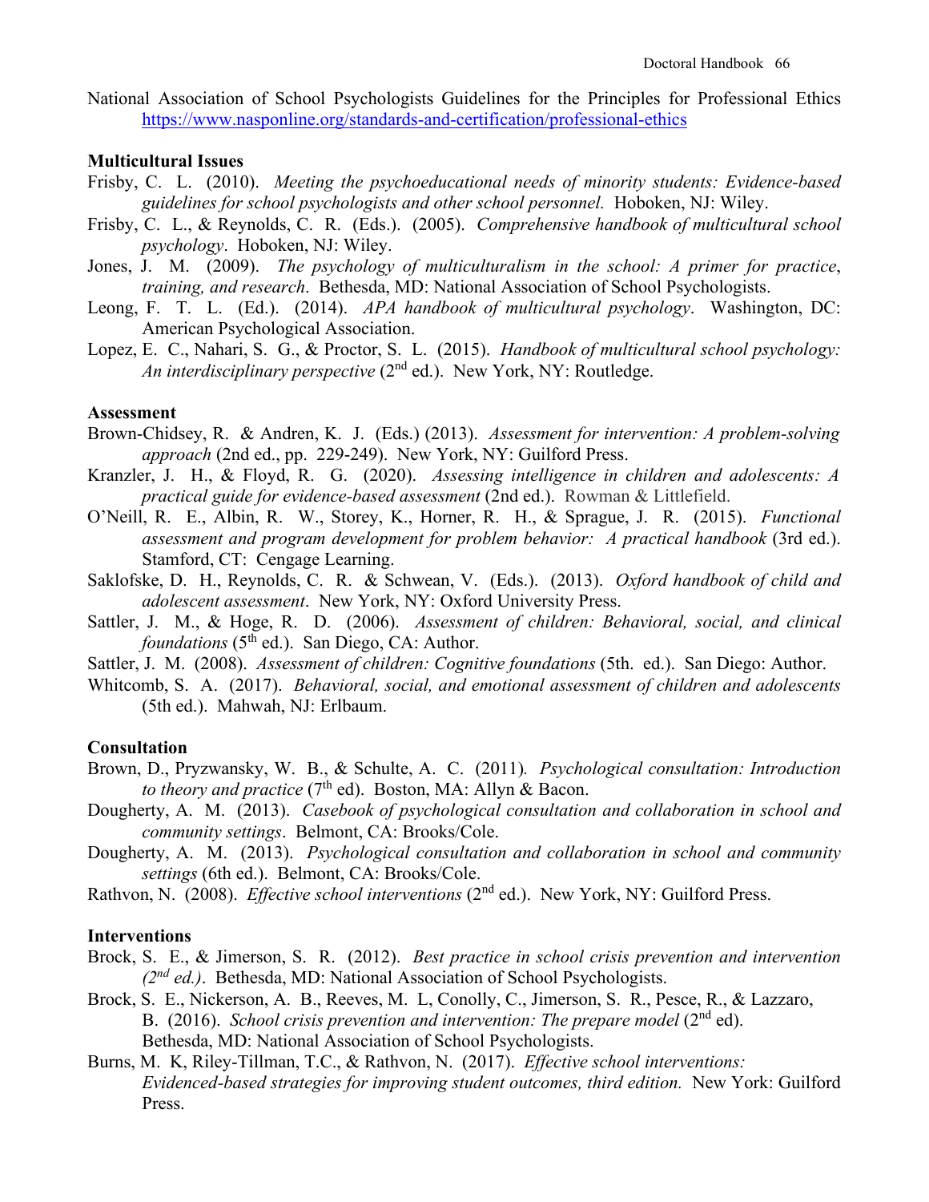National Association of School Psychologists Guidelines for the Principles for Professional Ethics https://www.nasponline.org/standards-and-certification/professional-ethics

**Multicultural Issues**

Frisby, C. L. (2010). *Meeting the psychoeducational needs of minority students: Evidence-based guidelines for school psychologists and other school personnel.* Hoboken, NJ: Wiley.

Frisby, C. L., & Reynolds, C. R. (Eds.). (2005). *Comprehensive handbook of multicultural school psychology*. Hoboken, NJ: Wiley.

Jones, J. M. (2009). *The psychology of multiculturalism in the school: A primer for practice, training, and research*. Bethesda, MD: National Association of School Psychologists.

Leong, F. T. L. (Ed.). (2014). *APA handbook of multicultural psychology*. Washington, DC: American Psychological Association.

Lopez, E. C., Nahari, S. G., & Proctor, S. L. (2015). *Handbook of multicultural school psychology: An interdisciplinary perspective* (2nd ed.). New York, NY: Routledge.

**Assessment**

Brown-Chidsey, R. & Andren, K. J. (Eds.) (2013). *Assessment for intervention: A problem-solving approach* (2nd ed., pp. 229-249). New York, NY: Guilford Press.

Kranzler, J. H., & Floyd, R. G. (2020). *Assessing intelligence in children and adolescents: A practical guide for evidence-based assessment* (2nd ed.). Rowman & Littlefield.

O'Neill, R. E., Albin, R. W., Storey, K., Horner, R. H., & Sprague, J. R. (2015). *Functional assessment and program development for problem behavior: A practical handbook* (3rd ed.). Stamford, CT: Cengage Learning.

Saklofske, D. H., Reynolds, C. R. & Schwean, V. (Eds.). (2013). *Oxford handbook of child and adolescent assessment*. New York, NY: Oxford University Press.

Sattler, J. M., & Hoge, R. D. (2006). *Assessment of children: Behavioral, social, and clinical foundations* (5th ed.). San Diego, CA: Author.

Sattler, J. M. (2008). *Assessment of children: Cognitive foundations* (5th. ed.). San Diego: Author.

Whitcomb, S. A. (2017). *Behavioral, social, and emotional assessment of children and adolescents* (5th ed.). Mahwah, NJ: Erlbaum.

**Consultation**

Brown, D., Pryzwansky, W. B., & Schulte, A. C. (2011). *Psychological consultation: Introduction to theory and practice* (7th ed). Boston, MA: Allyn & Bacon.

Dougherty, A. M. (2013). *Casebook of psychological consultation and collaboration in school and community settings*. Belmont, CA: Brooks/Cole.

Dougherty, A. M. (2013). *Psychological consultation and collaboration in school and community settings* (6th ed.). Belmont, CA: Brooks/Cole.

Rathvon, N. (2008). *Effective school interventions* (2nd ed.). New York, NY: Guilford Press.

**Interventions**

Brock, S. E., & Jimerson, S. R. (2012). *Best practice in school crisis prevention and intervention (2nd ed.)*. Bethesda, MD: National Association of School Psychologists.

Brock, S. E., Nickerson, A. B., Reeves, M. L, Conolly, C., Jimerson, S. R., Pesce, R., & Lazzaro, B. (2016). *School crisis prevention and intervention: The prepare model* (2nd ed). Bethesda, MD: National Association of School Psychologists.

Burns, M. K, Riley-Tillman, T.C., & Rathvon, N. (2017). *Effective school interventions: Evidenced-based strategies for improving student outcomes, third edition.* New York: Guilford Press.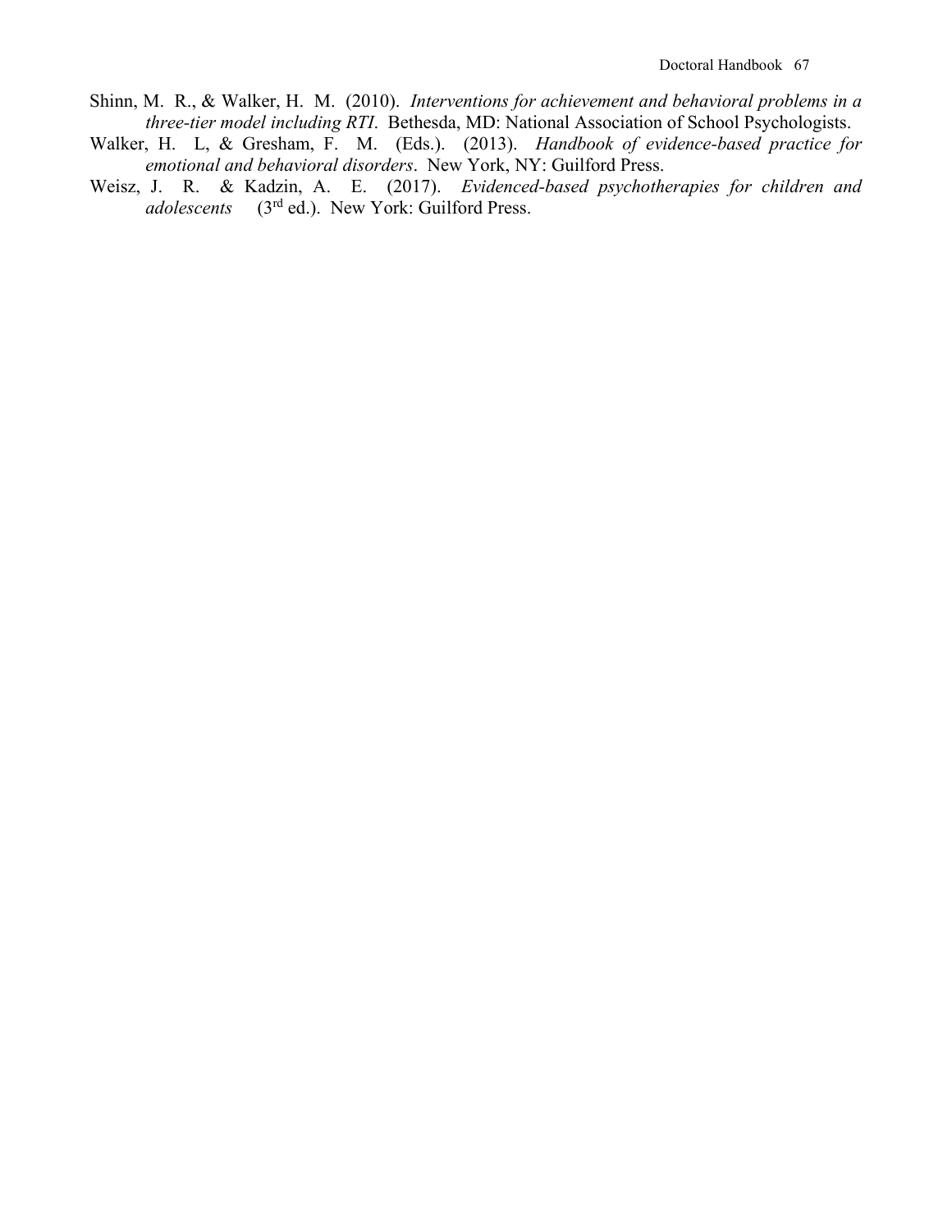Shinn, M. R., & Walker, H. M. (2010). *Interventions for achievement and behavioral problems in a three-tier model including RTI*. Bethesda, MD: National Association of School Psychologists.

Walker, H. L, & Gresham, F. M. (Eds.). (2013). *Handbook of evidence-based practice for emotional and behavioral disorders*. New York, NY: Guilford Press.

Weisz, J. R. & Kadzin, A. E. (2017). *Evidenced-based psychotherapies for children and adolescents* (3rd ed.). New York: Guilford Press.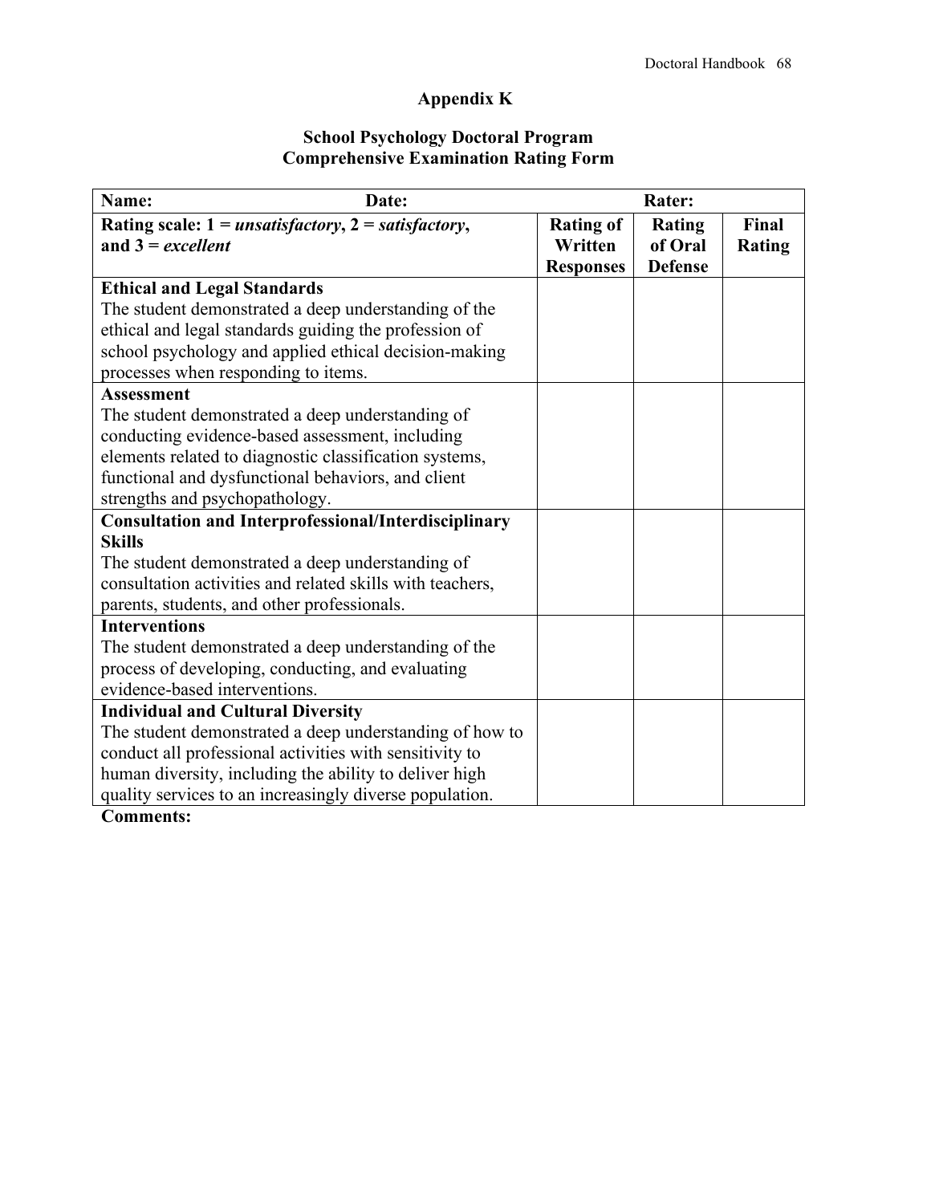# Appendix K

## School Psychology Doctoral Program
## Comprehensive Examination Rating Form

| Name: Date: Rater: | | | |
|---|---|---|---|
| **Rating scale: 1 = *unsatisfactory*, 2 = *satisfactory*, and 3 = *excellent*** | **Rating of Written Responses** | **Rating of Oral Defense** | **Final Rating** |
| **Ethical and Legal Standards** The student demonstrated a deep understanding of the ethical and legal standards guiding the profession of school psychology and applied ethical decision-making processes when responding to items. | | | |
| **Assessment** The student demonstrated a deep understanding of conducting evidence-based assessment, including elements related to diagnostic classification systems, functional and dysfunctional behaviors, and client strengths and psychopathology. | | | |
| **Consultation and Interprofessional/Interdisciplinary Skills** The student demonstrated a deep understanding of consultation activities and related skills with teachers, parents, students, and other professionals. | | | |
| **Interventions** The student demonstrated a deep understanding of the process of developing, conducting, and evaluating evidence-based interventions. | | | |
| **Individual and Cultural Diversity** The student demonstrated a deep understanding of how to conduct all professional activities with sensitivity to human diversity, including the ability to deliver high quality services to an increasingly diverse population. | | | |

**Comments:**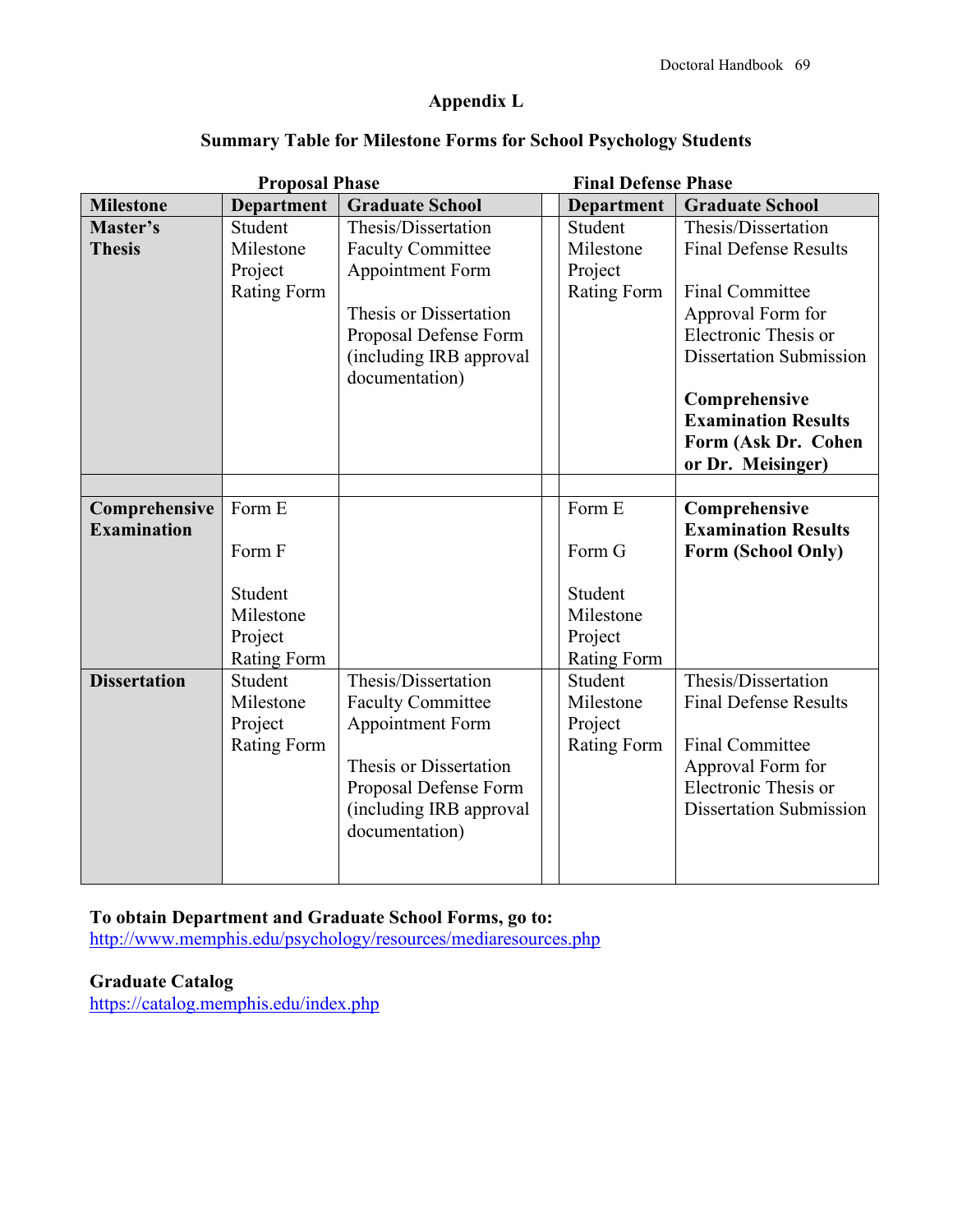# Appendix L

## Summary Table for Milestone Forms for School Psychology Students

| | Proposal Phase | | | Final Defense Phase | |
|---|---|---|---|---|---|
| **Milestone** | **Department** | **Graduate School** | | **Department** | **Graduate School** |
| **Master's Thesis** | Student Milestone Project Rating Form | Thesis/Dissertation Faculty Committee Appointment Form<br><br>Thesis or Dissertation Proposal Defense Form (including IRB approval documentation) | | Student Milestone Project Rating Form | Thesis/Dissertation Final Defense Results<br><br>Final Committee Approval Form for Electronic Thesis or Dissertation Submission<br><br>**Comprehensive Examination Results Form (Ask Dr. Cohen or Dr. Meisinger)** |
| | | | | | |
| **Comprehensive Examination** | Form E<br><br>Form F<br><br>Student Milestone Project Rating Form | | | Form E<br><br>Form G<br><br>Student Milestone Project Rating Form | **Comprehensive Examination Results Form (School Only)** |
| **Dissertation** | Student Milestone Project Rating Form | Thesis/Dissertation Faculty Committee Appointment Form<br><br>Thesis or Dissertation Proposal Defense Form (including IRB approval documentation) | | Student Milestone Project Rating Form | Thesis/Dissertation Final Defense Results<br><br>Final Committee Approval Form for Electronic Thesis or Dissertation Submission |

**To obtain Department and Graduate School Forms, go to:**
http://www.memphis.edu/psychology/resources/mediaresources.php

**Graduate Catalog**
https://catalog.memphis.edu/index.php